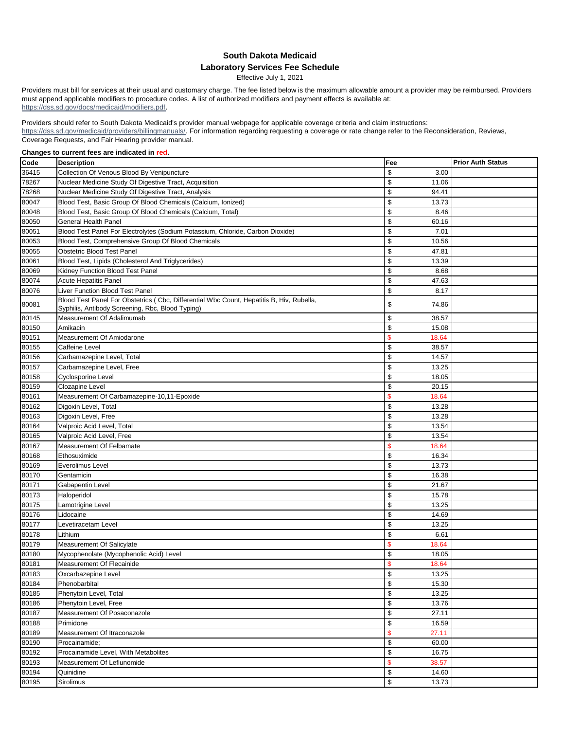# South Dakota Medicaid

## Laboratory Services Fee Schedule

Effective July 1, 2021

Providers must bill for services at their usual and customary charge. The fee listed below is the maximum allowable amount a provider may be reimbursed. Providers must append applicable modifiers to procedure codes. A list of authorized modifiers and payment effects is available at: https://dss.sd.gov/docs/medicaid/modifiers.pdf.

Providers should refer to South Dakota Medicaid's provider manual webpage for applicable coverage criteria and claim instructions: https://dss.sd.gov/medicaid/providers/billingmanuals/. For information regarding requesting a coverage or rate change refer to the Reconsideration, Reviews, Coverage Requests, and Fair Hearing provider manual.

**Changes to current fees are indicated in red.**

| Code | Description | Fee | Prior Auth Status |
|---|---|---|---|
| 36415 | Collection Of Venous Blood By Venipuncture | $ 3.00 | |
| 78267 | Nuclear Medicine Study Of Digestive Tract, Acquisition | $ 11.06 | |
| 78268 | Nuclear Medicine Study Of Digestive Tract, Analysis | $ 94.41 | |
| 80047 | Blood Test, Basic Group Of Blood Chemicals (Calcium, Ionized) | $ 13.73 | |
| 80048 | Blood Test, Basic Group Of Blood Chemicals (Calcium, Total) | $ 8.46 | |
| 80050 | General Health Panel | $ 60.16 | |
| 80051 | Blood Test Panel For Electrolytes (Sodium Potassium, Chloride, Carbon Dioxide) | $ 7.01 | |
| 80053 | Blood Test, Comprehensive Group Of Blood Chemicals | $ 10.56 | |
| 80055 | Obstetric Blood Test Panel | $ 47.81 | |
| 80061 | Blood Test, Lipids (Cholesterol And Triglycerides) | $ 13.39 | |
| 80069 | Kidney Function Blood Test Panel | $ 8.68 | |
| 80074 | Acute Hepatitis Panel | $ 47.63 | |
| 80076 | Liver Function Blood Test Panel | $ 8.17 | |
| 80081 | Blood Test Panel For Obstetrics ( Cbc, Differential Wbc Count, Hepatitis B, Hiv, Rubella, Syphilis, Antibody Screening, Rbc, Blood Typing) | $ 74.86 | |
| 80145 | Measurement Of Adalimumab | $ 38.57 | |
| 80150 | Amikacin | $ 15.08 | |
| 80151 | Measurement Of Amiodarone | $ 18.64 | |
| 80155 | Caffeine Level | $ 38.57 | |
| 80156 | Carbamazepine Level, Total | $ 14.57 | |
| 80157 | Carbamazepine Level, Free | $ 13.25 | |
| 80158 | Cyclosporine Level | $ 18.05 | |
| 80159 | Clozapine Level | $ 20.15 | |
| 80161 | Measurement Of Carbamazepine-10,11-Epoxide | $ 18.64 | |
| 80162 | Digoxin Level, Total | $ 13.28 | |
| 80163 | Digoxin Level, Free | $ 13.28 | |
| 80164 | Valproic Acid Level, Total | $ 13.54 | |
| 80165 | Valproic Acid Level, Free | $ 13.54 | |
| 80167 | Measurement Of Felbamate | $ 18.64 | |
| 80168 | Ethosuximide | $ 16.34 | |
| 80169 | Everolimus Level | $ 13.73 | |
| 80170 | Gentamicin | $ 16.38 | |
| 80171 | Gabapentin Level | $ 21.67 | |
| 80173 | Haloperidol | $ 15.78 | |
| 80175 | Lamotrigine Level | $ 13.25 | |
| 80176 | Lidocaine | $ 14.69 | |
| 80177 | Levetiracetam Level | $ 13.25 | |
| 80178 | Lithium | $ 6.61 | |
| 80179 | Measurement Of Salicylate | $ 18.64 | |
| 80180 | Mycophenolate (Mycophenolic Acid) Level | $ 18.05 | |
| 80181 | Measurement Of Flecainide | $ 18.64 | |
| 80183 | Oxcarbazepine Level | $ 13.25 | |
| 80184 | Phenobarbital | $ 15.30 | |
| 80185 | Phenytoin Level, Total | $ 13.25 | |
| 80186 | Phenytoin Level, Free | $ 13.76 | |
| 80187 | Measurement Of Posaconazole | $ 27.11 | |
| 80188 | Primidone | $ 16.59 | |
| 80189 | Measurement Of Itraconazole | $ 27.11 | |
| 80190 | Procainamide; | $ 60.00 | |
| 80192 | Procainamide Level, With Metabolites | $ 16.75 | |
| 80193 | Measurement Of Leflunomide | $ 38.57 | |
| 80194 | Quinidine | $ 14.60 | |
| 80195 | Sirolimus | $ 13.73 | |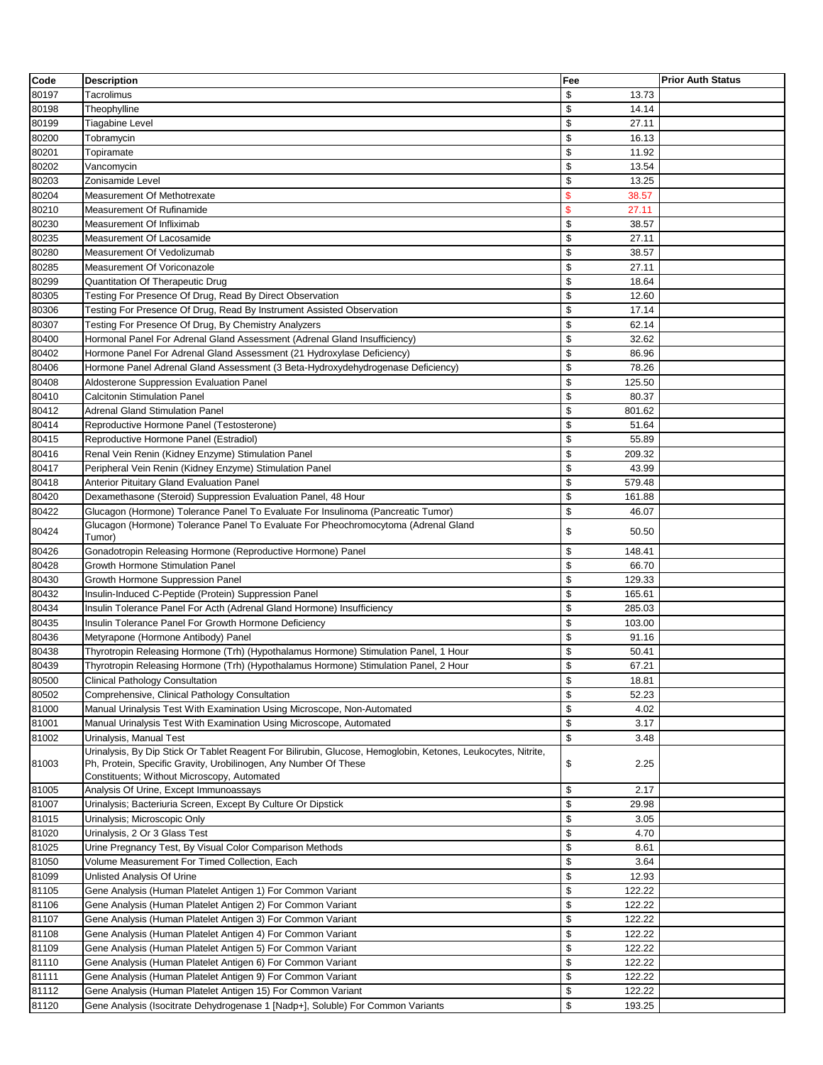| Code | Description | Fee | Prior Auth Status |
|---|---|---|---|
| 80197 | Tacrolimus | $ 13.73 | |
| 80198 | Theophylline | $ 14.14 | |
| 80199 | Tiagabine Level | $ 27.11 | |
| 80200 | Tobramycin | $ 16.13 | |
| 80201 | Topiramate | $ 11.92 | |
| 80202 | Vancomycin | $ 13.54 | |
| 80203 | Zonisamide Level | $ 13.25 | |
| 80204 | Measurement Of Methotrexate | $ 38.57 | |
| 80210 | Measurement Of Rufinamide | $ 27.11 | |
| 80230 | Measurement Of Infliximab | $ 38.57 | |
| 80235 | Measurement Of Lacosamide | $ 27.11 | |
| 80280 | Measurement Of Vedolizumab | $ 38.57 | |
| 80285 | Measurement Of Voriconazole | $ 27.11 | |
| 80299 | Quantitation Of Therapeutic Drug | $ 18.64 | |
| 80305 | Testing For Presence Of Drug, Read By Direct Observation | $ 12.60 | |
| 80306 | Testing For Presence Of Drug, Read By Instrument Assisted Observation | $ 17.14 | |
| 80307 | Testing For Presence Of Drug, By Chemistry Analyzers | $ 62.14 | |
| 80400 | Hormonal Panel For Adrenal Gland Assessment (Adrenal Gland Insufficiency) | $ 32.62 | |
| 80402 | Hormone Panel For Adrenal Gland Assessment (21 Hydroxylase Deficiency) | $ 86.96 | |
| 80406 | Hormone Panel Adrenal Gland Assessment (3 Beta-Hydroxydehydrogenase Deficiency) | $ 78.26 | |
| 80408 | Aldosterone Suppression Evaluation Panel | $ 125.50 | |
| 80410 | Calcitonin Stimulation Panel | $ 80.37 | |
| 80412 | Adrenal Gland Stimulation Panel | $ 801.62 | |
| 80414 | Reproductive Hormone Panel (Testosterone) | $ 51.64 | |
| 80415 | Reproductive Hormone Panel (Estradiol) | $ 55.89 | |
| 80416 | Renal Vein Renin (Kidney Enzyme) Stimulation Panel | $ 209.32 | |
| 80417 | Peripheral Vein Renin (Kidney Enzyme) Stimulation Panel | $ 43.99 | |
| 80418 | Anterior Pituitary Gland Evaluation Panel | $ 579.48 | |
| 80420 | Dexamethasone (Steroid) Suppression Evaluation Panel, 48 Hour | $ 161.88 | |
| 80422 | Glucagon (Hormone) Tolerance Panel To Evaluate For Insulinoma (Pancreatic Tumor) | $ 46.07 | |
| 80424 | Glucagon (Hormone) Tolerance Panel To Evaluate For Pheochromocytoma (Adrenal Gland Tumor) | $ 50.50 | |
| 80426 | Gonadotropin Releasing Hormone (Reproductive Hormone) Panel | $ 148.41 | |
| 80428 | Growth Hormone Stimulation Panel | $ 66.70 | |
| 80430 | Growth Hormone Suppression Panel | $ 129.33 | |
| 80432 | Insulin-Induced C-Peptide (Protein) Suppression Panel | $ 165.61 | |
| 80434 | Insulin Tolerance Panel For Acth (Adrenal Gland Hormone) Insufficiency | $ 285.03 | |
| 80435 | Insulin Tolerance Panel For Growth Hormone Deficiency | $ 103.00 | |
| 80436 | Metyrapone (Hormone Antibody) Panel | $ 91.16 | |
| 80438 | Thyrotropin Releasing Hormone (Trh) (Hypothalamus Hormone) Stimulation Panel, 1 Hour | $ 50.41 | |
| 80439 | Thyrotropin Releasing Hormone (Trh) (Hypothalamus Hormone) Stimulation Panel, 2 Hour | $ 67.21 | |
| 80500 | Clinical Pathology Consultation | $ 18.81 | |
| 80502 | Comprehensive, Clinical Pathology Consultation | $ 52.23 | |
| 81000 | Manual Urinalysis Test With Examination Using Microscope, Non-Automated | $ 4.02 | |
| 81001 | Manual Urinalysis Test With Examination Using Microscope, Automated | $ 3.17 | |
| 81002 | Urinalysis, Manual Test | $ 3.48 | |
| 81003 | Urinalysis, By Dip Stick Or Tablet Reagent For Bilirubin, Glucose, Hemoglobin, Ketones, Leukocytes, Nitrite, Ph, Protein, Specific Gravity, Urobilinogen, Any Number Of These Constituents; Without Microscopy, Automated | $ 2.25 | |
| 81005 | Analysis Of Urine, Except Immunoassays | $ 2.17 | |
| 81007 | Urinalysis; Bacteriuria Screen, Except By Culture Or Dipstick | $ 29.98 | |
| 81015 | Urinalysis; Microscopic Only | $ 3.05 | |
| 81020 | Urinalysis, 2 Or 3 Glass Test | $ 4.70 | |
| 81025 | Urine Pregnancy Test, By Visual Color Comparison Methods | $ 8.61 | |
| 81050 | Volume Measurement For Timed Collection, Each | $ 3.64 | |
| 81099 | Unlisted Analysis Of Urine | $ 12.93 | |
| 81105 | Gene Analysis (Human Platelet Antigen 1) For Common Variant | $ 122.22 | |
| 81106 | Gene Analysis (Human Platelet Antigen 2) For Common Variant | $ 122.22 | |
| 81107 | Gene Analysis (Human Platelet Antigen 3) For Common Variant | $ 122.22 | |
| 81108 | Gene Analysis (Human Platelet Antigen 4) For Common Variant | $ 122.22 | |
| 81109 | Gene Analysis (Human Platelet Antigen 5) For Common Variant | $ 122.22 | |
| 81110 | Gene Analysis (Human Platelet Antigen 6) For Common Variant | $ 122.22 | |
| 81111 | Gene Analysis (Human Platelet Antigen 9) For Common Variant | $ 122.22 | |
| 81112 | Gene Analysis (Human Platelet Antigen 15) For Common Variant | $ 122.22 | |
| 81120 | Gene Analysis (Isocitrate Dehydrogenase 1 [Nadp+], Soluble) For Common Variants | $ 193.25 | |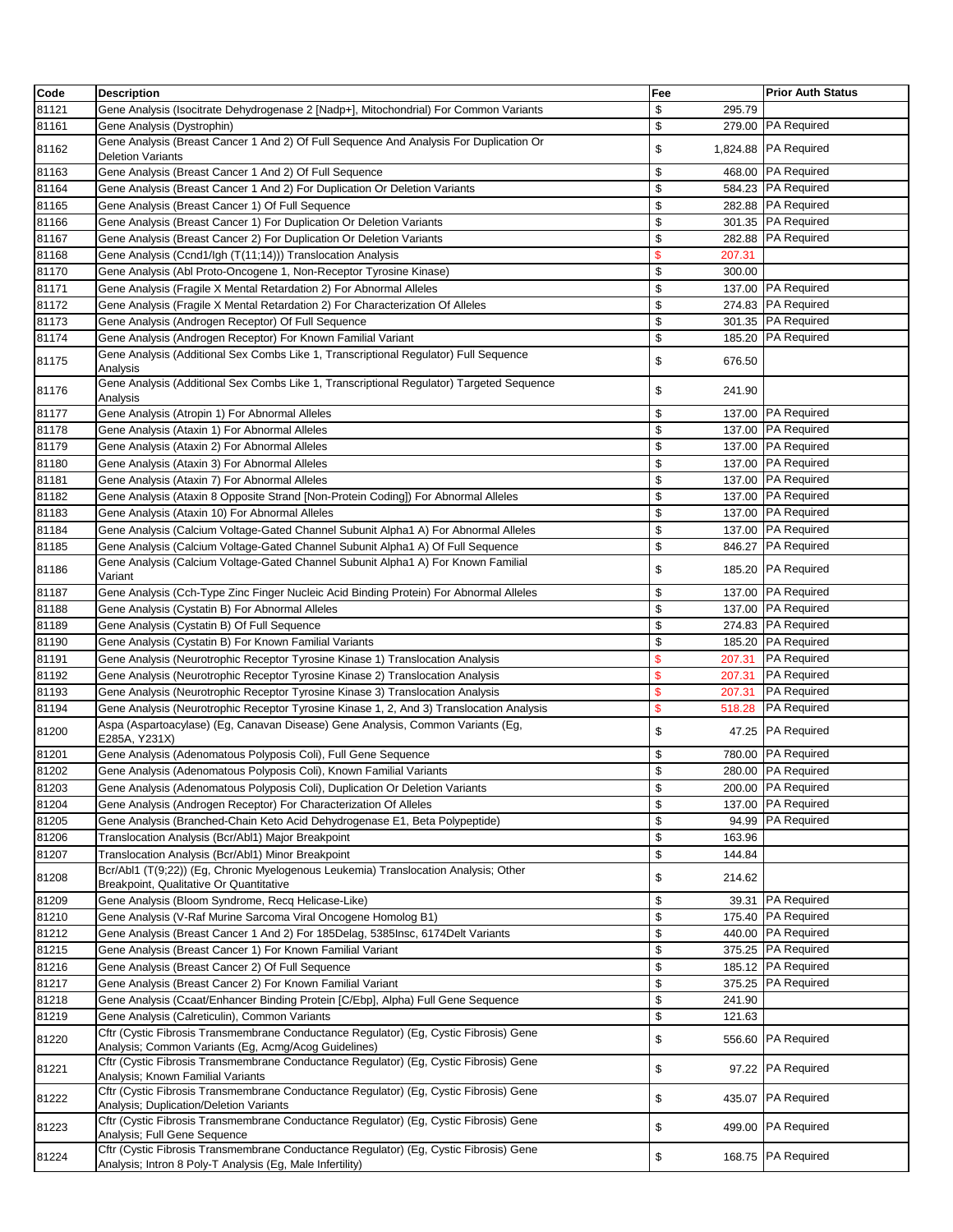| Code | Description | Fee | Prior Auth Status |
|---|---|---|---|
| 81121 | Gene Analysis (Isocitrate Dehydrogenase 2 [Nadp+], Mitochondrial) For Common Variants | $ 295.79 | |
| 81161 | Gene Analysis (Dystrophin) | $ 279.00 | PA Required |
| 81162 | Gene Analysis (Breast Cancer 1 And 2) Of Full Sequence And Analysis For Duplication Or Deletion Variants | $ 1,824.88 | PA Required |
| 81163 | Gene Analysis (Breast Cancer 1 And 2) Of Full Sequence | $ 468.00 | PA Required |
| 81164 | Gene Analysis (Breast Cancer 1 And 2) For Duplication Or Deletion Variants | $ 584.23 | PA Required |
| 81165 | Gene Analysis (Breast Cancer 1) Of Full Sequence | $ 282.88 | PA Required |
| 81166 | Gene Analysis (Breast Cancer 1) For Duplication Or Deletion Variants | $ 301.35 | PA Required |
| 81167 | Gene Analysis (Breast Cancer 2) For Duplication Or Deletion Variants | $ 282.88 | PA Required |
| 81168 | Gene Analysis (Ccnd1/Igh (T(11;14))) Translocation Analysis | $ 207.31 | |
| 81170 | Gene Analysis (Abl Proto-Oncogene 1, Non-Receptor Tyrosine Kinase) | $ 300.00 | |
| 81171 | Gene Analysis (Fragile X Mental Retardation 2) For Abnormal Alleles | $ 137.00 | PA Required |
| 81172 | Gene Analysis (Fragile X Mental Retardation 2) For Characterization Of Alleles | $ 274.83 | PA Required |
| 81173 | Gene Analysis (Androgen Receptor) Of Full Sequence | $ 301.35 | PA Required |
| 81174 | Gene Analysis (Androgen Receptor) For Known Familial Variant | $ 185.20 | PA Required |
| 81175 | Gene Analysis (Additional Sex Combs Like 1, Transcriptional Regulator) Full Sequence Analysis | $ 676.50 | |
| 81176 | Gene Analysis (Additional Sex Combs Like 1, Transcriptional Regulator) Targeted Sequence Analysis | $ 241.90 | |
| 81177 | Gene Analysis (Atropin 1) For Abnormal Alleles | $ 137.00 | PA Required |
| 81178 | Gene Analysis (Ataxin 1) For Abnormal Alleles | $ 137.00 | PA Required |
| 81179 | Gene Analysis (Ataxin 2) For Abnormal Alleles | $ 137.00 | PA Required |
| 81180 | Gene Analysis (Ataxin 3) For Abnormal Alleles | $ 137.00 | PA Required |
| 81181 | Gene Analysis (Ataxin 7) For Abnormal Alleles | $ 137.00 | PA Required |
| 81182 | Gene Analysis (Ataxin 8 Opposite Strand [Non-Protein Coding]) For Abnormal Alleles | $ 137.00 | PA Required |
| 81183 | Gene Analysis (Ataxin 10) For Abnormal Alleles | $ 137.00 | PA Required |
| 81184 | Gene Analysis (Calcium Voltage-Gated Channel Subunit Alpha1 A) For Abnormal Alleles | $ 137.00 | PA Required |
| 81185 | Gene Analysis (Calcium Voltage-Gated Channel Subunit Alpha1 A) Of Full Sequence | $ 846.27 | PA Required |
| 81186 | Gene Analysis (Calcium Voltage-Gated Channel Subunit Alpha1 A) For Known Familial Variant | $ 185.20 | PA Required |
| 81187 | Gene Analysis (Cch-Type Zinc Finger Nucleic Acid Binding Protein) For Abnormal Alleles | $ 137.00 | PA Required |
| 81188 | Gene Analysis (Cystatin B) For Abnormal Alleles | $ 137.00 | PA Required |
| 81189 | Gene Analysis (Cystatin B) Of Full Sequence | $ 274.83 | PA Required |
| 81190 | Gene Analysis (Cystatin B) For Known Familial Variants | $ 185.20 | PA Required |
| 81191 | Gene Analysis (Neurotrophic Receptor Tyrosine Kinase 1) Translocation Analysis | $ 207.31 | PA Required |
| 81192 | Gene Analysis (Neurotrophic Receptor Tyrosine Kinase 2) Translocation Analysis | $ 207.31 | PA Required |
| 81193 | Gene Analysis (Neurotrophic Receptor Tyrosine Kinase 3) Translocation Analysis | $ 207.31 | PA Required |
| 81194 | Gene Analysis (Neurotrophic Receptor Tyrosine Kinase 1, 2, And 3) Translocation Analysis | $ 518.28 | PA Required |
| 81200 | Aspa (Aspartoacylase) (Eg, Canavan Disease) Gene Analysis, Common Variants (Eg, E285A, Y231X) | $ 47.25 | PA Required |
| 81201 | Gene Analysis (Adenomatous Polyposis Coli), Full Gene Sequence | $ 780.00 | PA Required |
| 81202 | Gene Analysis (Adenomatous Polyposis Coli), Known Familial Variants | $ 280.00 | PA Required |
| 81203 | Gene Analysis (Adenomatous Polyposis Coli), Duplication Or Deletion Variants | $ 200.00 | PA Required |
| 81204 | Gene Analysis (Androgen Receptor) For Characterization Of Alleles | $ 137.00 | PA Required |
| 81205 | Gene Analysis (Branched-Chain Keto Acid Dehydrogenase E1, Beta Polypeptide) | $ 94.99 | PA Required |
| 81206 | Translocation Analysis (Bcr/Abl1) Major Breakpoint | $ 163.96 | |
| 81207 | Translocation Analysis (Bcr/Abl1) Minor Breakpoint | $ 144.84 | |
| 81208 | Bcr/Abl1 (T(9;22)) (Eg, Chronic Myelogenous Leukemia) Translocation Analysis; Other Breakpoint, Qualitative Or Quantitative | $ 214.62 | |
| 81209 | Gene Analysis (Bloom Syndrome, Recq Helicase-Like) | $ 39.31 | PA Required |
| 81210 | Gene Analysis (V-Raf Murine Sarcoma Viral Oncogene Homolog B1) | $ 175.40 | PA Required |
| 81212 | Gene Analysis (Breast Cancer 1 And 2) For 185Delag, 5385Insc, 6174Delt Variants | $ 440.00 | PA Required |
| 81215 | Gene Analysis (Breast Cancer 1) For Known Familial Variant | $ 375.25 | PA Required |
| 81216 | Gene Analysis (Breast Cancer 2) Of Full Sequence | $ 185.12 | PA Required |
| 81217 | Gene Analysis (Breast Cancer 2) For Known Familial Variant | $ 375.25 | PA Required |
| 81218 | Gene Analysis (Ccaat/Enhancer Binding Protein [C/Ebp], Alpha) Full Gene Sequence | $ 241.90 | |
| 81219 | Gene Analysis (Calreticulin), Common Variants | $ 121.63 | |
| 81220 | Cftr (Cystic Fibrosis Transmembrane Conductance Regulator) (Eg, Cystic Fibrosis) Gene Analysis; Common Variants (Eg, Acmg/Acog Guidelines) | $ 556.60 | PA Required |
| 81221 | Cftr (Cystic Fibrosis Transmembrane Conductance Regulator) (Eg, Cystic Fibrosis) Gene Analysis; Known Familial Variants | $ 97.22 | PA Required |
| 81222 | Cftr (Cystic Fibrosis Transmembrane Conductance Regulator) (Eg, Cystic Fibrosis) Gene Analysis; Duplication/Deletion Variants | $ 435.07 | PA Required |
| 81223 | Cftr (Cystic Fibrosis Transmembrane Conductance Regulator) (Eg, Cystic Fibrosis) Gene Analysis; Full Gene Sequence | $ 499.00 | PA Required |
| 81224 | Cftr (Cystic Fibrosis Transmembrane Conductance Regulator) (Eg, Cystic Fibrosis) Gene Analysis; Intron 8 Poly-T Analysis (Eg, Male Infertility) | $ 168.75 | PA Required |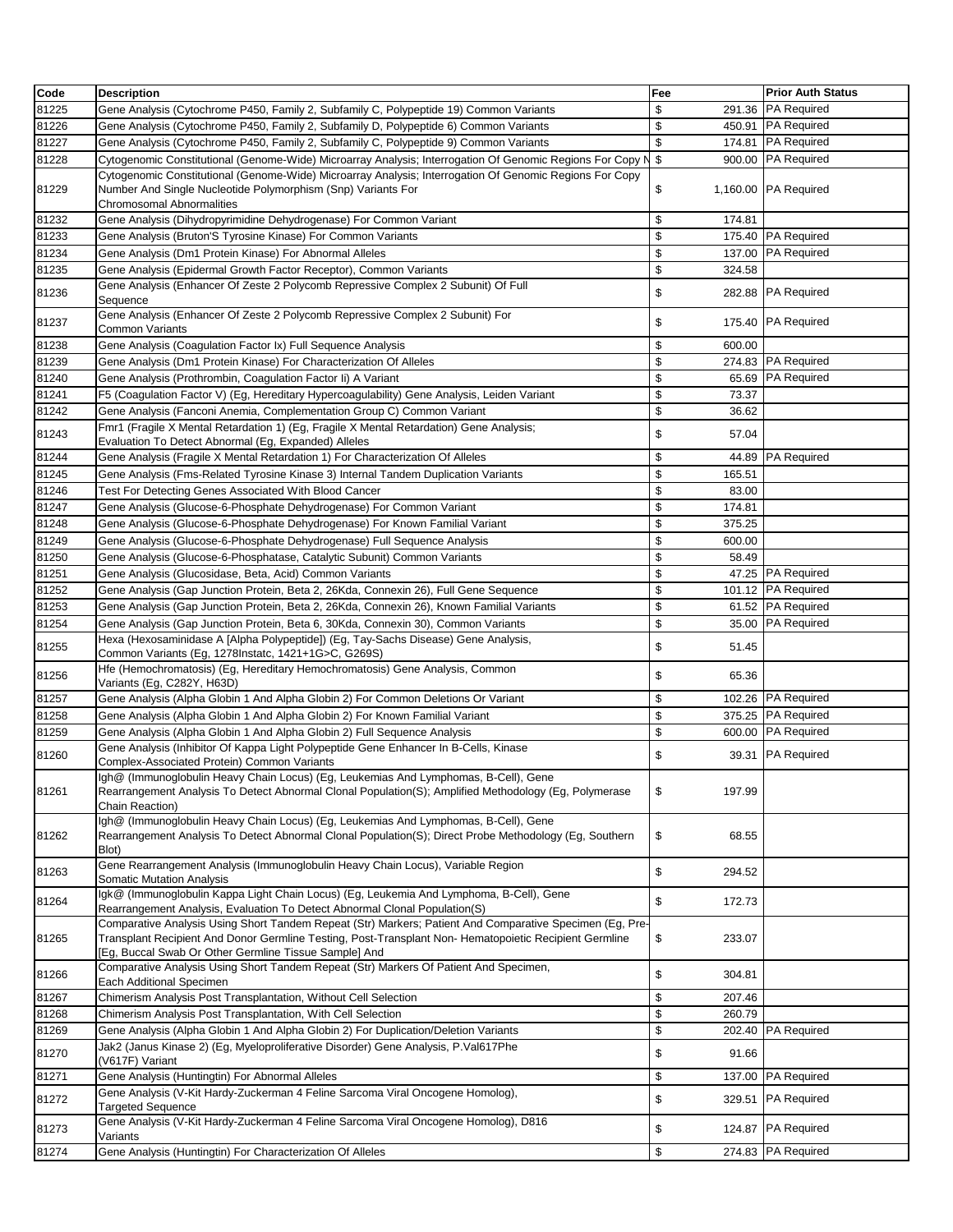| Code | Description | Fee | Prior Auth Status |
| --- | --- | --- | --- |
| 81225 | Gene Analysis (Cytochrome P450, Family 2, Subfamily C, Polypeptide 19) Common Variants | $ 291.36 | PA Required |
| 81226 | Gene Analysis (Cytochrome P450, Family 2, Subfamily D, Polypeptide 6) Common Variants | $ 450.91 | PA Required |
| 81227 | Gene Analysis (Cytochrome P450, Family 2, Subfamily C, Polypeptide 9) Common Variants | $ 174.81 | PA Required |
| 81228 | Cytogenomic Constitutional (Genome-Wide) Microarray Analysis; Interrogation Of Genomic Regions For Copy N | $ 900.00 | PA Required |
| 81229 | Cytogenomic Constitutional (Genome-Wide) Microarray Analysis; Interrogation Of Genomic Regions For Copy Number And Single Nucleotide Polymorphism (Snp) Variants For Chromosomal Abnormalities | $ 1,160.00 | PA Required |
| 81232 | Gene Analysis (Dihydropyrimidine Dehydrogenase) For Common Variant | $ 174.81 | |
| 81233 | Gene Analysis (Bruton'S Tyrosine Kinase) For Common Variants | $ 175.40 | PA Required |
| 81234 | Gene Analysis (Dm1 Protein Kinase) For Abnormal Alleles | $ 137.00 | PA Required |
| 81235 | Gene Analysis (Epidermal Growth Factor Receptor), Common Variants | $ 324.58 | |
| 81236 | Gene Analysis (Enhancer Of Zeste 2 Polycomb Repressive Complex 2 Subunit) Of Full Sequence | $ 282.88 | PA Required |
| 81237 | Gene Analysis (Enhancer Of Zeste 2 Polycomb Repressive Complex 2 Subunit) For Common Variants | $ 175.40 | PA Required |
| 81238 | Gene Analysis (Coagulation Factor Ix) Full Sequence Analysis | $ 600.00 | |
| 81239 | Gene Analysis (Dm1 Protein Kinase) For Characterization Of Alleles | $ 274.83 | PA Required |
| 81240 | Gene Analysis (Prothrombin, Coagulation Factor Ii) A Variant | $ 65.69 | PA Required |
| 81241 | F5 (Coagulation Factor V) (Eg, Hereditary Hypercoagulability) Gene Analysis, Leiden Variant | $ 73.37 | |
| 81242 | Gene Analysis (Fanconi Anemia, Complementation Group C) Common Variant | $ 36.62 | |
| 81243 | Fmr1 (Fragile X Mental Retardation 1) (Eg, Fragile X Mental Retardation) Gene Analysis; Evaluation To Detect Abnormal (Eg, Expanded) Alleles | $ 57.04 | |
| 81244 | Gene Analysis (Fragile X Mental Retardation 1) For Characterization Of Alleles | $ 44.89 | PA Required |
| 81245 | Gene Analysis (Fms-Related Tyrosine Kinase 3) Internal Tandem Duplication Variants | $ 165.51 | |
| 81246 | Test For Detecting Genes Associated With Blood Cancer | $ 83.00 | |
| 81247 | Gene Analysis (Glucose-6-Phosphate Dehydrogenase) For Common Variant | $ 174.81 | |
| 81248 | Gene Analysis (Glucose-6-Phosphate Dehydrogenase) For Known Familial Variant | $ 375.25 | |
| 81249 | Gene Analysis (Glucose-6-Phosphate Dehydrogenase) Full Sequence Analysis | $ 600.00 | |
| 81250 | Gene Analysis (Glucose-6-Phosphatase, Catalytic Subunit) Common Variants | $ 58.49 | |
| 81251 | Gene Analysis (Glucosidase, Beta, Acid) Common Variants | $ 47.25 | PA Required |
| 81252 | Gene Analysis (Gap Junction Protein, Beta 2, 26Kda, Connexin 26), Full Gene Sequence | $ 101.12 | PA Required |
| 81253 | Gene Analysis (Gap Junction Protein, Beta 2, 26Kda, Connexin 26), Known Familial Variants | $ 61.52 | PA Required |
| 81254 | Gene Analysis (Gap Junction Protein, Beta 6, 30Kda, Connexin 30), Common Variants | $ 35.00 | PA Required |
| 81255 | Hexa (Hexosaminidase A [Alpha Polypeptide]) (Eg, Tay-Sachs Disease) Gene Analysis, Common Variants (Eg, 1278Instatc, 1421+1G>C, G269S) | $ 51.45 | |
| 81256 | Hfe (Hemochromatosis) (Eg, Hereditary Hemochromatosis) Gene Analysis, Common Variants (Eg, C282Y, H63D) | $ 65.36 | |
| 81257 | Gene Analysis (Alpha Globin 1 And Alpha Globin 2) For Common Deletions Or Variant | $ 102.26 | PA Required |
| 81258 | Gene Analysis (Alpha Globin 1 And Alpha Globin 2) For Known Familial Variant | $ 375.25 | PA Required |
| 81259 | Gene Analysis (Alpha Globin 1 And Alpha Globin 2) Full Sequence Analysis | $ 600.00 | PA Required |
| 81260 | Gene Analysis (Inhibitor Of Kappa Light Polypeptide Gene Enhancer In B-Cells, Kinase Complex-Associated Protein) Common Variants | $ 39.31 | PA Required |
| 81261 | Igh@ (Immunoglobulin Heavy Chain Locus) (Eg, Leukemias And Lymphomas, B-Cell), Gene Rearrangement Analysis To Detect Abnormal Clonal Population(S); Amplified Methodology (Eg, Polymerase Chain Reaction) | $ 197.99 | |
| 81262 | Igh@ (Immunoglobulin Heavy Chain Locus) (Eg, Leukemias And Lymphomas, B-Cell), Gene Rearrangement Analysis To Detect Abnormal Clonal Population(S); Direct Probe Methodology (Eg, Southern Blot) | $ 68.55 | |
| 81263 | Gene Rearrangement Analysis (Immunoglobulin Heavy Chain Locus), Variable Region Somatic Mutation Analysis | $ 294.52 | |
| 81264 | Igk@ (Immunoglobulin Kappa Light Chain Locus) (Eg, Leukemia And Lymphoma, B-Cell), Gene Rearrangement Analysis, Evaluation To Detect Abnormal Clonal Population(S) | $ 172.73 | |
| 81265 | Comparative Analysis Using Short Tandem Repeat (Str) Markers; Patient And Comparative Specimen (Eg, Pre-Transplant Recipient And Donor Germline Testing, Post-Transplant Non- Hematopoietic Recipient Germline [Eg, Buccal Swab Or Other Germline Tissue Sample] And | $ 233.07 | |
| 81266 | Comparative Analysis Using Short Tandem Repeat (Str) Markers Of Patient And Specimen, Each Additional Specimen | $ 304.81 | |
| 81267 | Chimerism Analysis Post Transplantation, Without Cell Selection | $ 207.46 | |
| 81268 | Chimerism Analysis Post Transplantation, With Cell Selection | $ 260.79 | |
| 81269 | Gene Analysis (Alpha Globin 1 And Alpha Globin 2) For Duplication/Deletion Variants | $ 202.40 | PA Required |
| 81270 | Jak2 (Janus Kinase 2) (Eg, Myeloproliferative Disorder) Gene Analysis, P.Val617Phe (V617F) Variant | $ 91.66 | |
| 81271 | Gene Analysis (Huntingtin) For Abnormal Alleles | $ 137.00 | PA Required |
| 81272 | Gene Analysis (V-Kit Hardy-Zuckerman 4 Feline Sarcoma Viral Oncogene Homolog), Targeted Sequence | $ 329.51 | PA Required |
| 81273 | Gene Analysis (V-Kit Hardy-Zuckerman 4 Feline Sarcoma Viral Oncogene Homolog), D816 Variants | $ 124.87 | PA Required |
| 81274 | Gene Analysis (Huntingtin) For Characterization Of Alleles | $ 274.83 | PA Required |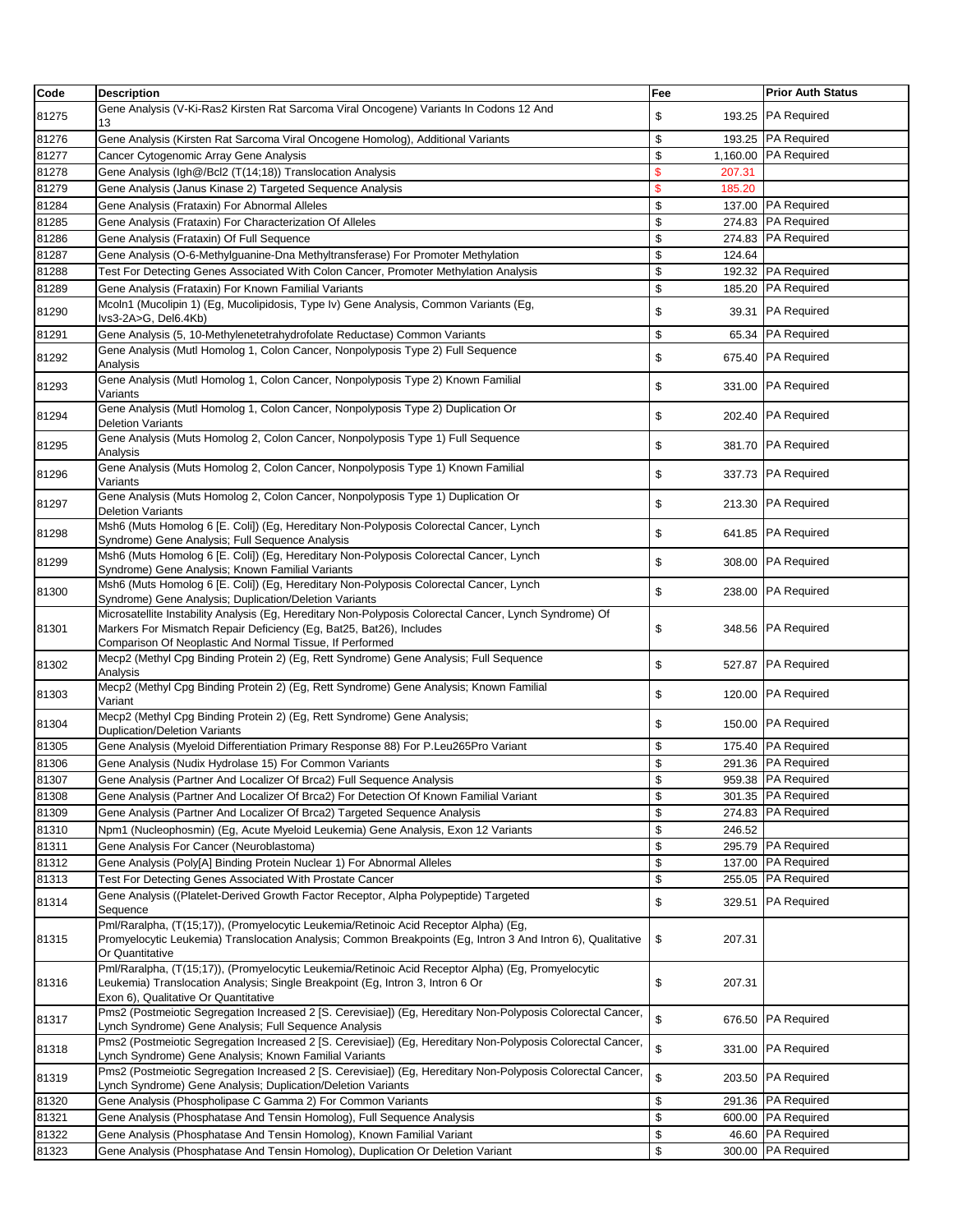| Code | Description | Fee | Prior Auth Status |
|---|---|---|---|
| 81275 | Gene Analysis (V-Ki-Ras2 Kirsten Rat Sarcoma Viral Oncogene) Variants In Codons 12 And 13 | $ 193.25 | PA Required |
| 81276 | Gene Analysis (Kirsten Rat Sarcoma Viral Oncogene Homolog), Additional Variants | $ 193.25 | PA Required |
| 81277 | Cancer Cytogenomic Array Gene Analysis | $ 1,160.00 | PA Required |
| 81278 | Gene Analysis (Igh@/Bcl2 (T(14;18)) Translocation Analysis | $ 207.31 | |
| 81279 | Gene Analysis (Janus Kinase 2) Targeted Sequence Analysis | $ 185.20 | |
| 81284 | Gene Analysis (Frataxin) For Abnormal Alleles | $ 137.00 | PA Required |
| 81285 | Gene Analysis (Frataxin) For Characterization Of Alleles | $ 274.83 | PA Required |
| 81286 | Gene Analysis (Frataxin) Of Full Sequence | $ 274.83 | PA Required |
| 81287 | Gene Analysis (O-6-Methylguanine-Dna Methyltransferase) For Promoter Methylation | $ 124.64 | |
| 81288 | Test For Detecting Genes Associated With Colon Cancer, Promoter Methylation Analysis | $ 192.32 | PA Required |
| 81289 | Gene Analysis (Frataxin) For Known Familial Variants | $ 185.20 | PA Required |
| 81290 | Mcoln1 (Mucolipin 1) (Eg, Mucolipidosis, Type Iv) Gene Analysis, Common Variants (Eg, Ivs3-2A>G, Del6.4Kb) | $ 39.31 | PA Required |
| 81291 | Gene Analysis (5, 10-Methylenetetrahydrofolate Reductase) Common Variants | $ 65.34 | PA Required |
| 81292 | Gene Analysis (Mutl Homolog 1, Colon Cancer, Nonpolyposis Type 2) Full Sequence Analysis | $ 675.40 | PA Required |
| 81293 | Gene Analysis (Mutl Homolog 1, Colon Cancer, Nonpolyposis Type 2) Known Familial Variants | $ 331.00 | PA Required |
| 81294 | Gene Analysis (Mutl Homolog 1, Colon Cancer, Nonpolyposis Type 2) Duplication Or Deletion Variants | $ 202.40 | PA Required |
| 81295 | Gene Analysis (Muts Homolog 2, Colon Cancer, Nonpolyposis Type 1) Full Sequence Analysis | $ 381.70 | PA Required |
| 81296 | Gene Analysis (Muts Homolog 2, Colon Cancer, Nonpolyposis Type 1) Known Familial Variants | $ 337.73 | PA Required |
| 81297 | Gene Analysis (Muts Homolog 2, Colon Cancer, Nonpolyposis Type 1) Duplication Or Deletion Variants | $ 213.30 | PA Required |
| 81298 | Msh6 (Muts Homolog 6 [E. Coli]) (Eg, Hereditary Non-Polyposis Colorectal Cancer, Lynch Syndrome) Gene Analysis; Full Sequence Analysis | $ 641.85 | PA Required |
| 81299 | Msh6 (Muts Homolog 6 [E. Coli]) (Eg, Hereditary Non-Polyposis Colorectal Cancer, Lynch Syndrome) Gene Analysis; Known Familial Variants | $ 308.00 | PA Required |
| 81300 | Msh6 (Muts Homolog 6 [E. Coli]) (Eg, Hereditary Non-Polyposis Colorectal Cancer, Lynch Syndrome) Gene Analysis; Duplication/Deletion Variants | $ 238.00 | PA Required |
| 81301 | Microsatellite Instability Analysis (Eg, Hereditary Non-Polyposis Colorectal Cancer, Lynch Syndrome) Of Markers For Mismatch Repair Deficiency (Eg, Bat25, Bat26), Includes Comparison Of Neoplastic And Normal Tissue, If Performed | $ 348.56 | PA Required |
| 81302 | Mecp2 (Methyl Cpg Binding Protein 2) (Eg, Rett Syndrome) Gene Analysis; Full Sequence Analysis | $ 527.87 | PA Required |
| 81303 | Mecp2 (Methyl Cpg Binding Protein 2) (Eg, Rett Syndrome) Gene Analysis; Known Familial Variant | $ 120.00 | PA Required |
| 81304 | Mecp2 (Methyl Cpg Binding Protein 2) (Eg, Rett Syndrome) Gene Analysis; Duplication/Deletion Variants | $ 150.00 | PA Required |
| 81305 | Gene Analysis (Myeloid Differentiation Primary Response 88) For P.Leu265Pro Variant | $ 175.40 | PA Required |
| 81306 | Gene Analysis (Nudix Hydrolase 15) For Common Variants | $ 291.36 | PA Required |
| 81307 | Gene Analysis (Partner And Localizer Of Brca2) Full Sequence Analysis | $ 959.38 | PA Required |
| 81308 | Gene Analysis (Partner And Localizer Of Brca2) For Detection Of Known Familial Variant | $ 301.35 | PA Required |
| 81309 | Gene Analysis (Partner And Localizer Of Brca2) Targeted Sequence Analysis | $ 274.83 | PA Required |
| 81310 | Npm1 (Nucleophosmin) (Eg, Acute Myeloid Leukemia) Gene Analysis, Exon 12 Variants | $ 246.52 | |
| 81311 | Gene Analysis For Cancer (Neuroblastoma) | $ 295.79 | PA Required |
| 81312 | Gene Analysis (Poly[A] Binding Protein Nuclear 1) For Abnormal Alleles | $ 137.00 | PA Required |
| 81313 | Test For Detecting Genes Associated With Prostate Cancer | $ 255.05 | PA Required |
| 81314 | Gene Analysis ((Platelet-Derived Growth Factor Receptor, Alpha Polypeptide) Targeted Sequence | $ 329.51 | PA Required |
| 81315 | Pml/Raralpha, (T(15;17)), (Promyelocytic Leukemia/Retinoic Acid Receptor Alpha) (Eg, Promyelocytic Leukemia) Translocation Analysis; Common Breakpoints (Eg, Intron 3 And Intron 6), Qualitative Or Quantitative | $ 207.31 | |
| 81316 | Pml/Raralpha, (T(15;17)), (Promyelocytic Leukemia/Retinoic Acid Receptor Alpha) (Eg, Promyelocytic Leukemia) Translocation Analysis; Single Breakpoint (Eg, Intron 3, Intron 6 Or Exon 6), Qualitative Or Quantitative | $ 207.31 | |
| 81317 | Pms2 (Postmeiotic Segregation Increased 2 [S. Cerevisiae]) (Eg, Hereditary Non-Polyposis Colorectal Cancer, Lynch Syndrome) Gene Analysis; Full Sequence Analysis | $ 676.50 | PA Required |
| 81318 | Pms2 (Postmeiotic Segregation Increased 2 [S. Cerevisiae]) (Eg, Hereditary Non-Polyposis Colorectal Cancer, Lynch Syndrome) Gene Analysis; Known Familial Variants | $ 331.00 | PA Required |
| 81319 | Pms2 (Postmeiotic Segregation Increased 2 [S. Cerevisiae]) (Eg, Hereditary Non-Polyposis Colorectal Cancer, Lynch Syndrome) Gene Analysis; Duplication/Deletion Variants | $ 203.50 | PA Required |
| 81320 | Gene Analysis (Phospholipase C Gamma 2) For Common Variants | $ 291.36 | PA Required |
| 81321 | Gene Analysis (Phosphatase And Tensin Homolog), Full Sequence Analysis | $ 600.00 | PA Required |
| 81322 | Gene Analysis (Phosphatase And Tensin Homolog), Known Familial Variant | $ 46.60 | PA Required |
| 81323 | Gene Analysis (Phosphatase And Tensin Homolog), Duplication Or Deletion Variant | $ 300.00 | PA Required |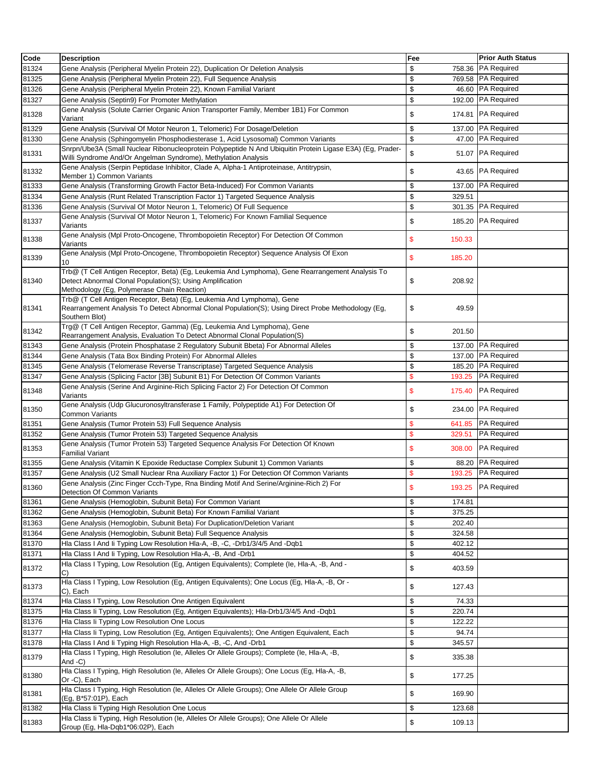| Code | Description | Fee | Prior Auth Status |
|---|---|---|---|
| 81324 | Gene Analysis (Peripheral Myelin Protein 22), Duplication Or Deletion Analysis | $ 758.36 | PA Required |
| 81325 | Gene Analysis (Peripheral Myelin Protein 22), Full Sequence Analysis | $ 769.58 | PA Required |
| 81326 | Gene Analysis (Peripheral Myelin Protein 22), Known Familial Variant | $ 46.60 | PA Required |
| 81327 | Gene Analysis (Septin9) For Promoter Methylation | $ 192.00 | PA Required |
| 81328 | Gene Analysis (Solute Carrier Organic Anion Transporter Family, Member 1B1) For Common Variant | $ 174.81 | PA Required |
| 81329 | Gene Analysis (Survival Of Motor Neuron 1, Telomeric) For Dosage/Deletion | $ 137.00 | PA Required |
| 81330 | Gene Analysis (Sphingomyelin Phosphodiesterase 1, Acid Lysosomal) Common Variants | $ 47.00 | PA Required |
| 81331 | Snrpn/Ube3A (Small Nuclear Ribonucleoprotein Polypeptide N And Ubiquitin Protein Ligase E3A) (Eg, Prader-Willi Syndrome And/Or Angelman Syndrome), Methylation Analysis | $ 51.07 | PA Required |
| 81332 | Gene Analysis (Serpin Peptidase Inhibitor, Clade A, Alpha-1 Antiproteinase, Antitrypsin, Member 1) Common Variants | $ 43.65 | PA Required |
| 81333 | Gene Analysis (Transforming Growth Factor Beta-Induced) For Common Variants | $ 137.00 | PA Required |
| 81334 | Gene Analysis (Runt Related Transcription Factor 1) Targeted Sequence Analysis | $ 329.51 | |
| 81336 | Gene Analysis (Survival Of Motor Neuron 1, Telomeric) Of Full Sequence | $ 301.35 | PA Required |
| 81337 | Gene Analysis (Survival Of Motor Neuron 1, Telomeric) For Known Familial Sequence Variants | $ 185.20 | PA Required |
| 81338 | Gene Analysis (Mpl Proto-Oncogene, Thrombopoietin Receptor) For Detection Of Common Variants | $ 150.33 | |
| 81339 | Gene Analysis (Mpl Proto-Oncogene, Thrombopoietin Receptor) Sequence Analysis Of Exon 10 | $ 185.20 | |
| 81340 | Trb@ (T Cell Antigen Receptor, Beta) (Eg, Leukemia And Lymphoma), Gene Rearrangement Analysis To Detect Abnormal Clonal Population(S); Using Amplification Methodology (Eg, Polymerase Chain Reaction) | $ 208.92 | |
| 81341 | Trb@ (T Cell Antigen Receptor, Beta) (Eg, Leukemia And Lymphoma), Gene Rearrangement Analysis To Detect Abnormal Clonal Population(S); Using Direct Probe Methodology (Eg, Southern Blot) | $ 49.59 | |
| 81342 | Trg@ (T Cell Antigen Receptor, Gamma) (Eg, Leukemia And Lymphoma), Gene Rearrangement Analysis, Evaluation To Detect Abnormal Clonal Population(S) | $ 201.50 | |
| 81343 | Gene Analysis (Protein Phosphatase 2 Regulatory Subunit Bbeta) For Abnormal Alleles | $ 137.00 | PA Required |
| 81344 | Gene Analysis (Tata Box Binding Protein) For Abnormal Alleles | $ 137.00 | PA Required |
| 81345 | Gene Analysis (Telomerase Reverse Transcriptase) Targeted Sequence Analysis | $ 185.20 | PA Required |
| 81347 | Gene Analysis (Splicing Factor [3B] Subunit B1) For Detection Of Common Variants | $ 193.25 | PA Required |
| 81348 | Gene Analysis (Serine And Arginine-Rich Splicing Factor 2) For Detection Of Common Variants | $ 175.40 | PA Required |
| 81350 | Gene Analysis (Udp Glucuronosyltransferase 1 Family, Polypeptide A1) For Detection Of Common Variants | $ 234.00 | PA Required |
| 81351 | Gene Analysis (Tumor Protein 53) Full Sequence Analysis | $ 641.85 | PA Required |
| 81352 | Gene Analysis (Tumor Protein 53) Targeted Sequence Analysis | $ 329.51 | PA Required |
| 81353 | Gene Analysis (Tumor Protein 53) Targeted Sequence Analysis For Detection Of Known Familial Variant | $ 308.00 | PA Required |
| 81355 | Gene Analysis (Vitamin K Epoxide Reductase Complex Subunit 1) Common Variants | $ 88.20 | PA Required |
| 81357 | Gene Analysis (U2 Small Nuclear Rna Auxiliary Factor 1) For Detection Of Common Variants | $ 193.25 | PA Required |
| 81360 | Gene Analysis (Zinc Finger Ccch-Type, Rna Binding Motif And Serine/Arginine-Rich 2) For Detection Of Common Variants | $ 193.25 | PA Required |
| 81361 | Gene Analysis (Hemoglobin, Subunit Beta) For Common Variant | $ 174.81 | |
| 81362 | Gene Analysis (Hemoglobin, Subunit Beta) For Known Familial Variant | $ 375.25 | |
| 81363 | Gene Analysis (Hemoglobin, Subunit Beta) For Duplication/Deletion Variant | $ 202.40 | |
| 81364 | Gene Analysis (Hemoglobin, Subunit Beta) Full Sequence Analysis | $ 324.58 | |
| 81370 | Hla Class I And Ii Typing Low Resolution Hla-A, -B, -C, -Drb1/3/4/5 And -Dqb1 | $ 402.12 | |
| 81371 | Hla Class I And Ii Typing, Low Resolution Hla-A, -B, And -Drb1 | $ 404.52 | |
| 81372 | Hla Class I Typing, Low Resolution (Eg, Antigen Equivalents); Complete (Ie, Hla-A, -B, And -C) | $ 403.59 | |
| 81373 | Hla Class I Typing, Low Resolution (Eg, Antigen Equivalents); One Locus (Eg, Hla-A, -B, Or -C), Each | $ 127.43 | |
| 81374 | Hla Class I Typing, Low Resolution One Antigen Equivalent | $ 74.33 | |
| 81375 | Hla Class Ii Typing, Low Resolution (Eg, Antigen Equivalents); Hla-Drb1/3/4/5 And -Dqb1 | $ 220.74 | |
| 81376 | Hla Class Ii Typing Low Resolution One Locus | $ 122.22 | |
| 81377 | Hla Class Ii Typing, Low Resolution (Eg, Antigen Equivalents); One Antigen Equivalent, Each | $ 94.74 | |
| 81378 | Hla Class I And Ii Typing High Resolution Hla-A, -B, -C, And -Drb1 | $ 345.57 | |
| 81379 | Hla Class I Typing, High Resolution (Ie, Alleles Or Allele Groups); Complete (Ie, Hla-A, -B, And -C) | $ 335.38 | |
| 81380 | Hla Class I Typing, High Resolution (Ie, Alleles Or Allele Groups); One Locus (Eg, Hla-A, -B, Or -C), Each | $ 177.25 | |
| 81381 | Hla Class I Typing, High Resolution (Ie, Alleles Or Allele Groups); One Allele Or Allele Group (Eg, B*57:01P), Each | $ 169.90 | |
| 81382 | Hla Class Ii Typing High Resolution One Locus | $ 123.68 | |
| 81383 | Hla Class Ii Typing, High Resolution (Ie, Alleles Or Allele Groups); One Allele Or Allele Group (Eg, Hla-Dqb1*06:02P), Each | $ 109.13 | |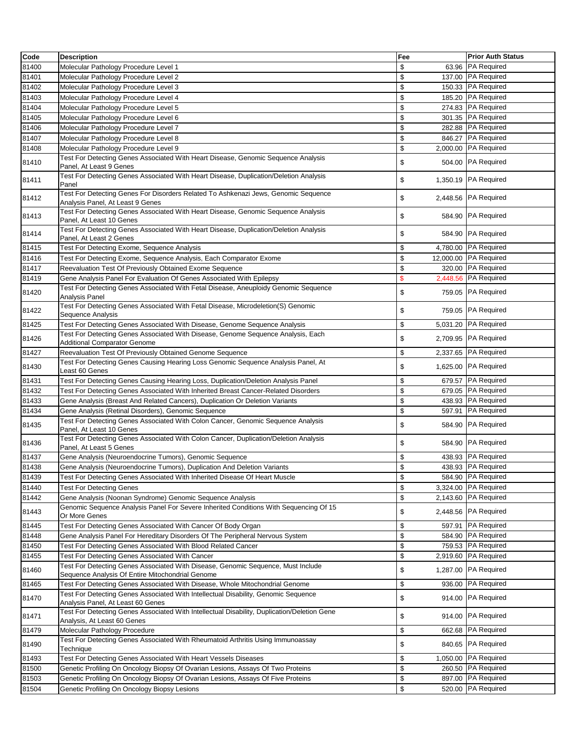| Code | Description | Fee | Prior Auth Status |
|---|---|---|---|
| 81400 | Molecular Pathology Procedure Level 1 | $ 63.96 | PA Required |
| 81401 | Molecular Pathology Procedure Level 2 | $ 137.00 | PA Required |
| 81402 | Molecular Pathology Procedure Level 3 | $ 150.33 | PA Required |
| 81403 | Molecular Pathology Procedure Level 4 | $ 185.20 | PA Required |
| 81404 | Molecular Pathology Procedure Level 5 | $ 274.83 | PA Required |
| 81405 | Molecular Pathology Procedure Level 6 | $ 301.35 | PA Required |
| 81406 | Molecular Pathology Procedure Level 7 | $ 282.88 | PA Required |
| 81407 | Molecular Pathology Procedure Level 8 | $ 846.27 | PA Required |
| 81408 | Molecular Pathology Procedure Level 9 | $ 2,000.00 | PA Required |
| 81410 | Test For Detecting Genes Associated With Heart Disease, Genomic Sequence Analysis Panel, At Least 9 Genes | $ 504.00 | PA Required |
| 81411 | Test For Detecting Genes Associated With Heart Disease, Duplication/Deletion Analysis Panel | $ 1,350.19 | PA Required |
| 81412 | Test For Detecting Genes For Disorders Related To Ashkenazi Jews, Genomic Sequence Analysis Panel, At Least 9 Genes | $ 2,448.56 | PA Required |
| 81413 | Test For Detecting Genes Associated With Heart Disease, Genomic Sequence Analysis Panel, At Least 10 Genes | $ 584.90 | PA Required |
| 81414 | Test For Detecting Genes Associated With Heart Disease, Duplication/Deletion Analysis Panel, At Least 2 Genes | $ 584.90 | PA Required |
| 81415 | Test For Detecting Exome, Sequence Analysis | $ 4,780.00 | PA Required |
| 81416 | Test For Detecting Exome, Sequence Analysis, Each Comparator Exome | $ 12,000.00 | PA Required |
| 81417 | Reevaluation Test Of Previously Obtained Exome Sequence | $ 320.00 | PA Required |
| 81419 | Gene Analysis Panel For Evaluation Of Genes Associated With Epilepsy | $ 2,448.56 | PA Required |
| 81420 | Test For Detecting Genes Associated With Fetal Disease, Aneuploidy Genomic Sequence Analysis Panel | $ 759.05 | PA Required |
| 81422 | Test For Detecting Genes Associated With Fetal Disease, Microdeletion(S) Genomic Sequence Analysis | $ 759.05 | PA Required |
| 81425 | Test For Detecting Genes Associated With Disease, Genome Sequence Analysis | $ 5,031.20 | PA Required |
| 81426 | Test For Detecting Genes Associated With Disease, Genome Sequence Analysis, Each Additional Comparator Genome | $ 2,709.95 | PA Required |
| 81427 | Reevaluation Test Of Previously Obtained Genome Sequence | $ 2,337.65 | PA Required |
| 81430 | Test For Detecting Genes Causing Hearing Loss Genomic Sequence Analysis Panel, At Least 60 Genes | $ 1,625.00 | PA Required |
| 81431 | Test For Detecting Genes Causing Hearing Loss, Duplication/Deletion Analysis Panel | $ 679.57 | PA Required |
| 81432 | Test For Detecting Genes Associated With Inherited Breast Cancer-Related Disorders | $ 679.05 | PA Required |
| 81433 | Gene Analysis (Breast And Related Cancers), Duplication Or Deletion Variants | $ 438.93 | PA Required |
| 81434 | Gene Analysis (Retinal Disorders), Genomic Sequence | $ 597.91 | PA Required |
| 81435 | Test For Detecting Genes Associated With Colon Cancer, Genomic Sequence Analysis Panel, At Least 10 Genes | $ 584.90 | PA Required |
| 81436 | Test For Detecting Genes Associated With Colon Cancer, Duplication/Deletion Analysis Panel, At Least 5 Genes | $ 584.90 | PA Required |
| 81437 | Gene Analysis (Neuroendocrine Tumors), Genomic Sequence | $ 438.93 | PA Required |
| 81438 | Gene Analysis (Neuroendocrine Tumors), Duplication And Deletion Variants | $ 438.93 | PA Required |
| 81439 | Test For Detecting Genes Associated With Inherited Disease Of Heart Muscle | $ 584.90 | PA Required |
| 81440 | Test For Detecting Genes | $ 3,324.00 | PA Required |
| 81442 | Gene Analysis (Noonan Syndrome) Genomic Sequence Analysis | $ 2,143.60 | PA Required |
| 81443 | Genomic Sequence Analysis Panel For Severe Inherited Conditions With Sequencing Of 15 Or More Genes | $ 2,448.56 | PA Required |
| 81445 | Test For Detecting Genes Associated With Cancer Of Body Organ | $ 597.91 | PA Required |
| 81448 | Gene Analysis Panel For Hereditary Disorders Of The Peripheral Nervous System | $ 584.90 | PA Required |
| 81450 | Test For Detecting Genes Associated With Blood Related Cancer | $ 759.53 | PA Required |
| 81455 | Test For Detecting Genes Associated With Cancer | $ 2,919.60 | PA Required |
| 81460 | Test For Detecting Genes Associated With Disease, Genomic Sequence, Must Include Sequence Analysis Of Entire Mitochondrial Genome | $ 1,287.00 | PA Required |
| 81465 | Test For Detecting Genes Associated With Disease, Whole Mitochondrial Genome | $ 936.00 | PA Required |
| 81470 | Test For Detecting Genes Associated With Intellectual Disability, Genomic Sequence Analysis Panel, At Least 60 Genes | $ 914.00 | PA Required |
| 81471 | Test For Detecting Genes Associated With Intellectual Disability, Duplication/Deletion Gene Analysis, At Least 60 Genes | $ 914.00 | PA Required |
| 81479 | Molecular Pathology Procedure | $ 662.68 | PA Required |
| 81490 | Test For Detecting Genes Associated With Rheumatoid Arthritis Using Immunoassay Technique | $ 840.65 | PA Required |
| 81493 | Test For Detecting Genes Associated With Heart Vessels Diseases | $ 1,050.00 | PA Required |
| 81500 | Genetic Profiling On Oncology Biopsy Of Ovarian Lesions, Assays Of Two Proteins | $ 260.50 | PA Required |
| 81503 | Genetic Profiling On Oncology Biopsy Of Ovarian Lesions, Assays Of Five Proteins | $ 897.00 | PA Required |
| 81504 | Genetic Profiling On Oncology Biopsy Lesions | $ 520.00 | PA Required |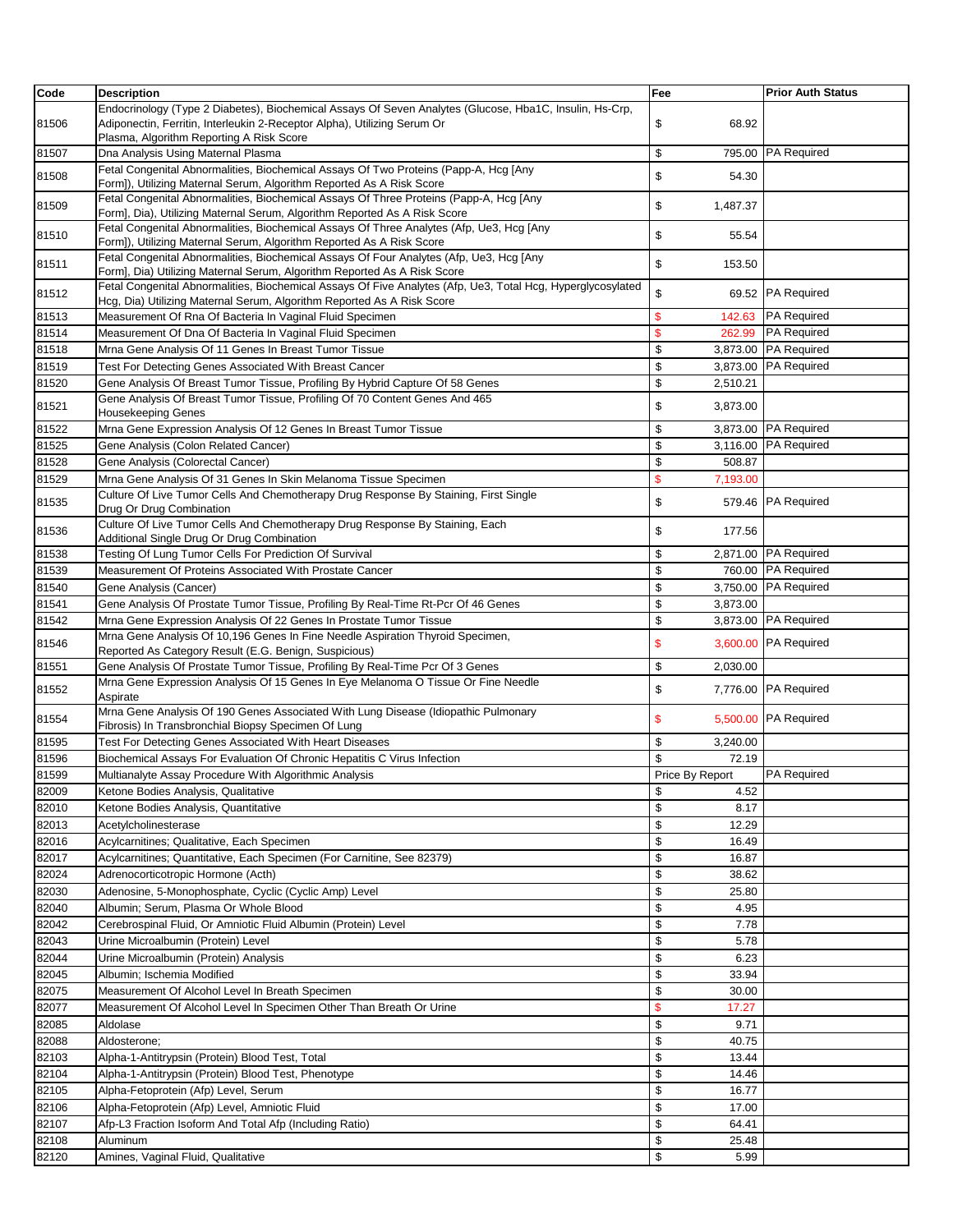| Code | Description | Fee | Prior Auth Status |
|---|---|---|---|
| 81506 | Endocrinology (Type 2 Diabetes), Biochemical Assays Of Seven Analytes (Glucose, Hba1C, Insulin, Hs-Crp, Adiponectin, Ferritin, Interleukin 2-Receptor Alpha), Utilizing Serum Or Plasma, Algorithm Reporting A Risk Score | $ 68.92 | |
| 81507 | Dna Analysis Using Maternal Plasma | $ 795.00 | PA Required |
| 81508 | Fetal Congenital Abnormalities, Biochemical Assays Of Two Proteins (Papp-A, Hcg [Any Form]), Utilizing Maternal Serum, Algorithm Reported As A Risk Score | $ 54.30 | |
| 81509 | Fetal Congenital Abnormalities, Biochemical Assays Of Three Proteins (Papp-A, Hcg [Any Form], Dia), Utilizing Maternal Serum, Algorithm Reported As A Risk Score | $ 1,487.37 | |
| 81510 | Fetal Congenital Abnormalities, Biochemical Assays Of Three Analytes (Afp, Ue3, Hcg [Any Form]), Utilizing Maternal Serum, Algorithm Reported As A Risk Score | $ 55.54 | |
| 81511 | Fetal Congenital Abnormalities, Biochemical Assays Of Four Analytes (Afp, Ue3, Hcg [Any Form], Dia) Utilizing Maternal Serum, Algorithm Reported As A Risk Score | $ 153.50 | |
| 81512 | Fetal Congenital Abnormalities, Biochemical Assays Of Five Analytes (Afp, Ue3, Total Hcg, Hyperglycosylated Hcg, Dia) Utilizing Maternal Serum, Algorithm Reported As A Risk Score | $ 69.52 | PA Required |
| 81513 | Measurement Of Rna Of Bacteria In Vaginal Fluid Specimen | $ 142.63 | PA Required |
| 81514 | Measurement Of Dna Of Bacteria In Vaginal Fluid Specimen | $ 262.99 | PA Required |
| 81518 | Mrna Gene Analysis Of 11 Genes In Breast Tumor Tissue | $ 3,873.00 | PA Required |
| 81519 | Test For Detecting Genes Associated With Breast Cancer | $ 3,873.00 | PA Required |
| 81520 | Gene Analysis Of Breast Tumor Tissue, Profiling By Hybrid Capture Of 58 Genes | $ 2,510.21 | |
| 81521 | Gene Analysis Of Breast Tumor Tissue, Profiling Of 70 Content Genes And 465 Housekeeping Genes | $ 3,873.00 | |
| 81522 | Mrna Gene Expression Analysis Of 12 Genes In Breast Tumor Tissue | $ 3,873.00 | PA Required |
| 81525 | Gene Analysis (Colon Related Cancer) | $ 3,116.00 | PA Required |
| 81528 | Gene Analysis (Colorectal Cancer) | $ 508.87 | |
| 81529 | Mrna Gene Analysis Of 31 Genes In Skin Melanoma Tissue Specimen | $ 7,193.00 | |
| 81535 | Culture Of Live Tumor Cells And Chemotherapy Drug Response By Staining, First Single Drug Or Drug Combination | $ 579.46 | PA Required |
| 81536 | Culture Of Live Tumor Cells And Chemotherapy Drug Response By Staining, Each Additional Single Drug Or Drug Combination | $ 177.56 | |
| 81538 | Testing Of Lung Tumor Cells For Prediction Of Survival | $ 2,871.00 | PA Required |
| 81539 | Measurement Of Proteins Associated With Prostate Cancer | $ 760.00 | PA Required |
| 81540 | Gene Analysis (Cancer) | $ 3,750.00 | PA Required |
| 81541 | Gene Analysis Of Prostate Tumor Tissue, Profiling By Real-Time Rt-Pcr Of 46 Genes | $ 3,873.00 | |
| 81542 | Mrna Gene Expression Analysis Of 22 Genes In Prostate Tumor Tissue | $ 3,873.00 | PA Required |
| 81546 | Mrna Gene Analysis Of 10,196 Genes In Fine Needle Aspiration Thyroid Specimen, Reported As Category Result (E.G. Benign, Suspicious) | $ 3,600.00 | PA Required |
| 81551 | Gene Analysis Of Prostate Tumor Tissue, Profiling By Real-Time Pcr Of 3 Genes | $ 2,030.00 | |
| 81552 | Mrna Gene Expression Analysis Of 15 Genes In Eye Melanoma O Tissue Or Fine Needle Aspirate | $ 7,776.00 | PA Required |
| 81554 | Mrna Gene Analysis Of 190 Genes Associated With Lung Disease (Idiopathic Pulmonary Fibrosis) In Transbronchial Biopsy Specimen Of Lung | $ 5,500.00 | PA Required |
| 81595 | Test For Detecting Genes Associated With Heart Diseases | $ 3,240.00 | |
| 81596 | Biochemical Assays For Evaluation Of Chronic Hepatitis C Virus Infection | $ 72.19 | |
| 81599 | Multianalyte Assay Procedure With Algorithmic Analysis | Price By Report | PA Required |
| 82009 | Ketone Bodies Analysis, Qualitative | $ 4.52 | |
| 82010 | Ketone Bodies Analysis, Quantitative | $ 8.17 | |
| 82013 | Acetylcholinesterase | $ 12.29 | |
| 82016 | Acylcarnitines; Qualitative, Each Specimen | $ 16.49 | |
| 82017 | Acylcarnitines; Quantitative, Each Specimen (For Carnitine, See 82379) | $ 16.87 | |
| 82024 | Adrenocorticotropic Hormone (Acth) | $ 38.62 | |
| 82030 | Adenosine, 5-Monophosphate, Cyclic (Cyclic Amp) Level | $ 25.80 | |
| 82040 | Albumin; Serum, Plasma Or Whole Blood | $ 4.95 | |
| 82042 | Cerebrospinal Fluid, Or Amniotic Fluid Albumin (Protein) Level | $ 7.78 | |
| 82043 | Urine Microalbumin (Protein) Level | $ 5.78 | |
| 82044 | Urine Microalbumin (Protein) Analysis | $ 6.23 | |
| 82045 | Albumin; Ischemia Modified | $ 33.94 | |
| 82075 | Measurement Of Alcohol Level In Breath Specimen | $ 30.00 | |
| 82077 | Measurement Of Alcohol Level In Specimen Other Than Breath Or Urine | $ 17.27 | |
| 82085 | Aldolase | $ 9.71 | |
| 82088 | Aldosterone; | $ 40.75 | |
| 82103 | Alpha-1-Antitrypsin (Protein) Blood Test, Total | $ 13.44 | |
| 82104 | Alpha-1-Antitrypsin (Protein) Blood Test, Phenotype | $ 14.46 | |
| 82105 | Alpha-Fetoprotein (Afp) Level, Serum | $ 16.77 | |
| 82106 | Alpha-Fetoprotein (Afp) Level, Amniotic Fluid | $ 17.00 | |
| 82107 | Afp-L3 Fraction Isoform And Total Afp (Including Ratio) | $ 64.41 | |
| 82108 | Aluminum | $ 25.48 | |
| 82120 | Amines, Vaginal Fluid, Qualitative | $ 5.99 | |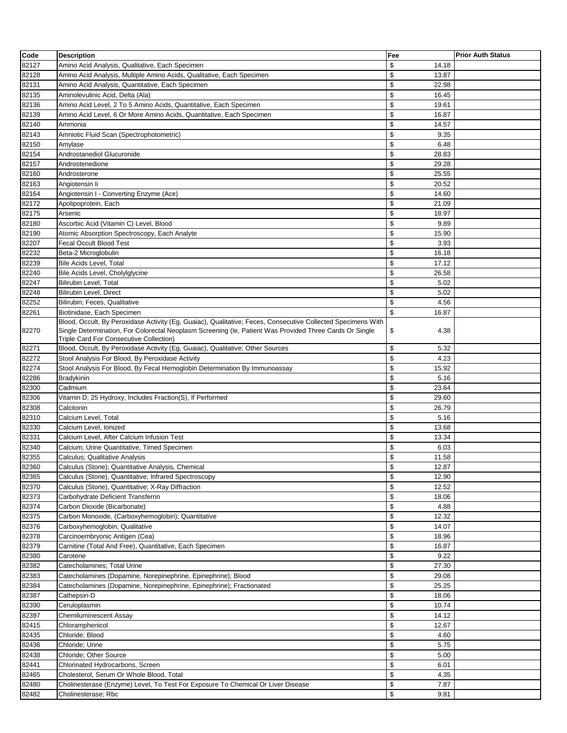| Code | Description | Fee | Prior Auth Status |
| --- | --- | --- | --- |
| 82127 | Amino Acid Analysis, Qualitative, Each Specimen | $ 14.18 | |
| 82128 | Amino Acid Analysis, Multiple Amino Acids, Qualitative, Each Specimen | $ 13.87 | |
| 82131 | Amino Acid Analysis, Quantitative, Each Specimen | $ 22.98 | |
| 82135 | Aminolevulinic Acid, Delta (Ala) | $ 16.45 | |
| 82136 | Amino Acid Level, 2 To 5 Amino Acids, Quantitative, Each Specimen | $ 19.61 | |
| 82139 | Amino Acid Level, 6 Or More Amino Acids, Quantitative, Each Specimen | $ 16.87 | |
| 82140 | Ammonia | $ 14.57 | |
| 82143 | Amniotic Fluid Scan (Spectrophotometric) | $ 9.35 | |
| 82150 | Amylase | $ 6.48 | |
| 82154 | Androstanediol Glucuronide | $ 28.83 | |
| 82157 | Androstenedione | $ 29.28 | |
| 82160 | Androsterone | $ 25.55 | |
| 82163 | Angiotensin Ii | $ 20.52 | |
| 82164 | Angiotensin I - Converting Enzyme (Ace) | $ 14.60 | |
| 82172 | Apolipoprotein, Each | $ 21.09 | |
| 82175 | Arsenic | $ 18.97 | |
| 82180 | Ascorbic Acid (Vitamin C) Level, Blood | $ 9.89 | |
| 82190 | Atomic Absorption Spectroscopy, Each Analyte | $ 15.90 | |
| 82207 | Fecal Occult Blood Test | $ 3.93 | |
| 82232 | Beta-2 Microglobulin | $ 16.18 | |
| 82239 | Bile Acids Level, Total | $ 17.12 | |
| 82240 | Bile Acids Level, Cholylglycine | $ 26.58 | |
| 82247 | Bilirubin Level, Total | $ 5.02 | |
| 82248 | Bilirubin Level, Direct | $ 5.02 | |
| 82252 | Bilirubin; Feces, Qualitative | $ 4.56 | |
| 82261 | Biotinidase, Each Specimen | $ 16.87 | |
| 82270 | Blood, Occult, By Peroxidase Activity (Eg, Guaiac), Qualitative; Feces, Consecutive Collected Specimens With Single Determination, For Colorectal Neoplasm Screening (Ie, Patient Was Provided Three Cards Or Single Triple Card For Consecutive Collection) | $ 4.38 | |
| 82271 | Blood, Occult, By Peroxidase Activity (Eg, Guaiac), Qualitative; Other Sources | $ 5.32 | |
| 82272 | Stool Analysis For Blood, By Peroxidase Activity | $ 4.23 | |
| 82274 | Stool Analysis For Blood, By Fecal Hemoglobin Determination By Immunoassay | $ 15.92 | |
| 82286 | Bradykinin | $ 5.16 | |
| 82300 | Cadmium | $ 23.64 | |
| 82306 | Vitamin D; 25 Hydroxy, Includes Fraction(S), If Performed | $ 29.60 | |
| 82308 | Calcitonin | $ 26.79 | |
| 82310 | Calcium Level, Total | $ 5.16 | |
| 82330 | Calcium Level, Ionized | $ 13.68 | |
| 82331 | Calcium Level, After Calcium Infusion Test | $ 13.34 | |
| 82340 | Calcium; Urine Quantitative, Timed Specimen | $ 6.03 | |
| 82355 | Calculus; Qualitative Analysis | $ 11.58 | |
| 82360 | Calculus (Stone); Quantitative Analysis, Chemical | $ 12.87 | |
| 82365 | Calculus (Stone), Quantitative; Infrared Spectroscopy | $ 12.90 | |
| 82370 | Calculus (Stone), Quantitative; X-Ray Diffraction | $ 12.52 | |
| 82373 | Carbohydrate Deficient Transferrin | $ 18.06 | |
| 82374 | Carbon Dioxide (Bicarbonate) | $ 4.88 | |
| 82375 | Carbon Monoxide, (Carboxyhemoglobin); Quantitative | $ 12.32 | |
| 82376 | Carboxyhemoglobin; Qualitative | $ 14.07 | |
| 82378 | Carcinoembryonic Antigen (Cea) | $ 18.96 | |
| 82379 | Carnitine (Total And Free), Quantitative, Each Specimen | $ 16.87 | |
| 82380 | Carotene | $ 9.22 | |
| 82382 | Catecholamines; Total Urine | $ 27.30 | |
| 82383 | Catecholamines (Dopamine, Norepinephrine, Epinephrine); Blood | $ 29.08 | |
| 82384 | Catecholamines (Dopamine, Norepinephrine, Epinephrine); Fractionated | $ 25.25 | |
| 82387 | Cathepsin-D | $ 18.06 | |
| 82390 | Ceruloplasmin | $ 10.74 | |
| 82397 | Chemiluminescent Assay | $ 14.12 | |
| 82415 | Chloramphenicol | $ 12.67 | |
| 82435 | Chloride; Blood | $ 4.60 | |
| 82436 | Chloride; Urine | $ 5.75 | |
| 82438 | Chloride; Other Source | $ 5.00 | |
| 82441 | Chlorinated Hydrocarbons, Screen | $ 6.01 | |
| 82465 | Cholesterol, Serum Or Whole Blood, Total | $ 4.35 | |
| 82480 | Cholinesterase (Enzyme) Level, To Test For Exposure To Chemical Or Liver Disease | $ 7.87 | |
| 82482 | Cholinesterase; Rbc | $ 9.81 | |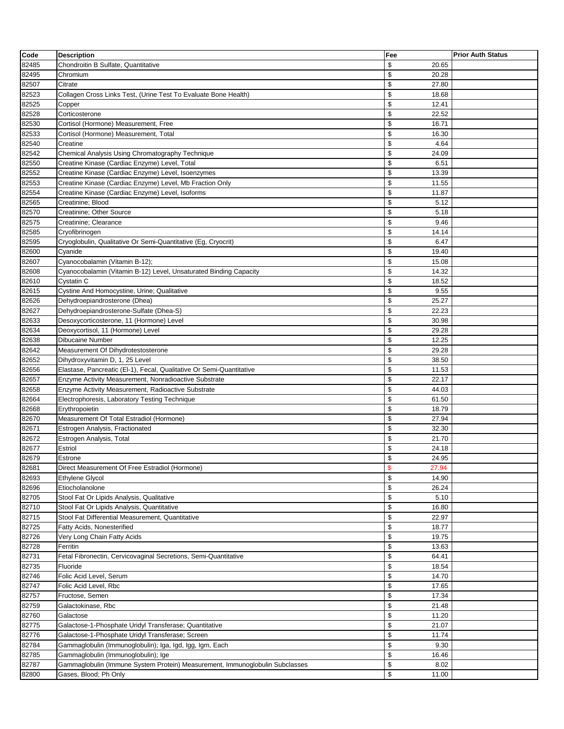| Code | Description | Fee | Prior Auth Status |
|---|---|---|---|
| 82485 | Chondroitin B Sulfate, Quantitative | $ 20.65 | |
| 82495 | Chromium | $ 20.28 | |
| 82507 | Citrate | $ 27.80 | |
| 82523 | Collagen Cross Links Test, (Urine Test To Evaluate Bone Health) | $ 18.68 | |
| 82525 | Copper | $ 12.41 | |
| 82528 | Corticosterone | $ 22.52 | |
| 82530 | Cortisol (Hormone) Measurement, Free | $ 16.71 | |
| 82533 | Cortisol (Hormone) Measurement, Total | $ 16.30 | |
| 82540 | Creatine | $ 4.64 | |
| 82542 | Chemical Analysis Using Chromatography Technique | $ 24.09 | |
| 82550 | Creatine Kinase (Cardiac Enzyme) Level, Total | $ 6.51 | |
| 82552 | Creatine Kinase (Cardiac Enzyme) Level, Isoenzymes | $ 13.39 | |
| 82553 | Creatine Kinase (Cardiac Enzyme) Level, Mb Fraction Only | $ 11.55 | |
| 82554 | Creatine Kinase (Cardiac Enzyme) Level, Isoforms | $ 11.87 | |
| 82565 | Creatinine; Blood | $ 5.12 | |
| 82570 | Creatinine; Other Source | $ 5.18 | |
| 82575 | Creatinine; Clearance | $ 9.46 | |
| 82585 | Cryofibrinogen | $ 14.14 | |
| 82595 | Cryoglobulin, Qualitative Or Semi-Quantitative (Eg, Cryocrit) | $ 6.47 | |
| 82600 | Cyanide | $ 19.40 | |
| 82607 | Cyanocobalamin (Vitamin B-12); | $ 15.08 | |
| 82608 | Cyanocobalamin (Vitamin B-12) Level, Unsaturated Binding Capacity | $ 14.32 | |
| 82610 | Cystatin C | $ 18.52 | |
| 82615 | Cystine And Homocystine, Urine; Qualitative | $ 9.55 | |
| 82626 | Dehydroepiandrosterone (Dhea) | $ 25.27 | |
| 82627 | Dehydroepiandrosterone-Sulfate (Dhea-S) | $ 22.23 | |
| 82633 | Desoxycorticosterone, 11 (Hormone) Level | $ 30.98 | |
| 82634 | Deoxycortisol, 11 (Hormone) Level | $ 29.28 | |
| 82638 | Dibucaine Number | $ 12.25 | |
| 82642 | Measurement Of Dihydrotestosterone | $ 29.28 | |
| 82652 | Dihydroxyvitamin D, 1, 25 Level | $ 38.50 | |
| 82656 | Elastase, Pancreatic (El-1), Fecal, Qualitative Or Semi-Quantitative | $ 11.53 | |
| 82657 | Enzyme Activity Measurement, Nonradioactive Substrate | $ 22.17 | |
| 82658 | Enzyme Activity Measurement, Radioactive Substrate | $ 44.03 | |
| 82664 | Electrophoresis, Laboratory Testing Technique | $ 61.50 | |
| 82668 | Erythropoietin | $ 18.79 | |
| 82670 | Measurement Of Total Estradiol (Hormone) | $ 27.94 | |
| 82671 | Estrogen Analysis, Fractionated | $ 32.30 | |
| 82672 | Estrogen Analysis, Total | $ 21.70 | |
| 82677 | Estriol | $ 24.18 | |
| 82679 | Estrone | $ 24.95 | |
| 82681 | Direct Measurement Of Free Estradiol (Hormone) | $ 27.94 | |
| 82693 | Ethylene Glycol | $ 14.90 | |
| 82696 | Etiocholanolone | $ 26.24 | |
| 82705 | Stool Fat Or Lipids Analysis, Qualitative | $ 5.10 | |
| 82710 | Stool Fat Or Lipids Analysis, Quantitative | $ 16.80 | |
| 82715 | Stool Fat Differential Measurement, Quantitative | $ 22.97 | |
| 82725 | Fatty Acids, Nonesterified | $ 18.77 | |
| 82726 | Very Long Chain Fatty Acids | $ 19.75 | |
| 82728 | Ferritin | $ 13.63 | |
| 82731 | Fetal Fibronectin, Cervicovaginal Secretions, Semi-Quantitative | $ 64.41 | |
| 82735 | Fluoride | $ 18.54 | |
| 82746 | Folic Acid Level, Serum | $ 14.70 | |
| 82747 | Folic Acid Level, Rbc | $ 17.65 | |
| 82757 | Fructose, Semen | $ 17.34 | |
| 82759 | Galactokinase, Rbc | $ 21.48 | |
| 82760 | Galactose | $ 11.20 | |
| 82775 | Galactose-1-Phosphate Uridyl Transferase; Quantitative | $ 21.07 | |
| 82776 | Galactose-1-Phosphate Uridyl Transferase; Screen | $ 11.74 | |
| 82784 | Gammaglobulin (Immunoglobulin); Iga, Igd, Igg, Igm, Each | $ 9.30 | |
| 82785 | Gammaglobulin (Immunoglobulin); Ige | $ 16.46 | |
| 82787 | Gammaglobulin (Immune System Protein) Measurement, Immunoglobulin Subclasses | $ 8.02 | |
| 82800 | Gases, Blood; Ph Only | $ 11.00 | |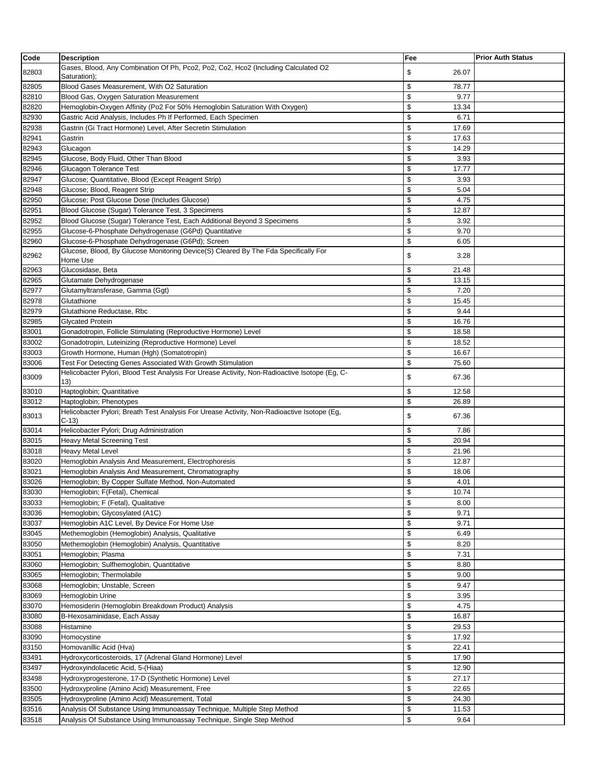| Code | Description | Fee | Prior Auth Status |
| --- | --- | --- | --- |
| 82803 | Gases, Blood, Any Combination Of Ph, Pco2, Po2, Co2, Hco2 (Including Calculated O2 Saturation); | $ 26.07 | |
| 82805 | Blood Gases Measurement, With O2 Saturation | $ 78.77 | |
| 82810 | Blood Gas, Oxygen Saturation Measurement | $ 9.77 | |
| 82820 | Hemoglobin-Oxygen Affinity (Po2 For 50% Hemoglobin Saturation With Oxygen) | $ 13.34 | |
| 82930 | Gastric Acid Analysis, Includes Ph If Performed, Each Specimen | $ 6.71 | |
| 82938 | Gastrin (Gi Tract Hormone) Level, After Secretin Stimulation | $ 17.69 | |
| 82941 | Gastrin | $ 17.63 | |
| 82943 | Glucagon | $ 14.29 | |
| 82945 | Glucose, Body Fluid, Other Than Blood | $ 3.93 | |
| 82946 | Glucagon Tolerance Test | $ 17.77 | |
| 82947 | Glucose; Quantitative, Blood (Except Reagent Strip) | $ 3.93 | |
| 82948 | Glucose; Blood, Reagent Strip | $ 5.04 | |
| 82950 | Glucose; Post Glucose Dose (Includes Glucose) | $ 4.75 | |
| 82951 | Blood Glucose (Sugar) Tolerance Test, 3 Specimens | $ 12.87 | |
| 82952 | Blood Glucose (Sugar) Tolerance Test, Each Additional Beyond 3 Specimens | $ 3.92 | |
| 82955 | Glucose-6-Phosphate Dehydrogenase (G6Pd) Quantitative | $ 9.70 | |
| 82960 | Glucose-6-Phosphate Dehydrogenase (G6Pd); Screen | $ 6.05 | |
| 82962 | Glucose, Blood, By Glucose Monitoring Device(S) Cleared By The Fda Specifically For Home Use | $ 3.28 | |
| 82963 | Glucosidase, Beta | $ 21.48 | |
| 82965 | Glutamate Dehydrogenase | $ 13.15 | |
| 82977 | Glutamyltransferase, Gamma (Ggt) | $ 7.20 | |
| 82978 | Glutathione | $ 15.45 | |
| 82979 | Glutathione Reductase, Rbc | $ 9.44 | |
| 82985 | Glycated Protein | $ 16.76 | |
| 83001 | Gonadotropin, Follicle Stimulating (Reproductive Hormone) Level | $ 18.58 | |
| 83002 | Gonadotropin, Luteinizing (Reproductive Hormone) Level | $ 18.52 | |
| 83003 | Growth Hormone, Human (Hgh) (Somatotropin) | $ 16.67 | |
| 83006 | Test For Detecting Genes Associated With Growth Stimulation | $ 75.60 | |
| 83009 | Helicobacter Pylori, Blood Test Analysis For Urease Activity, Non-Radioactive Isotope (Eg, C-13) | $ 67.36 | |
| 83010 | Haptoglobin; Quantitative | $ 12.58 | |
| 83012 | Haptoglobin; Phenotypes | $ 26.89 | |
| 83013 | Helicobacter Pylori; Breath Test Analysis For Urease Activity, Non-Radioactive Isotope (Eg, C-13) | $ 67.36 | |
| 83014 | Helicobacter Pylori; Drug Administration | $ 7.86 | |
| 83015 | Heavy Metal Screening Test | $ 20.94 | |
| 83018 | Heavy Metal Level | $ 21.96 | |
| 83020 | Hemoglobin Analysis And Measurement, Electrophoresis | $ 12.87 | |
| 83021 | Hemoglobin Analysis And Measurement, Chromatography | $ 18.06 | |
| 83026 | Hemoglobin; By Copper Sulfate Method, Non-Automated | $ 4.01 | |
| 83030 | Hemoglobin; F(Fetal), Chemical | $ 10.74 | |
| 83033 | Hemoglobin; F (Fetal), Qualitative | $ 8.00 | |
| 83036 | Hemoglobin; Glycosylated (A1C) | $ 9.71 | |
| 83037 | Hemoglobin A1C Level, By Device For Home Use | $ 9.71 | |
| 83045 | Methemoglobin (Hemoglobin) Analysis, Qualitative | $ 6.49 | |
| 83050 | Methemoglobin (Hemoglobin) Analysis, Quantitative | $ 8.20 | |
| 83051 | Hemoglobin; Plasma | $ 7.31 | |
| 83060 | Hemoglobin; Sulfhemoglobin, Quantitative | $ 8.80 | |
| 83065 | Hemoglobin; Thermolabile | $ 9.00 | |
| 83068 | Hemoglobin; Unstable, Screen | $ 9.47 | |
| 83069 | Hemoglobin Urine | $ 3.95 | |
| 83070 | Hemosiderin (Hemoglobin Breakdown Product) Analysis | $ 4.75 | |
| 83080 | B-Hexosaminidase, Each Assay | $ 16.87 | |
| 83088 | Histamine | $ 29.53 | |
| 83090 | Homocystine | $ 17.92 | |
| 83150 | Homovanillic Acid (Hva) | $ 22.41 | |
| 83491 | Hydroxycorticosteroids, 17 (Adrenal Gland Hormone) Level | $ 17.90 | |
| 83497 | Hydroxyindolacetic Acid, 5-(Hiaa) | $ 12.90 | |
| 83498 | Hydroxyprogesterone, 17-D (Synthetic Hormone) Level | $ 27.17 | |
| 83500 | Hydroxyproline (Amino Acid) Measurement, Free | $ 22.65 | |
| 83505 | Hydroxyproline (Amino Acid) Measurement, Total | $ 24.30 | |
| 83516 | Analysis Of Substance Using Immunoassay Technique, Multiple Step Method | $ 11.53 | |
| 83518 | Analysis Of Substance Using Immunoassay Technique, Single Step Method | $ 9.64 | |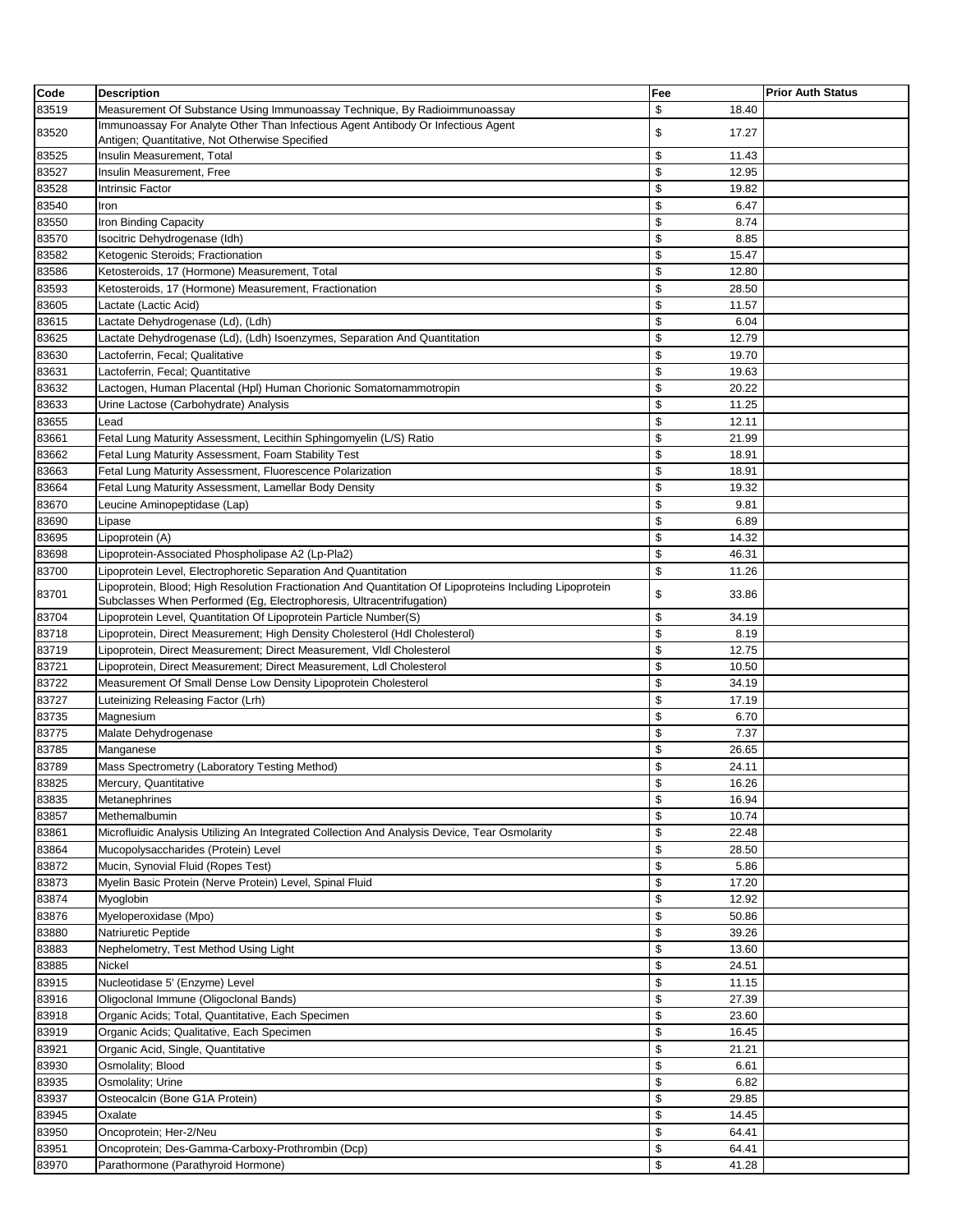| Code | Description | Fee | Prior Auth Status |
|---|---|---|---|
| 83519 | Measurement Of Substance Using Immunoassay Technique, By Radioimmunoassay | $ 18.40 | |
| 83520 | Immunoassay For Analyte Other Than Infectious Agent Antibody Or Infectious Agent Antigen; Quantitative, Not Otherwise Specified | $ 17.27 | |
| 83525 | Insulin Measurement, Total | $ 11.43 | |
| 83527 | Insulin Measurement, Free | $ 12.95 | |
| 83528 | Intrinsic Factor | $ 19.82 | |
| 83540 | Iron | $ 6.47 | |
| 83550 | Iron Binding Capacity | $ 8.74 | |
| 83570 | Isocitric Dehydrogenase (Idh) | $ 8.85 | |
| 83582 | Ketogenic Steroids; Fractionation | $ 15.47 | |
| 83586 | Ketosteroids, 17 (Hormone) Measurement, Total | $ 12.80 | |
| 83593 | Ketosteroids, 17 (Hormone) Measurement, Fractionation | $ 28.50 | |
| 83605 | Lactate (Lactic Acid) | $ 11.57 | |
| 83615 | Lactate Dehydrogenase (Ld), (Ldh) | $ 6.04 | |
| 83625 | Lactate Dehydrogenase (Ld), (Ldh) Isoenzymes, Separation And Quantitation | $ 12.79 | |
| 83630 | Lactoferrin, Fecal; Qualitative | $ 19.70 | |
| 83631 | Lactoferrin, Fecal; Quantitative | $ 19.63 | |
| 83632 | Lactogen, Human Placental (Hpl) Human Chorionic Somatomammotropin | $ 20.22 | |
| 83633 | Urine Lactose (Carbohydrate) Analysis | $ 11.25 | |
| 83655 | Lead | $ 12.11 | |
| 83661 | Fetal Lung Maturity Assessment, Lecithin Sphingomyelin (L/S) Ratio | $ 21.99 | |
| 83662 | Fetal Lung Maturity Assessment, Foam Stability Test | $ 18.91 | |
| 83663 | Fetal Lung Maturity Assessment, Fluorescence Polarization | $ 18.91 | |
| 83664 | Fetal Lung Maturity Assessment, Lamellar Body Density | $ 19.32 | |
| 83670 | Leucine Aminopeptidase (Lap) | $ 9.81 | |
| 83690 | Lipase | $ 6.89 | |
| 83695 | Lipoprotein (A) | $ 14.32 | |
| 83698 | Lipoprotein-Associated Phospholipase A2 (Lp-Pla2) | $ 46.31 | |
| 83700 | Lipoprotein Level, Electrophoretic Separation And Quantitation | $ 11.26 | |
| 83701 | Lipoprotein, Blood; High Resolution Fractionation And Quantitation Of Lipoproteins Including Lipoprotein Subclasses When Performed (Eg, Electrophoresis, Ultracentrifugation) | $ 33.86 | |
| 83704 | Lipoprotein Level, Quantitation Of Lipoprotein Particle Number(S) | $ 34.19 | |
| 83718 | Lipoprotein, Direct Measurement; High Density Cholesterol (Hdl Cholesterol) | $ 8.19 | |
| 83719 | Lipoprotein, Direct Measurement; Direct Measurement, Vldl Cholesterol | $ 12.75 | |
| 83721 | Lipoprotein, Direct Measurement; Direct Measurement, Ldl Cholesterol | $ 10.50 | |
| 83722 | Measurement Of Small Dense Low Density Lipoprotein Cholesterol | $ 34.19 | |
| 83727 | Luteinizing Releasing Factor (Lrh) | $ 17.19 | |
| 83735 | Magnesium | $ 6.70 | |
| 83775 | Malate Dehydrogenase | $ 7.37 | |
| 83785 | Manganese | $ 26.65 | |
| 83789 | Mass Spectrometry (Laboratory Testing Method) | $ 24.11 | |
| 83825 | Mercury, Quantitative | $ 16.26 | |
| 83835 | Metanephrines | $ 16.94 | |
| 83857 | Methemalbumin | $ 10.74 | |
| 83861 | Microfluidic Analysis Utilizing An Integrated Collection And Analysis Device, Tear Osmolarity | $ 22.48 | |
| 83864 | Mucopolysaccharides (Protein) Level | $ 28.50 | |
| 83872 | Mucin, Synovial Fluid (Ropes Test) | $ 5.86 | |
| 83873 | Myelin Basic Protein (Nerve Protein) Level, Spinal Fluid | $ 17.20 | |
| 83874 | Myoglobin | $ 12.92 | |
| 83876 | Myeloperoxidase (Mpo) | $ 50.86 | |
| 83880 | Natriuretic Peptide | $ 39.26 | |
| 83883 | Nephelometry, Test Method Using Light | $ 13.60 | |
| 83885 | Nickel | $ 24.51 | |
| 83915 | Nucleotidase 5' (Enzyme) Level | $ 11.15 | |
| 83916 | Oligoclonal Immune (Oligoclonal Bands) | $ 27.39 | |
| 83918 | Organic Acids; Total, Quantitative, Each Specimen | $ 23.60 | |
| 83919 | Organic Acids; Qualitative, Each Specimen | $ 16.45 | |
| 83921 | Organic Acid, Single, Quantitative | $ 21.21 | |
| 83930 | Osmolality; Blood | $ 6.61 | |
| 83935 | Osmolality; Urine | $ 6.82 | |
| 83937 | Osteocalcin (Bone G1A Protein) | $ 29.85 | |
| 83945 | Oxalate | $ 14.45 | |
| 83950 | Oncoprotein; Her-2/Neu | $ 64.41 | |
| 83951 | Oncoprotein; Des-Gamma-Carboxy-Prothrombin (Dcp) | $ 64.41 | |
| 83970 | Parathormone (Parathyroid Hormone) | $ 41.28 | |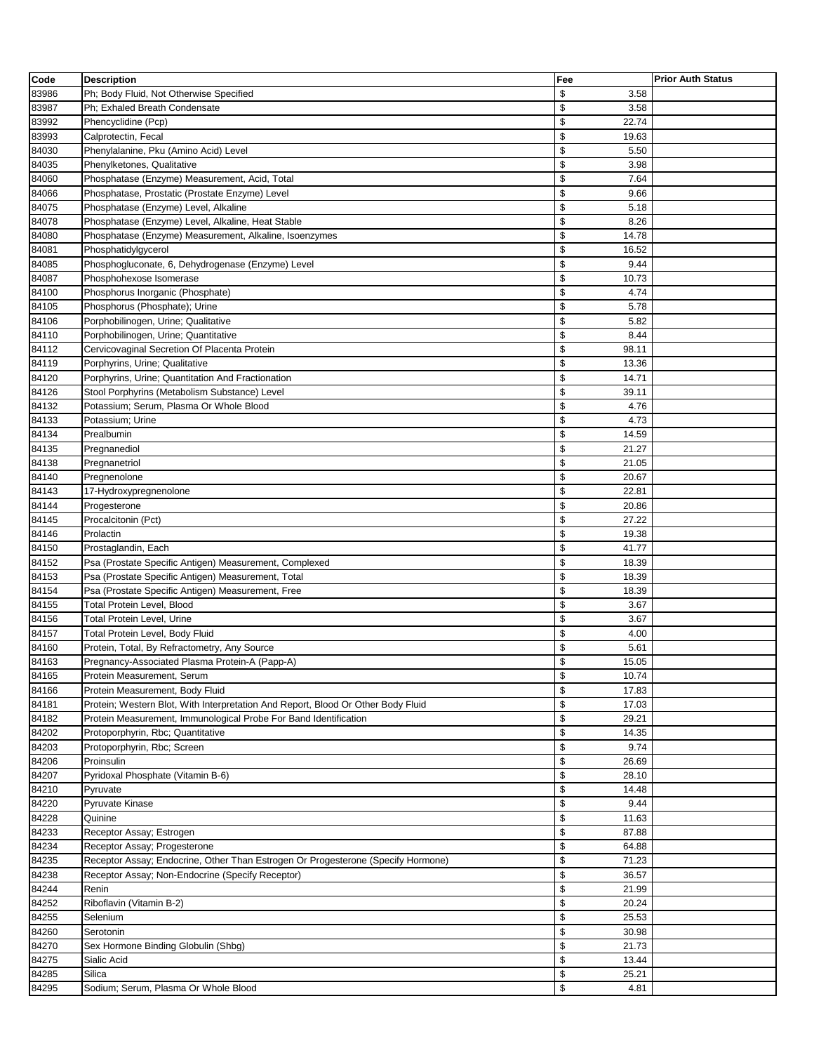| Code | Description | Fee | Prior Auth Status |
|---|---|---|---|
| 83986 | Ph; Body Fluid, Not Otherwise Specified | $ 3.58 | |
| 83987 | Ph; Exhaled Breath Condensate | $ 3.58 | |
| 83992 | Phencyclidine (Pcp) | $ 22.74 | |
| 83993 | Calprotectin, Fecal | $ 19.63 | |
| 84030 | Phenylalanine, Pku (Amino Acid) Level | $ 5.50 | |
| 84035 | Phenylketones, Qualitative | $ 3.98 | |
| 84060 | Phosphatase (Enzyme) Measurement, Acid, Total | $ 7.64 | |
| 84066 | Phosphatase, Prostatic (Prostate Enzyme) Level | $ 9.66 | |
| 84075 | Phosphatase (Enzyme) Level, Alkaline | $ 5.18 | |
| 84078 | Phosphatase (Enzyme) Level, Alkaline, Heat Stable | $ 8.26 | |
| 84080 | Phosphatase (Enzyme) Measurement, Alkaline, Isoenzymes | $ 14.78 | |
| 84081 | Phosphatidylgycerol | $ 16.52 | |
| 84085 | Phosphogluconate, 6, Dehydrogenase (Enzyme) Level | $ 9.44 | |
| 84087 | Phosphohexose Isomerase | $ 10.73 | |
| 84100 | Phosphorus Inorganic (Phosphate) | $ 4.74 | |
| 84105 | Phosphorus (Phosphate); Urine | $ 5.78 | |
| 84106 | Porphobilinogen, Urine; Qualitative | $ 5.82 | |
| 84110 | Porphobilinogen, Urine; Quantitative | $ 8.44 | |
| 84112 | Cervicovaginal Secretion Of Placenta Protein | $ 98.11 | |
| 84119 | Porphyrins, Urine; Qualitative | $ 13.36 | |
| 84120 | Porphyrins, Urine; Quantitation And Fractionation | $ 14.71 | |
| 84126 | Stool Porphyrins (Metabolism Substance) Level | $ 39.11 | |
| 84132 | Potassium; Serum, Plasma Or Whole Blood | $ 4.76 | |
| 84133 | Potassium; Urine | $ 4.73 | |
| 84134 | Prealbumin | $ 14.59 | |
| 84135 | Pregnanediol | $ 21.27 | |
| 84138 | Pregnanetriol | $ 21.05 | |
| 84140 | Pregnenolone | $ 20.67 | |
| 84143 | 17-Hydroxypregnenolone | $ 22.81 | |
| 84144 | Progesterone | $ 20.86 | |
| 84145 | Procalcitonin (Pct) | $ 27.22 | |
| 84146 | Prolactin | $ 19.38 | |
| 84150 | Prostaglandin, Each | $ 41.77 | |
| 84152 | Psa (Prostate Specific Antigen) Measurement, Complexed | $ 18.39 | |
| 84153 | Psa (Prostate Specific Antigen) Measurement, Total | $ 18.39 | |
| 84154 | Psa (Prostate Specific Antigen) Measurement, Free | $ 18.39 | |
| 84155 | Total Protein Level, Blood | $ 3.67 | |
| 84156 | Total Protein Level, Urine | $ 3.67 | |
| 84157 | Total Protein Level, Body Fluid | $ 4.00 | |
| 84160 | Protein, Total, By Refractometry, Any Source | $ 5.61 | |
| 84163 | Pregnancy-Associated Plasma Protein-A (Papp-A) | $ 15.05 | |
| 84165 | Protein Measurement, Serum | $ 10.74 | |
| 84166 | Protein Measurement, Body Fluid | $ 17.83 | |
| 84181 | Protein; Western Blot, With Interpretation And Report, Blood Or Other Body Fluid | $ 17.03 | |
| 84182 | Protein Measurement, Immunological Probe For Band Identification | $ 29.21 | |
| 84202 | Protoporphyrin, Rbc; Quantitative | $ 14.35 | |
| 84203 | Protoporphyrin, Rbc; Screen | $ 9.74 | |
| 84206 | Proinsulin | $ 26.69 | |
| 84207 | Pyridoxal Phosphate (Vitamin B-6) | $ 28.10 | |
| 84210 | Pyruvate | $ 14.48 | |
| 84220 | Pyruvate Kinase | $ 9.44 | |
| 84228 | Quinine | $ 11.63 | |
| 84233 | Receptor Assay; Estrogen | $ 87.88 | |
| 84234 | Receptor Assay; Progesterone | $ 64.88 | |
| 84235 | Receptor Assay; Endocrine, Other Than Estrogen Or Progesterone (Specify Hormone) | $ 71.23 | |
| 84238 | Receptor Assay; Non-Endocrine (Specify Receptor) | $ 36.57 | |
| 84244 | Renin | $ 21.99 | |
| 84252 | Riboflavin (Vitamin B-2) | $ 20.24 | |
| 84255 | Selenium | $ 25.53 | |
| 84260 | Serotonin | $ 30.98 | |
| 84270 | Sex Hormone Binding Globulin (Shbg) | $ 21.73 | |
| 84275 | Sialic Acid | $ 13.44 | |
| 84285 | Silica | $ 25.21 | |
| 84295 | Sodium; Serum, Plasma Or Whole Blood | $ 4.81 | |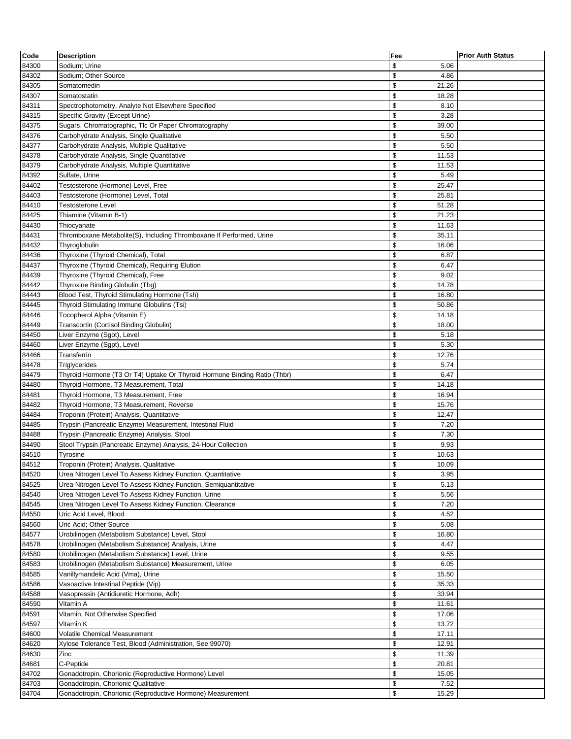| Code | Description | Fee | Prior Auth Status |
|---|---|---|---|
| 84300 | Sodium; Urine | $ 5.06 | |
| 84302 | Sodium; Other Source | $ 4.86 | |
| 84305 | Somatomedin | $ 21.26 | |
| 84307 | Somatostatin | $ 18.28 | |
| 84311 | Spectrophotometry, Analyte Not Elsewhere Specified | $ 8.10 | |
| 84315 | Specific Gravity (Except Urine) | $ 3.28 | |
| 84375 | Sugars, Chromatographic, Tlc Or Paper Chromatography | $ 39.00 | |
| 84376 | Carbohydrate Analysis, Single Qualitative | $ 5.50 | |
| 84377 | Carbohydrate Analysis, Multiple Qualitative | $ 5.50 | |
| 84378 | Carbohydrate Analysis, Single Quantitative | $ 11.53 | |
| 84379 | Carbohydrate Analysis, Multiple Quantitative | $ 11.53 | |
| 84392 | Sulfate, Urine | $ 5.49 | |
| 84402 | Testosterone (Hormone) Level, Free | $ 25.47 | |
| 84403 | Testosterone (Hormone) Level, Total | $ 25.81 | |
| 84410 | Testosterone Level | $ 51.28 | |
| 84425 | Thiamine (Vitamin B-1) | $ 21.23 | |
| 84430 | Thiocyanate | $ 11.63 | |
| 84431 | Thromboxane Metabolite(S), Including Thromboxane If Performed, Urine | $ 35.11 | |
| 84432 | Thyroglobulin | $ 16.06 | |
| 84436 | Thyroxine (Thyroid Chemical), Total | $ 6.87 | |
| 84437 | Thyroxine (Thyroid Chemical), Requiring Elution | $ 6.47 | |
| 84439 | Thyroxine (Thyroid Chemical), Free | $ 9.02 | |
| 84442 | Thyroxine Binding Globulin (Tbg) | $ 14.78 | |
| 84443 | Blood Test, Thyroid Stimulating Hormone (Tsh) | $ 16.80 | |
| 84445 | Thyroid Stimulating Immune Globulins (Tsi) | $ 50.86 | |
| 84446 | Tocopherol Alpha (Vitamin E) | $ 14.18 | |
| 84449 | Transcortin (Cortisol Binding Globulin) | $ 18.00 | |
| 84450 | Liver Enzyme (Sgot), Level | $ 5.18 | |
| 84460 | Liver Enzyme (Sgpt), Level | $ 5.30 | |
| 84466 | Transferrin | $ 12.76 | |
| 84478 | Triglycerides | $ 5.74 | |
| 84479 | Thyroid Hormone (T3 Or T4) Uptake Or Thyroid Hormone Binding Ratio (Thbr) | $ 6.47 | |
| 84480 | Thyroid Hormone, T3 Measurement, Total | $ 14.18 | |
| 84481 | Thyroid Hormone, T3 Measurement, Free | $ 16.94 | |
| 84482 | Thyroid Hormone, T3 Measurement, Reverse | $ 15.76 | |
| 84484 | Troponin (Protein) Analysis, Quantitative | $ 12.47 | |
| 84485 | Trypsin (Pancreatic Enzyme) Measurement, Intestinal Fluid | $ 7.20 | |
| 84488 | Trypsin (Pancreatic Enzyme) Analysis, Stool | $ 7.30 | |
| 84490 | Stool Trypsin (Pancreatic Enzyme) Analysis, 24-Hour Collection | $ 9.93 | |
| 84510 | Tyrosine | $ 10.63 | |
| 84512 | Troponin (Protein) Analysis, Qualitative | $ 10.09 | |
| 84520 | Urea Nitrogen Level To Assess Kidney Function, Quantitative | $ 3.95 | |
| 84525 | Urea Nitrogen Level To Assess Kidney Function, Semiquantitative | $ 5.13 | |
| 84540 | Urea Nitrogen Level To Assess Kidney Function, Urine | $ 5.56 | |
| 84545 | Urea Nitrogen Level To Assess Kidney Function, Clearance | $ 7.20 | |
| 84550 | Uric Acid Level, Blood | $ 4.52 | |
| 84560 | Uric Acid; Other Source | $ 5.08 | |
| 84577 | Urobilinogen (Metabolism Substance) Level, Stool | $ 16.80 | |
| 84578 | Urobilinogen (Metabolism Substance) Analysis, Urine | $ 4.47 | |
| 84580 | Urobilinogen (Metabolism Substance) Level, Urine | $ 9.55 | |
| 84583 | Urobilinogen (Metabolism Substance) Measurement, Urine | $ 6.05 | |
| 84585 | Vanillymandelic Acid (Vma), Urine | $ 15.50 | |
| 84586 | Vasoactive Intestinal Peptide (Vip) | $ 35.33 | |
| 84588 | Vasopressin (Antidiuretic Hormone, Adh) | $ 33.94 | |
| 84590 | Vitamin A | $ 11.61 | |
| 84591 | Vitamin, Not Otherwise Specified | $ 17.06 | |
| 84597 | Vitamin K | $ 13.72 | |
| 84600 | Volatile Chemical Measurement | $ 17.11 | |
| 84620 | Xylose Tolerance Test, Blood (Administration, See 99070) | $ 12.91 | |
| 84630 | Zinc | $ 11.39 | |
| 84681 | C-Peptide | $ 20.81 | |
| 84702 | Gonadotropin, Chorionic (Reproductive Hormone) Level | $ 15.05 | |
| 84703 | Gonadotropin, Chorionic Qualitative | $ 7.52 | |
| 84704 | Gonadotropin, Chorionic (Reproductive Hormone) Measurement | $ 15.29 | |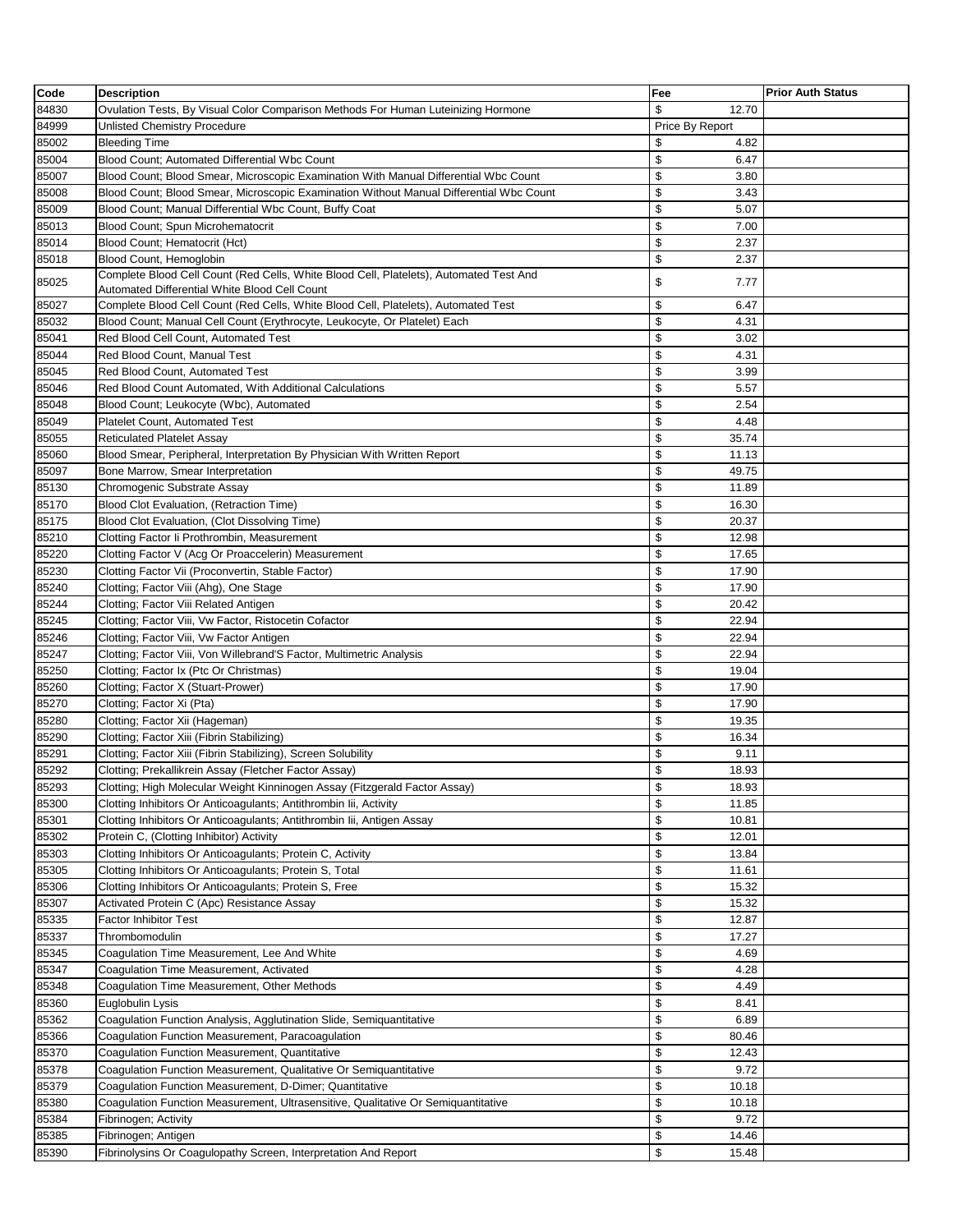| Code | Description | Fee | Prior Auth Status |
|---|---|---|---|
| 84830 | Ovulation Tests, By Visual Color Comparison Methods For Human Luteinizing Hormone | $ 12.70 | |
| 84999 | Unlisted Chemistry Procedure | Price By Report | |
| 85002 | Bleeding Time | $ 4.82 | |
| 85004 | Blood Count; Automated Differential Wbc Count | $ 6.47 | |
| 85007 | Blood Count; Blood Smear, Microscopic Examination With Manual Differential Wbc Count | $ 3.80 | |
| 85008 | Blood Count; Blood Smear, Microscopic Examination Without Manual Differential Wbc Count | $ 3.43 | |
| 85009 | Blood Count; Manual Differential Wbc Count, Buffy Coat | $ 5.07 | |
| 85013 | Blood Count; Spun Microhematocrit | $ 7.00 | |
| 85014 | Blood Count; Hematocrit (Hct) | $ 2.37 | |
| 85018 | Blood Count, Hemoglobin | $ 2.37 | |
| 85025 | Complete Blood Cell Count (Red Cells, White Blood Cell, Platelets), Automated Test And Automated Differential White Blood Cell Count | $ 7.77 | |
| 85027 | Complete Blood Cell Count (Red Cells, White Blood Cell, Platelets), Automated Test | $ 6.47 | |
| 85032 | Blood Count; Manual Cell Count (Erythrocyte, Leukocyte, Or Platelet) Each | $ 4.31 | |
| 85041 | Red Blood Cell Count, Automated Test | $ 3.02 | |
| 85044 | Red Blood Count, Manual Test | $ 4.31 | |
| 85045 | Red Blood Count, Automated Test | $ 3.99 | |
| 85046 | Red Blood Count Automated, With Additional Calculations | $ 5.57 | |
| 85048 | Blood Count; Leukocyte (Wbc), Automated | $ 2.54 | |
| 85049 | Platelet Count, Automated Test | $ 4.48 | |
| 85055 | Reticulated Platelet Assay | $ 35.74 | |
| 85060 | Blood Smear, Peripheral, Interpretation By Physician With Written Report | $ 11.13 | |
| 85097 | Bone Marrow, Smear Interpretation | $ 49.75 | |
| 85130 | Chromogenic Substrate Assay | $ 11.89 | |
| 85170 | Blood Clot Evaluation, (Retraction Time) | $ 16.30 | |
| 85175 | Blood Clot Evaluation, (Clot Dissolving Time) | $ 20.37 | |
| 85210 | Clotting Factor Ii Prothrombin, Measurement | $ 12.98 | |
| 85220 | Clotting Factor V (Acg Or Proaccelerin) Measurement | $ 17.65 | |
| 85230 | Clotting Factor Vii (Proconvertin, Stable Factor) | $ 17.90 | |
| 85240 | Clotting; Factor Viii (Ahg), One Stage | $ 17.90 | |
| 85244 | Clotting; Factor Viii Related Antigen | $ 20.42 | |
| 85245 | Clotting; Factor Viii, Vw Factor, Ristocetin Cofactor | $ 22.94 | |
| 85246 | Clotting; Factor Viii, Vw Factor Antigen | $ 22.94 | |
| 85247 | Clotting; Factor Viii, Von Willebrand'S Factor, Multimetric Analysis | $ 22.94 | |
| 85250 | Clotting; Factor Ix (Ptc Or Christmas) | $ 19.04 | |
| 85260 | Clotting; Factor X (Stuart-Prower) | $ 17.90 | |
| 85270 | Clotting; Factor Xi (Pta) | $ 17.90 | |
| 85280 | Clotting; Factor Xii (Hageman) | $ 19.35 | |
| 85290 | Clotting; Factor Xiii (Fibrin Stabilizing) | $ 16.34 | |
| 85291 | Clotting; Factor Xiii (Fibrin Stabilizing), Screen Solubility | $ 9.11 | |
| 85292 | Clotting; Prekallikrein Assay (Fletcher Factor Assay) | $ 18.93 | |
| 85293 | Clotting; High Molecular Weight Kinninogen Assay (Fitzgerald Factor Assay) | $ 18.93 | |
| 85300 | Clotting Inhibitors Or Anticoagulants; Antithrombin Iii, Activity | $ 11.85 | |
| 85301 | Clotting Inhibitors Or Anticoagulants; Antithrombin Iii, Antigen Assay | $ 10.81 | |
| 85302 | Protein C, (Clotting Inhibitor) Activity | $ 12.01 | |
| 85303 | Clotting Inhibitors Or Anticoagulants; Protein C, Activity | $ 13.84 | |
| 85305 | Clotting Inhibitors Or Anticoagulants; Protein S, Total | $ 11.61 | |
| 85306 | Clotting Inhibitors Or Anticoagulants; Protein S, Free | $ 15.32 | |
| 85307 | Activated Protein C (Apc) Resistance Assay | $ 15.32 | |
| 85335 | Factor Inhibitor Test | $ 12.87 | |
| 85337 | Thrombomodulin | $ 17.27 | |
| 85345 | Coagulation Time Measurement, Lee And White | $ 4.69 | |
| 85347 | Coagulation Time Measurement, Activated | $ 4.28 | |
| 85348 | Coagulation Time Measurement, Other Methods | $ 4.49 | |
| 85360 | Euglobulin Lysis | $ 8.41 | |
| 85362 | Coagulation Function Analysis, Agglutination Slide, Semiquantitative | $ 6.89 | |
| 85366 | Coagulation Function Measurement, Paracoagulation | $ 80.46 | |
| 85370 | Coagulation Function Measurement, Quantitative | $ 12.43 | |
| 85378 | Coagulation Function Measurement, Qualitative Or Semiquantitative | $ 9.72 | |
| 85379 | Coagulation Function Measurement, D-Dimer; Quantitative | $ 10.18 | |
| 85380 | Coagulation Function Measurement, Ultrasensitive, Qualitative Or Semiquantitative | $ 10.18 | |
| 85384 | Fibrinogen; Activity | $ 9.72 | |
| 85385 | Fibrinogen; Antigen | $ 14.46 | |
| 85390 | Fibrinolysins Or Coagulopathy Screen, Interpretation And Report | $ 15.48 | |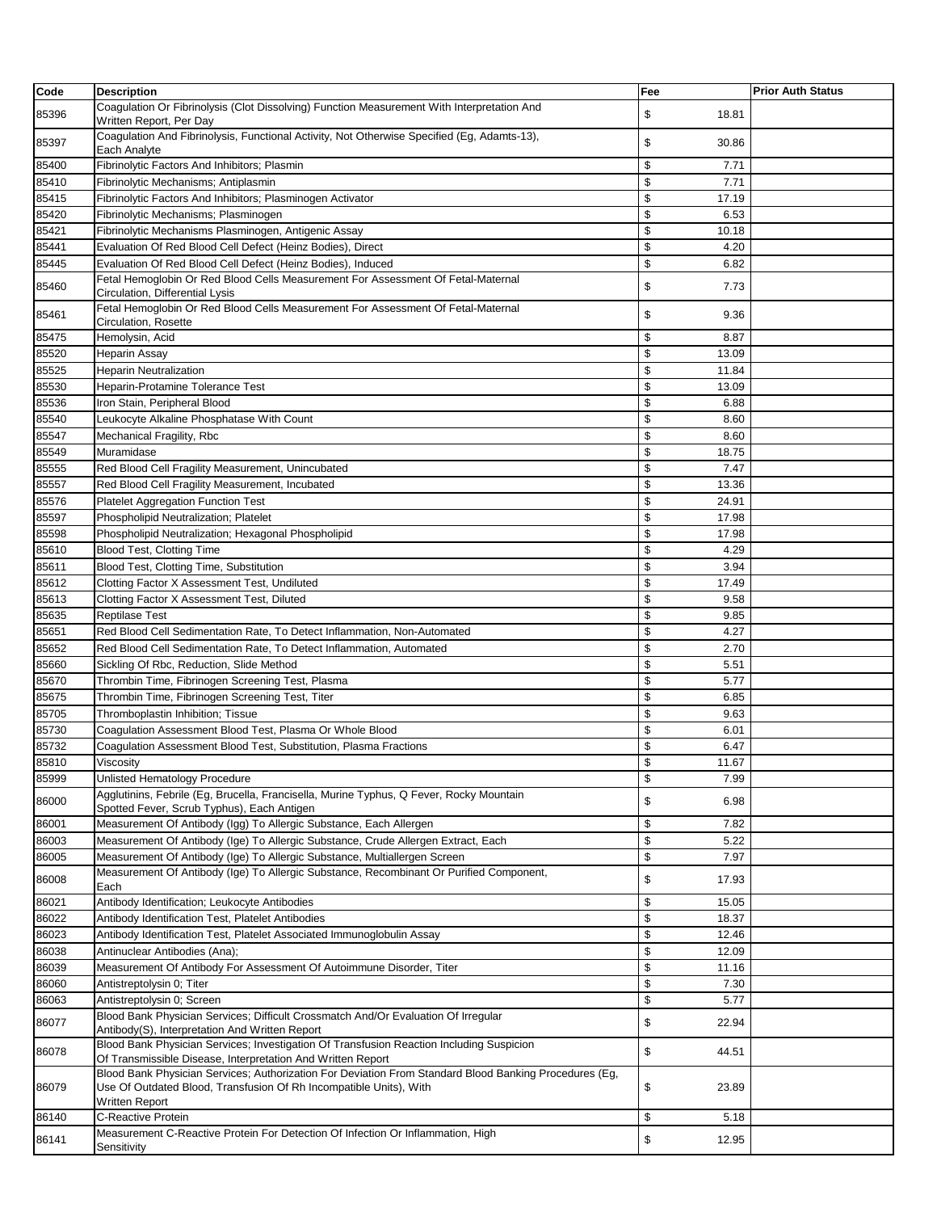| Code | Description | Fee | Prior Auth Status |
|---|---|---|---|
| 85396 | Coagulation Or Fibrinolysis (Clot Dissolving) Function Measurement With Interpretation And Written Report, Per Day | $ 18.81 | |
| 85397 | Coagulation And Fibrinolysis, Functional Activity, Not Otherwise Specified (Eg, Adamts-13), Each Analyte | $ 30.86 | |
| 85400 | Fibrinolytic Factors And Inhibitors; Plasmin | $ 7.71 | |
| 85410 | Fibrinolytic Mechanisms; Antiplasmin | $ 7.71 | |
| 85415 | Fibrinolytic Factors And Inhibitors; Plasminogen Activator | $ 17.19 | |
| 85420 | Fibrinolytic Mechanisms; Plasminogen | $ 6.53 | |
| 85421 | Fibrinolytic Mechanisms Plasminogen, Antigenic Assay | $ 10.18 | |
| 85441 | Evaluation Of Red Blood Cell Defect (Heinz Bodies), Direct | $ 4.20 | |
| 85445 | Evaluation Of Red Blood Cell Defect (Heinz Bodies), Induced | $ 6.82 | |
| 85460 | Fetal Hemoglobin Or Red Blood Cells Measurement For Assessment Of Fetal-Maternal Circulation, Differential Lysis | $ 7.73 | |
| 85461 | Fetal Hemoglobin Or Red Blood Cells Measurement For Assessment Of Fetal-Maternal Circulation, Rosette | $ 9.36 | |
| 85475 | Hemolysin, Acid | $ 8.87 | |
| 85520 | Heparin Assay | $ 13.09 | |
| 85525 | Heparin Neutralization | $ 11.84 | |
| 85530 | Heparin-Protamine Tolerance Test | $ 13.09 | |
| 85536 | Iron Stain, Peripheral Blood | $ 6.88 | |
| 85540 | Leukocyte Alkaline Phosphatase With Count | $ 8.60 | |
| 85547 | Mechanical Fragility, Rbc | $ 8.60 | |
| 85549 | Muramidase | $ 18.75 | |
| 85555 | Red Blood Cell Fragility Measurement, Unincubated | $ 7.47 | |
| 85557 | Red Blood Cell Fragility Measurement, Incubated | $ 13.36 | |
| 85576 | Platelet Aggregation Function Test | $ 24.91 | |
| 85597 | Phospholipid Neutralization; Platelet | $ 17.98 | |
| 85598 | Phospholipid Neutralization; Hexagonal Phospholipid | $ 17.98 | |
| 85610 | Blood Test, Clotting Time | $ 4.29 | |
| 85611 | Blood Test, Clotting Time, Substitution | $ 3.94 | |
| 85612 | Clotting Factor X Assessment Test, Undiluted | $ 17.49 | |
| 85613 | Clotting Factor X Assessment Test, Diluted | $ 9.58 | |
| 85635 | Reptilase Test | $ 9.85 | |
| 85651 | Red Blood Cell Sedimentation Rate, To Detect Inflammation, Non-Automated | $ 4.27 | |
| 85652 | Red Blood Cell Sedimentation Rate, To Detect Inflammation, Automated | $ 2.70 | |
| 85660 | Sickling Of Rbc, Reduction, Slide Method | $ 5.51 | |
| 85670 | Thrombin Time, Fibrinogen Screening Test, Plasma | $ 5.77 | |
| 85675 | Thrombin Time, Fibrinogen Screening Test, Titer | $ 6.85 | |
| 85705 | Thromboplastin Inhibition; Tissue | $ 9.63 | |
| 85730 | Coagulation Assessment Blood Test, Plasma Or Whole Blood | $ 6.01 | |
| 85732 | Coagulation Assessment Blood Test, Substitution, Plasma Fractions | $ 6.47 | |
| 85810 | Viscosity | $ 11.67 | |
| 85999 | Unlisted Hematology Procedure | $ 7.99 | |
| 86000 | Agglutinins, Febrile (Eg, Brucella, Francisella, Murine Typhus, Q Fever, Rocky Mountain Spotted Fever, Scrub Typhus), Each Antigen | $ 6.98 | |
| 86001 | Measurement Of Antibody (Igg) To Allergic Substance, Each Allergen | $ 7.82 | |
| 86003 | Measurement Of Antibody (Ige) To Allergic Substance, Crude Allergen Extract, Each | $ 5.22 | |
| 86005 | Measurement Of Antibody (Ige) To Allergic Substance, Multiallergen Screen | $ 7.97 | |
| 86008 | Measurement Of Antibody (Ige) To Allergic Substance, Recombinant Or Purified Component, Each | $ 17.93 | |
| 86021 | Antibody Identification; Leukocyte Antibodies | $ 15.05 | |
| 86022 | Antibody Identification Test, Platelet Antibodies | $ 18.37 | |
| 86023 | Antibody Identification Test, Platelet Associated Immunoglobulin Assay | $ 12.46 | |
| 86038 | Antinuclear Antibodies (Ana); | $ 12.09 | |
| 86039 | Measurement Of Antibody For Assessment Of Autoimmune Disorder, Titer | $ 11.16 | |
| 86060 | Antistreptolysin 0; Titer | $ 7.30 | |
| 86063 | Antistreptolysin 0; Screen | $ 5.77 | |
| 86077 | Blood Bank Physician Services; Difficult Crossmatch And/Or Evaluation Of Irregular Antibody(S), Interpretation And Written Report | $ 22.94 | |
| 86078 | Blood Bank Physician Services; Investigation Of Transfusion Reaction Including Suspicion Of Transmissible Disease, Interpretation And Written Report | $ 44.51 | |
| 86079 | Blood Bank Physician Services; Authorization For Deviation From Standard Blood Banking Procedures (Eg, Use Of Outdated Blood, Transfusion Of Rh Incompatible Units), With Written Report | $ 23.89 | |
| 86140 | C-Reactive Protein | $ 5.18 | |
| 86141 | Measurement C-Reactive Protein For Detection Of Infection Or Inflammation, High Sensitivity | $ 12.95 | |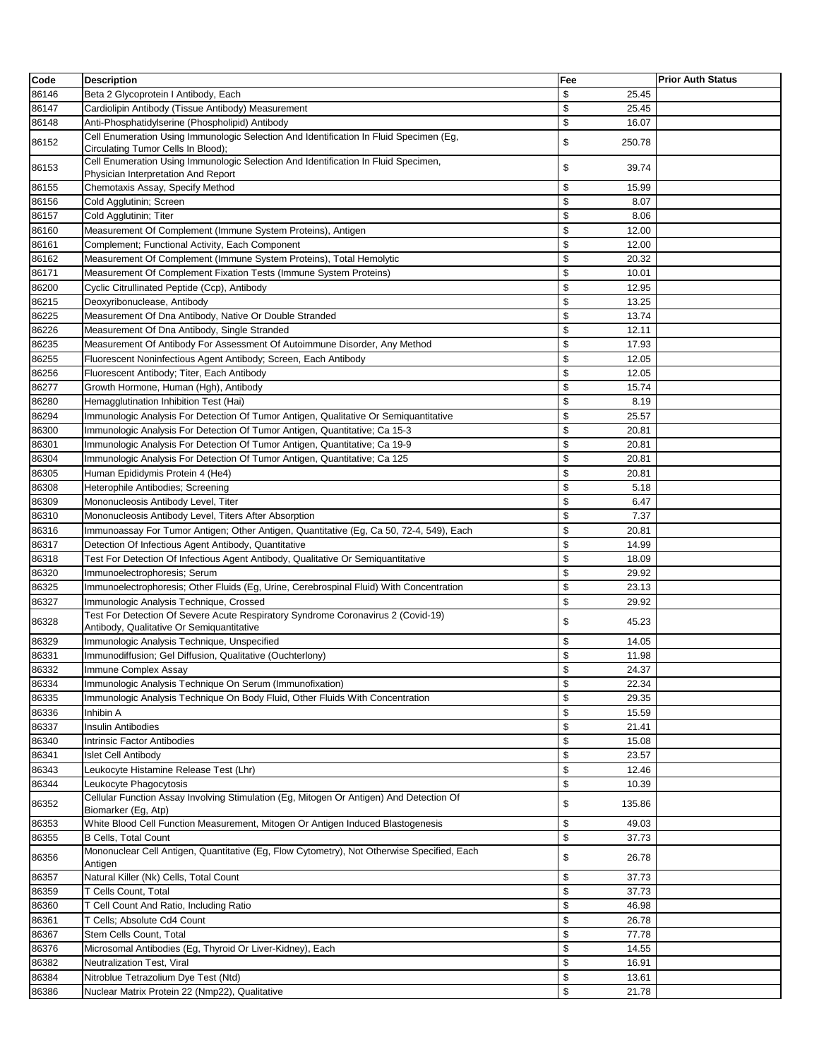| Code | Description | Fee | Prior Auth Status |
|---|---|---|---|
| 86146 | Beta 2 Glycoprotein I Antibody, Each | $ 25.45 | |
| 86147 | Cardiolipin Antibody (Tissue Antibody) Measurement | $ 25.45 | |
| 86148 | Anti-Phosphatidylserine (Phospholipid) Antibody | $ 16.07 | |
| 86152 | Cell Enumeration Using Immunologic Selection And Identification In Fluid Specimen (Eg, Circulating Tumor Cells In Blood); | $ 250.78 | |
| 86153 | Cell Enumeration Using Immunologic Selection And Identification In Fluid Specimen, Physician Interpretation And Report | $ 39.74 | |
| 86155 | Chemotaxis Assay, Specify Method | $ 15.99 | |
| 86156 | Cold Agglutinin; Screen | $ 8.07 | |
| 86157 | Cold Agglutinin; Titer | $ 8.06 | |
| 86160 | Measurement Of Complement (Immune System Proteins), Antigen | $ 12.00 | |
| 86161 | Complement; Functional Activity, Each Component | $ 12.00 | |
| 86162 | Measurement Of Complement (Immune System Proteins), Total Hemolytic | $ 20.32 | |
| 86171 | Measurement Of Complement Fixation Tests (Immune System Proteins) | $ 10.01 | |
| 86200 | Cyclic Citrullinated Peptide (Ccp), Antibody | $ 12.95 | |
| 86215 | Deoxyribonuclease, Antibody | $ 13.25 | |
| 86225 | Measurement Of Dna Antibody, Native Or Double Stranded | $ 13.74 | |
| 86226 | Measurement Of Dna Antibody, Single Stranded | $ 12.11 | |
| 86235 | Measurement Of Antibody For Assessment Of Autoimmune Disorder, Any Method | $ 17.93 | |
| 86255 | Fluorescent Noninfectious Agent Antibody; Screen, Each Antibody | $ 12.05 | |
| 86256 | Fluorescent Antibody; Titer, Each Antibody | $ 12.05 | |
| 86277 | Growth Hormone, Human (Hgh), Antibody | $ 15.74 | |
| 86280 | Hemagglutination Inhibition Test (Hai) | $ 8.19 | |
| 86294 | Immunologic Analysis For Detection Of Tumor Antigen, Qualitative Or Semiquantitative | $ 25.57 | |
| 86300 | Immunologic Analysis For Detection Of Tumor Antigen, Quantitative; Ca 15-3 | $ 20.81 | |
| 86301 | Immunologic Analysis For Detection Of Tumor Antigen, Quantitative; Ca 19-9 | $ 20.81 | |
| 86304 | Immunologic Analysis For Detection Of Tumor Antigen, Quantitative; Ca 125 | $ 20.81 | |
| 86305 | Human Epididymis Protein 4 (He4) | $ 20.81 | |
| 86308 | Heterophile Antibodies; Screening | $ 5.18 | |
| 86309 | Mononucleosis Antibody Level, Titer | $ 6.47 | |
| 86310 | Mononucleosis Antibody Level, Titers After Absorption | $ 7.37 | |
| 86316 | Immunoassay For Tumor Antigen; Other Antigen, Quantitative (Eg, Ca 50, 72-4, 549), Each | $ 20.81 | |
| 86317 | Detection Of Infectious Agent Antibody, Quantitative | $ 14.99 | |
| 86318 | Test For Detection Of Infectious Agent Antibody, Qualitative Or Semiquantitative | $ 18.09 | |
| 86320 | Immunoelectrophoresis; Serum | $ 29.92 | |
| 86325 | Immunoelectrophoresis; Other Fluids (Eg, Urine, Cerebrospinal Fluid) With Concentration | $ 23.13 | |
| 86327 | Immunologic Analysis Technique, Crossed | $ 29.92 | |
| 86328 | Test For Detection Of Severe Acute Respiratory Syndrome Coronavirus 2 (Covid-19) Antibody, Qualitative Or Semiquantitative | $ 45.23 | |
| 86329 | Immunologic Analysis Technique, Unspecified | $ 14.05 | |
| 86331 | Immunodiffusion; Gel Diffusion, Qualitative (Ouchterlony) | $ 11.98 | |
| 86332 | Immune Complex Assay | $ 24.37 | |
| 86334 | Immunologic Analysis Technique On Serum (Immunofixation) | $ 22.34 | |
| 86335 | Immunologic Analysis Technique On Body Fluid, Other Fluids With Concentration | $ 29.35 | |
| 86336 | Inhibin A | $ 15.59 | |
| 86337 | Insulin Antibodies | $ 21.41 | |
| 86340 | Intrinsic Factor Antibodies | $ 15.08 | |
| 86341 | Islet Cell Antibody | $ 23.57 | |
| 86343 | Leukocyte Histamine Release Test (Lhr) | $ 12.46 | |
| 86344 | Leukocyte Phagocytosis | $ 10.39 | |
| 86352 | Cellular Function Assay Involving Stimulation (Eg, Mitogen Or Antigen) And Detection Of Biomarker (Eg, Atp) | $ 135.86 | |
| 86353 | White Blood Cell Function Measurement, Mitogen Or Antigen Induced Blastogenesis | $ 49.03 | |
| 86355 | B Cells, Total Count | $ 37.73 | |
| 86356 | Mononuclear Cell Antigen, Quantitative (Eg, Flow Cytometry), Not Otherwise Specified, Each Antigen | $ 26.78 | |
| 86357 | Natural Killer (Nk) Cells, Total Count | $ 37.73 | |
| 86359 | T Cells Count, Total | $ 37.73 | |
| 86360 | T Cell Count And Ratio, Including Ratio | $ 46.98 | |
| 86361 | T Cells; Absolute Cd4 Count | $ 26.78 | |
| 86367 | Stem Cells Count, Total | $ 77.78 | |
| 86376 | Microsomal Antibodies (Eg, Thyroid Or Liver-Kidney), Each | $ 14.55 | |
| 86382 | Neutralization Test, Viral | $ 16.91 | |
| 86384 | Nitroblue Tetrazolium Dye Test (Ntd) | $ 13.61 | |
| 86386 | Nuclear Matrix Protein 22 (Nmp22), Qualitative | $ 21.78 | |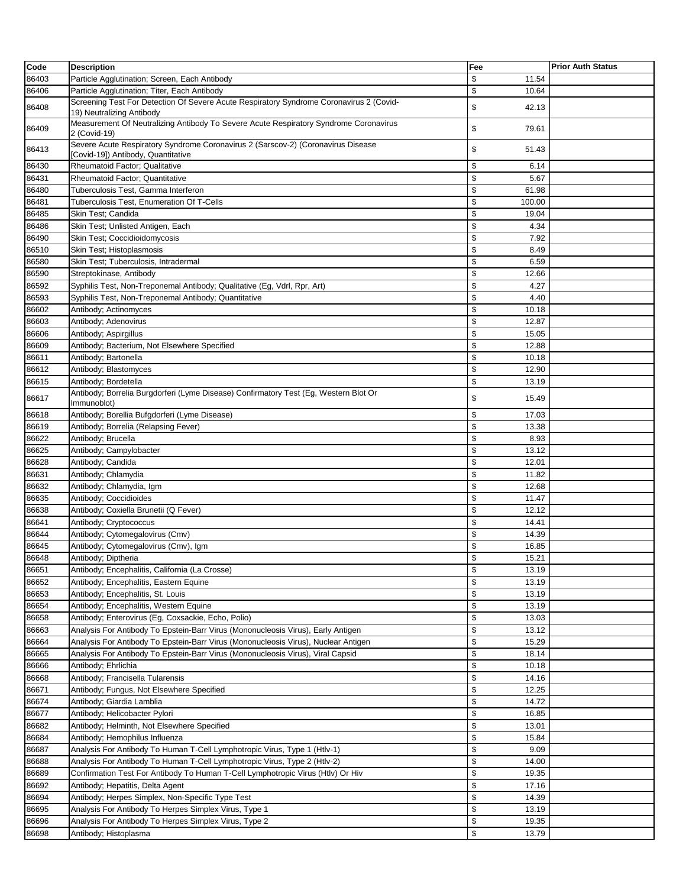| Code | Description | Fee | Prior Auth Status |
|---|---|---|---|
| 86403 | Particle Agglutination; Screen, Each Antibody | $ 11.54 | |
| 86406 | Particle Agglutination; Titer, Each Antibody | $ 10.64 | |
| 86408 | Screening Test For Detection Of Severe Acute Respiratory Syndrome Coronavirus 2 (Covid-19) Neutralizing Antibody | $ 42.13 | |
| 86409 | Measurement Of Neutralizing Antibody To Severe Acute Respiratory Syndrome Coronavirus 2 (Covid-19) | $ 79.61 | |
| 86413 | Severe Acute Respiratory Syndrome Coronavirus 2 (Sarscov-2) (Coronavirus Disease [Covid-19]) Antibody, Quantitative | $ 51.43 | |
| 86430 | Rheumatoid Factor; Qualitative | $ 6.14 | |
| 86431 | Rheumatoid Factor; Quantitative | $ 5.67 | |
| 86480 | Tuberculosis Test, Gamma Interferon | $ 61.98 | |
| 86481 | Tuberculosis Test, Enumeration Of T-Cells | $ 100.00 | |
| 86485 | Skin Test; Candida | $ 19.04 | |
| 86486 | Skin Test; Unlisted Antigen, Each | $ 4.34 | |
| 86490 | Skin Test; Coccidioidomycosis | $ 7.92 | |
| 86510 | Skin Test; Histoplasmosis | $ 8.49 | |
| 86580 | Skin Test; Tuberculosis, Intradermal | $ 6.59 | |
| 86590 | Streptokinase, Antibody | $ 12.66 | |
| 86592 | Syphilis Test, Non-Treponemal Antibody; Qualitative (Eg, Vdrl, Rpr, Art) | $ 4.27 | |
| 86593 | Syphilis Test, Non-Treponemal Antibody; Quantitative | $ 4.40 | |
| 86602 | Antibody; Actinomyces | $ 10.18 | |
| 86603 | Antibody; Adenovirus | $ 12.87 | |
| 86606 | Antibody; Aspirgillus | $ 15.05 | |
| 86609 | Antibody; Bacterium, Not Elsewhere Specified | $ 12.88 | |
| 86611 | Antibody; Bartonella | $ 10.18 | |
| 86612 | Antibody; Blastomyces | $ 12.90 | |
| 86615 | Antibody; Bordetella | $ 13.19 | |
| 86617 | Antibody; Borrelia Burgdorferi (Lyme Disease) Confirmatory Test (Eg, Western Blot Or Immunoblot) | $ 15.49 | |
| 86618 | Antibody; Borellia Bufgdorferi (Lyme Disease) | $ 17.03 | |
| 86619 | Antibody; Borrelia (Relapsing Fever) | $ 13.38 | |
| 86622 | Antibody; Brucella | $ 8.93 | |
| 86625 | Antibody; Campylobacter | $ 13.12 | |
| 86628 | Antibody; Candida | $ 12.01 | |
| 86631 | Antibody; Chlamydia | $ 11.82 | |
| 86632 | Antibody; Chlamydia, Igm | $ 12.68 | |
| 86635 | Antibody; Coccidioides | $ 11.47 | |
| 86638 | Antibody; Coxiella Brunetii (Q Fever) | $ 12.12 | |
| 86641 | Antibody; Cryptococcus | $ 14.41 | |
| 86644 | Antibody; Cytomegalovirus (Cmv) | $ 14.39 | |
| 86645 | Antibody; Cytomegalovirus (Cmv), Igm | $ 16.85 | |
| 86648 | Antibody; Diptheria | $ 15.21 | |
| 86651 | Antibody; Encephalitis, California (La Crosse) | $ 13.19 | |
| 86652 | Antibody; Encephalitis, Eastern Equine | $ 13.19 | |
| 86653 | Antibody; Encephalitis, St. Louis | $ 13.19 | |
| 86654 | Antibody; Encephalitis, Western Equine | $ 13.19 | |
| 86658 | Antibody; Enterovirus (Eg, Coxsackie, Echo, Polio) | $ 13.03 | |
| 86663 | Analysis For Antibody To Epstein-Barr Virus (Mononucleosis Virus), Early Antigen | $ 13.12 | |
| 86664 | Analysis For Antibody To Epstein-Barr Virus (Mononucleosis Virus), Nuclear Antigen | $ 15.29 | |
| 86665 | Analysis For Antibody To Epstein-Barr Virus (Mononucleosis Virus), Viral Capsid | $ 18.14 | |
| 86666 | Antibody; Ehrlichia | $ 10.18 | |
| 86668 | Antibody; Francisella Tularensis | $ 14.16 | |
| 86671 | Antibody; Fungus, Not Elsewhere Specified | $ 12.25 | |
| 86674 | Antibody; Giardia Lamblia | $ 14.72 | |
| 86677 | Antibody; Helicobacter Pylori | $ 16.85 | |
| 86682 | Antibody; Helminth, Not Elsewhere Specified | $ 13.01 | |
| 86684 | Antibody; Hemophilus Influenza | $ 15.84 | |
| 86687 | Analysis For Antibody To Human T-Cell Lymphotropic Virus, Type 1 (Htlv-1) | $ 9.09 | |
| 86688 | Analysis For Antibody To Human T-Cell Lymphotropic Virus, Type 2 (Htlv-2) | $ 14.00 | |
| 86689 | Confirmation Test For Antibody To Human T-Cell Lymphotropic Virus (Htlv) Or Hiv | $ 19.35 | |
| 86692 | Antibody; Hepatitis, Delta Agent | $ 17.16 | |
| 86694 | Antibody; Herpes Simplex, Non-Specific Type Test | $ 14.39 | |
| 86695 | Analysis For Antibody To Herpes Simplex Virus, Type 1 | $ 13.19 | |
| 86696 | Analysis For Antibody To Herpes Simplex Virus, Type 2 | $ 19.35 | |
| 86698 | Antibody; Histoplasma | $ 13.79 | |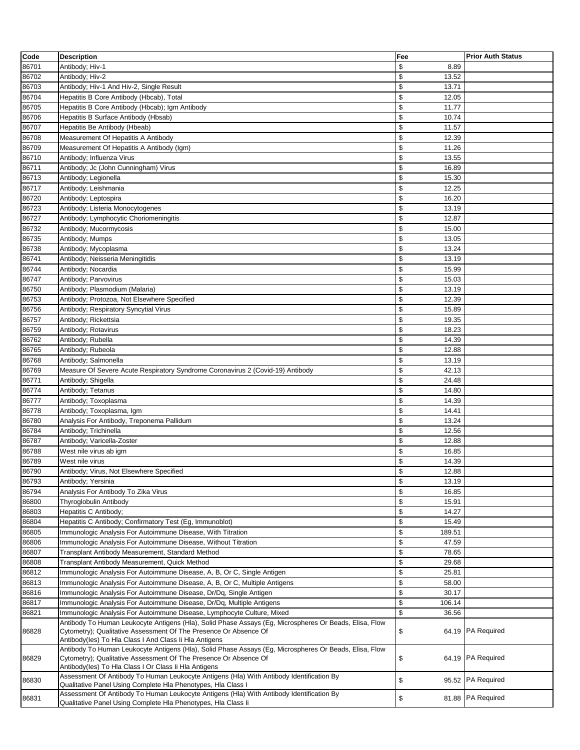| Code | Description | Fee | Prior Auth Status |
|---|---|---|---|
| 86701 | Antibody; Hiv-1 | $ 8.89 | |
| 86702 | Antibody; Hiv-2 | $ 13.52 | |
| 86703 | Antibody; Hiv-1 And Hiv-2, Single Result | $ 13.71 | |
| 86704 | Hepatitis B Core Antibody (Hbcab), Total | $ 12.05 | |
| 86705 | Hepatitis B Core Antibody (Hbcab); Igm Antibody | $ 11.77 | |
| 86706 | Hepatitis B Surface Antibody (Hbsab) | $ 10.74 | |
| 86707 | Hepatitis Be Antibody (Hbeab) | $ 11.57 | |
| 86708 | Measurement Of Hepatitis A Antibody | $ 12.39 | |
| 86709 | Measurement Of Hepatitis A Antibody (Igm) | $ 11.26 | |
| 86710 | Antibody; Influenza Virus | $ 13.55 | |
| 86711 | Antibody; Jc (John Cunningham) Virus | $ 16.89 | |
| 86713 | Antibody; Legionella | $ 15.30 | |
| 86717 | Antibody; Leishmania | $ 12.25 | |
| 86720 | Antibody; Leptospira | $ 16.20 | |
| 86723 | Antibody; Listeria Monocytogenes | $ 13.19 | |
| 86727 | Antibody; Lymphocytic Choriomeningitis | $ 12.87 | |
| 86732 | Antibody; Mucormycosis | $ 15.00 | |
| 86735 | Antibody; Mumps | $ 13.05 | |
| 86738 | Antibody; Mycoplasma | $ 13.24 | |
| 86741 | Antibody; Neisseria Meningitidis | $ 13.19 | |
| 86744 | Antibody; Nocardia | $ 15.99 | |
| 86747 | Antibody; Parvovirus | $ 15.03 | |
| 86750 | Antibody; Plasmodium (Malaria) | $ 13.19 | |
| 86753 | Antibody; Protozoa, Not Elsewhere Specified | $ 12.39 | |
| 86756 | Antibody; Respiratory Syncytial Virus | $ 15.89 | |
| 86757 | Antibody; Rickettsia | $ 19.35 | |
| 86759 | Antibody; Rotavirus | $ 18.23 | |
| 86762 | Antibody; Rubella | $ 14.39 | |
| 86765 | Antibody; Rubeola | $ 12.88 | |
| 86768 | Antibody; Salmonella | $ 13.19 | |
| 86769 | Measure Of Severe Acute Respiratory Syndrome Coronavirus 2 (Covid-19) Antibody | $ 42.13 | |
| 86771 | Antibody; Shigella | $ 24.48 | |
| 86774 | Antibody; Tetanus | $ 14.80 | |
| 86777 | Antibody; Toxoplasma | $ 14.39 | |
| 86778 | Antibody; Toxoplasma, Igm | $ 14.41 | |
| 86780 | Analysis For Antibody, Treponema Pallidum | $ 13.24 | |
| 86784 | Antibody; Trichinella | $ 12.56 | |
| 86787 | Antibody; Varicella-Zoster | $ 12.88 | |
| 86788 | West nile virus ab igm | $ 16.85 | |
| 86789 | West nile virus | $ 14.39 | |
| 86790 | Antibody; Virus, Not Elsewhere Specified | $ 12.88 | |
| 86793 | Antibody; Yersinia | $ 13.19 | |
| 86794 | Analysis For Antibody To Zika Virus | $ 16.85 | |
| 86800 | Thyroglobulin Antibody | $ 15.91 | |
| 86803 | Hepatitis C Antibody; | $ 14.27 | |
| 86804 | Hepatitis C Antibody; Confirmatory Test (Eg, Immunoblot) | $ 15.49 | |
| 86805 | Immunologic Analysis For Autoimmune Disease, With Titration | $ 189.51 | |
| 86806 | Immunologic Analysis For Autoimmune Disease, Without Titration | $ 47.59 | |
| 86807 | Transplant Antibody Measurement, Standard Method | $ 78.65 | |
| 86808 | Transplant Antibody Measurement, Quick Method | $ 29.68 | |
| 86812 | Immunologic Analysis For Autoimmune Disease, A, B, Or C, Single Antigen | $ 25.81 | |
| 86813 | Immunologic Analysis For Autoimmune Disease, A, B, Or C, Multiple Antigens | $ 58.00 | |
| 86816 | Immunologic Analysis For Autoimmune Disease, Dr/Dq, Single Antigen | $ 30.17 | |
| 86817 | Immunologic Analysis For Autoimmune Disease, Dr/Dq, Multiple Antigens | $ 106.14 | |
| 86821 | Immunologic Analysis For Autoimmune Disease, Lymphocyte Culture, Mixed | $ 36.56 | |
| 86828 | Antibody To Human Leukocyte Antigens (Hla), Solid Phase Assays (Eg, Microspheres Or Beads, Elisa, Flow Cytometry); Qualitative Assessment Of The Presence Or Absence Of Antibody(Ies) To Hla Class I And Class Ii Hla Antigens | $ 64.19 | PA Required |
| 86829 | Antibody To Human Leukocyte Antigens (Hla), Solid Phase Assays (Eg, Microspheres Or Beads, Elisa, Flow Cytometry); Qualitative Assessment Of The Presence Or Absence Of Antibody(Ies) To Hla Class I Or Class Ii Hla Antigens | $ 64.19 | PA Required |
| 86830 | Assessment Of Antibody To Human Leukocyte Antigens (Hla) With Antibody Identification By Qualitative Panel Using Complete Hla Phenotypes, Hla Class I | $ 95.52 | PA Required |
| 86831 | Assessment Of Antibody To Human Leukocyte Antigens (Hla) With Antibody Identification By Qualitative Panel Using Complete Hla Phenotypes, Hla Class Ii | $ 81.88 | PA Required |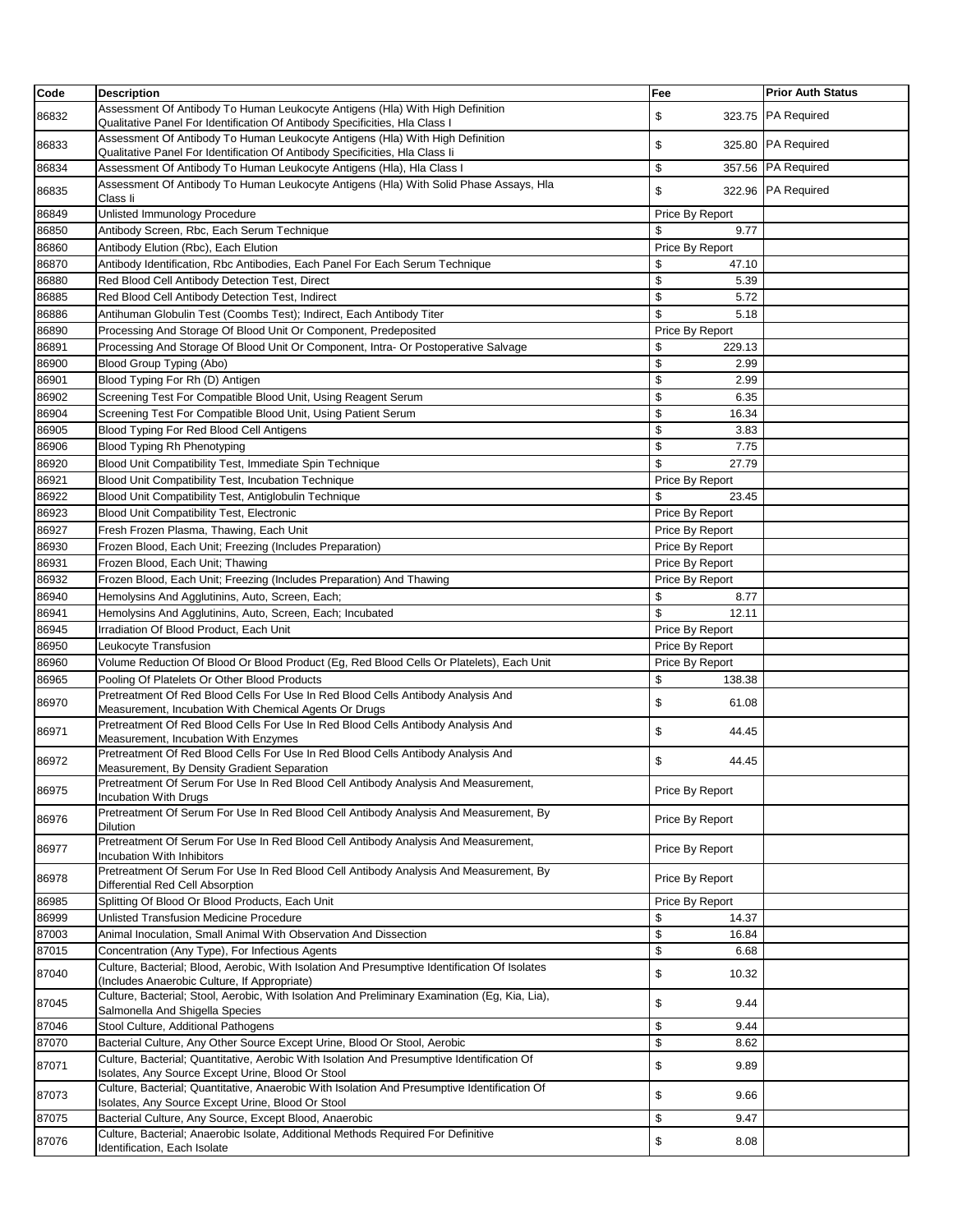| Code | Description | Fee | Prior Auth Status |
|---|---|---|---|
| 86832 | Assessment Of Antibody To Human Leukocyte Antigens (Hla) With High Definition Qualitative Panel For Identification Of Antibody Specificities, Hla Class I | $ 323.75 | PA Required |
| 86833 | Assessment Of Antibody To Human Leukocyte Antigens (Hla) With High Definition Qualitative Panel For Identification Of Antibody Specificities, Hla Class Ii | $ 325.80 | PA Required |
| 86834 | Assessment Of Antibody To Human Leukocyte Antigens (Hla), Hla Class I | $ 357.56 | PA Required |
| 86835 | Assessment Of Antibody To Human Leukocyte Antigens (Hla) With Solid Phase Assays, Hla Class Ii | $ 322.96 | PA Required |
| 86849 | Unlisted Immunology Procedure | Price By Report | |
| 86850 | Antibody Screen, Rbc, Each Serum Technique | $ 9.77 | |
| 86860 | Antibody Elution (Rbc), Each Elution | Price By Report | |
| 86870 | Antibody Identification, Rbc Antibodies, Each Panel For Each Serum Technique | $ 47.10 | |
| 86880 | Red Blood Cell Antibody Detection Test, Direct | $ 5.39 | |
| 86885 | Red Blood Cell Antibody Detection Test, Indirect | $ 5.72 | |
| 86886 | Antihuman Globulin Test (Coombs Test); Indirect, Each Antibody Titer | $ 5.18 | |
| 86890 | Processing And Storage Of Blood Unit Or Component, Predeposited | Price By Report | |
| 86891 | Processing And Storage Of Blood Unit Or Component, Intra- Or Postoperative Salvage | $ 229.13 | |
| 86900 | Blood Group Typing (Abo) | $ 2.99 | |
| 86901 | Blood Typing For Rh (D) Antigen | $ 2.99 | |
| 86902 | Screening Test For Compatible Blood Unit, Using Reagent Serum | $ 6.35 | |
| 86904 | Screening Test For Compatible Blood Unit, Using Patient Serum | $ 16.34 | |
| 86905 | Blood Typing For Red Blood Cell Antigens | $ 3.83 | |
| 86906 | Blood Typing Rh Phenotyping | $ 7.75 | |
| 86920 | Blood Unit Compatibility Test, Immediate Spin Technique | $ 27.79 | |
| 86921 | Blood Unit Compatibility Test, Incubation Technique | Price By Report | |
| 86922 | Blood Unit Compatibility Test, Antiglobulin Technique | $ 23.45 | |
| 86923 | Blood Unit Compatibility Test, Electronic | Price By Report | |
| 86927 | Fresh Frozen Plasma, Thawing, Each Unit | Price By Report | |
| 86930 | Frozen Blood, Each Unit; Freezing (Includes Preparation) | Price By Report | |
| 86931 | Frozen Blood, Each Unit; Thawing | Price By Report | |
| 86932 | Frozen Blood, Each Unit; Freezing (Includes Preparation) And Thawing | Price By Report | |
| 86940 | Hemolysins And Agglutinins, Auto, Screen, Each; | $ 8.77 | |
| 86941 | Hemolysins And Agglutinins, Auto, Screen, Each; Incubated | $ 12.11 | |
| 86945 | Irradiation Of Blood Product, Each Unit | Price By Report | |
| 86950 | Leukocyte Transfusion | Price By Report | |
| 86960 | Volume Reduction Of Blood Or Blood Product (Eg, Red Blood Cells Or Platelets), Each Unit | Price By Report | |
| 86965 | Pooling Of Platelets Or Other Blood Products | $ 138.38 | |
| 86970 | Pretreatment Of Red Blood Cells For Use In Red Blood Cells Antibody Analysis And Measurement, Incubation With Chemical Agents Or Drugs | $ 61.08 | |
| 86971 | Pretreatment Of Red Blood Cells For Use In Red Blood Cells Antibody Analysis And Measurement, Incubation With Enzymes | $ 44.45 | |
| 86972 | Pretreatment Of Red Blood Cells For Use In Red Blood Cells Antibody Analysis And Measurement, By Density Gradient Separation | $ 44.45 | |
| 86975 | Pretreatment Of Serum For Use In Red Blood Cell Antibody Analysis And Measurement, Incubation With Drugs | Price By Report | |
| 86976 | Pretreatment Of Serum For Use In Red Blood Cell Antibody Analysis And Measurement, By Dilution | Price By Report | |
| 86977 | Pretreatment Of Serum For Use In Red Blood Cell Antibody Analysis And Measurement, Incubation With Inhibitors | Price By Report | |
| 86978 | Pretreatment Of Serum For Use In Red Blood Cell Antibody Analysis And Measurement, By Differential Red Cell Absorption | Price By Report | |
| 86985 | Splitting Of Blood Or Blood Products, Each Unit | Price By Report | |
| 86999 | Unlisted Transfusion Medicine Procedure | $ 14.37 | |
| 87003 | Animal Inoculation, Small Animal With Observation And Dissection | $ 16.84 | |
| 87015 | Concentration (Any Type), For Infectious Agents | $ 6.68 | |
| 87040 | Culture, Bacterial; Blood, Aerobic, With Isolation And Presumptive Identification Of Isolates (Includes Anaerobic Culture, If Appropriate) | $ 10.32 | |
| 87045 | Culture, Bacterial; Stool, Aerobic, With Isolation And Preliminary Examination (Eg, Kia, Lia), Salmonella And Shigella Species | $ 9.44 | |
| 87046 | Stool Culture, Additional Pathogens | $ 9.44 | |
| 87070 | Bacterial Culture, Any Other Source Except Urine, Blood Or Stool, Aerobic | $ 8.62 | |
| 87071 | Culture, Bacterial; Quantitative, Aerobic With Isolation And Presumptive Identification Of Isolates, Any Source Except Urine, Blood Or Stool | $ 9.89 | |
| 87073 | Culture, Bacterial; Quantitative, Anaerobic With Isolation And Presumptive Identification Of Isolates, Any Source Except Urine, Blood Or Stool | $ 9.66 | |
| 87075 | Bacterial Culture, Any Source, Except Blood, Anaerobic | $ 9.47 | |
| 87076 | Culture, Bacterial; Anaerobic Isolate, Additional Methods Required For Definitive Identification, Each Isolate | $ 8.08 | |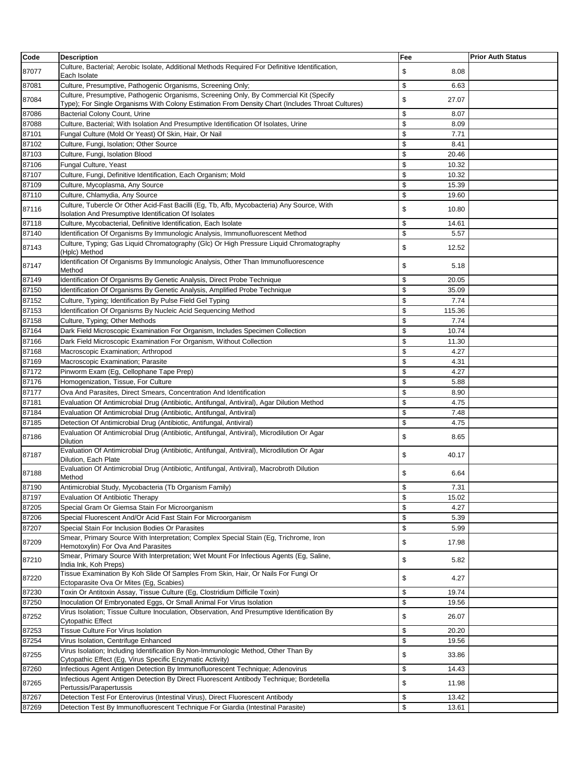| Code | Description | Fee | Prior Auth Status |
|---|---|---|---|
| 87077 | Culture, Bacterial; Aerobic Isolate, Additional Methods Required For Definitive Identification, Each Isolate | $ 8.08 | |
| 87081 | Culture, Presumptive, Pathogenic Organisms, Screening Only; | $ 6.63 | |
| 87084 | Culture, Presumptive, Pathogenic Organisms, Screening Only, By Commercial Kit (Specify Type); For Single Organisms With Colony Estimation From Density Chart (Includes Throat Cultures) | $ 27.07 | |
| 87086 | Bacterial Colony Count, Urine | $ 8.07 | |
| 87088 | Culture, Bacterial; With Isolation And Presumptive Identification Of Isolates, Urine | $ 8.09 | |
| 87101 | Fungal Culture (Mold Or Yeast) Of Skin, Hair, Or Nail | $ 7.71 | |
| 87102 | Culture, Fungi, Isolation; Other Source | $ 8.41 | |
| 87103 | Culture, Fungi, Isolation Blood | $ 20.46 | |
| 87106 | Fungal Culture, Yeast | $ 10.32 | |
| 87107 | Culture, Fungi, Definitive Identification, Each Organism; Mold | $ 10.32 | |
| 87109 | Culture, Mycoplasma, Any Source | $ 15.39 | |
| 87110 | Culture, Chlamydia, Any Source | $ 19.60 | |
| 87116 | Culture, Tubercle Or Other Acid-Fast Bacilli (Eg, Tb, Afb, Mycobacteria) Any Source, With Isolation And Presumptive Identification Of Isolates | $ 10.80 | |
| 87118 | Culture, Mycobacterial, Definitive Identification, Each Isolate | $ 14.61 | |
| 87140 | Identification Of Organisms By Immunologic Analysis, Immunofluorescent Method | $ 5.57 | |
| 87143 | Culture, Typing; Gas Liquid Chromatography (Glc) Or High Pressure Liquid Chromatography (Hplc) Method | $ 12.52 | |
| 87147 | Identification Of Organisms By Immunologic Analysis, Other Than Immunofluorescence Method | $ 5.18 | |
| 87149 | Identification Of Organisms By Genetic Analysis, Direct Probe Technique | $ 20.05 | |
| 87150 | Identification Of Organisms By Genetic Analysis, Amplified Probe Technique | $ 35.09 | |
| 87152 | Culture, Typing; Identification By Pulse Field Gel Typing | $ 7.74 | |
| 87153 | Identification Of Organisms By Nucleic Acid Sequencing Method | $ 115.36 | |
| 87158 | Culture, Typing; Other Methods | $ 7.74 | |
| 87164 | Dark Field Microscopic Examination For Organism, Includes Specimen Collection | $ 10.74 | |
| 87166 | Dark Field Microscopic Examination For Organism, Without Collection | $ 11.30 | |
| 87168 | Macroscopic Examination; Arthropod | $ 4.27 | |
| 87169 | Macroscopic Examination; Parasite | $ 4.31 | |
| 87172 | Pinworm Exam (Eg, Cellophane Tape Prep) | $ 4.27 | |
| 87176 | Homogenization, Tissue, For Culture | $ 5.88 | |
| 87177 | Ova And Parasites, Direct Smears, Concentration And Identification | $ 8.90 | |
| 87181 | Evaluation Of Antimicrobial Drug (Antibiotic, Antifungal, Antiviral), Agar Dilution Method | $ 4.75 | |
| 87184 | Evaluation Of Antimicrobial Drug (Antibiotic, Antifungal, Antiviral) | $ 7.48 | |
| 87185 | Detection Of Antimicrobial Drug (Antibiotic, Antifungal, Antiviral) | $ 4.75 | |
| 87186 | Evaluation Of Antimicrobial Drug (Antibiotic, Antifungal, Antiviral), Microdilution Or Agar Dilution | $ 8.65 | |
| 87187 | Evaluation Of Antimicrobial Drug (Antibiotic, Antifungal, Antiviral), Microdilution Or Agar Dilution, Each Plate | $ 40.17 | |
| 87188 | Evaluation Of Antimicrobial Drug (Antibiotic, Antifungal, Antiviral), Macrobroth Dilution Method | $ 6.64 | |
| 87190 | Antimicrobial Study, Mycobacteria (Tb Organism Family) | $ 7.31 | |
| 87197 | Evaluation Of Antibiotic Therapy | $ 15.02 | |
| 87205 | Special Gram Or Giemsa Stain For Microorganism | $ 4.27 | |
| 87206 | Special Fluorescent And/Or Acid Fast Stain For Microorganism | $ 5.39 | |
| 87207 | Special Stain For Inclusion Bodies Or Parasites | $ 5.99 | |
| 87209 | Smear, Primary Source With Interpretation; Complex Special Stain (Eg, Trichrome, Iron Hemotoxylin) For Ova And Parasites | $ 17.98 | |
| 87210 | Smear, Primary Source With Interpretation; Wet Mount For Infectious Agents (Eg, Saline, India Ink, Koh Preps) | $ 5.82 | |
| 87220 | Tissue Examination By Koh Slide Of Samples From Skin, Hair, Or Nails For Fungi Or Ectoparasite Ova Or Mites (Eg, Scabies) | $ 4.27 | |
| 87230 | Toxin Or Antitoxin Assay, Tissue Culture (Eg, Clostridium Difficile Toxin) | $ 19.74 | |
| 87250 | Inoculation Of Embryonated Eggs, Or Small Animal For Virus Isolation | $ 19.56 | |
| 87252 | Virus Isolation; Tissue Culture Inoculation, Observation, And Presumptive Identification By Cytopathic Effect | $ 26.07 | |
| 87253 | Tissue Culture For Virus Isolation | $ 20.20 | |
| 87254 | Virus Isolation, Centrifuge Enhanced | $ 19.56 | |
| 87255 | Virus Isolation; Including Identification By Non-Immunologic Method, Other Than By Cytopathic Effect (Eg, Virus Specific Enzymatic Activity) | $ 33.86 | |
| 87260 | Infectious Agent Antigen Detection By Immunofluorescent Technique; Adenovirus | $ 14.43 | |
| 87265 | Infectious Agent Antigen Detection By Direct Fluorescent Antibody Technique; Bordetella Pertussis/Parapertussis | $ 11.98 | |
| 87267 | Detection Test For Enterovirus (Intestinal Virus), Direct Fluorescent Antibody | $ 13.42 | |
| 87269 | Detection Test By Immunofluorescent Technique For Giardia (Intestinal Parasite) | $ 13.61 | |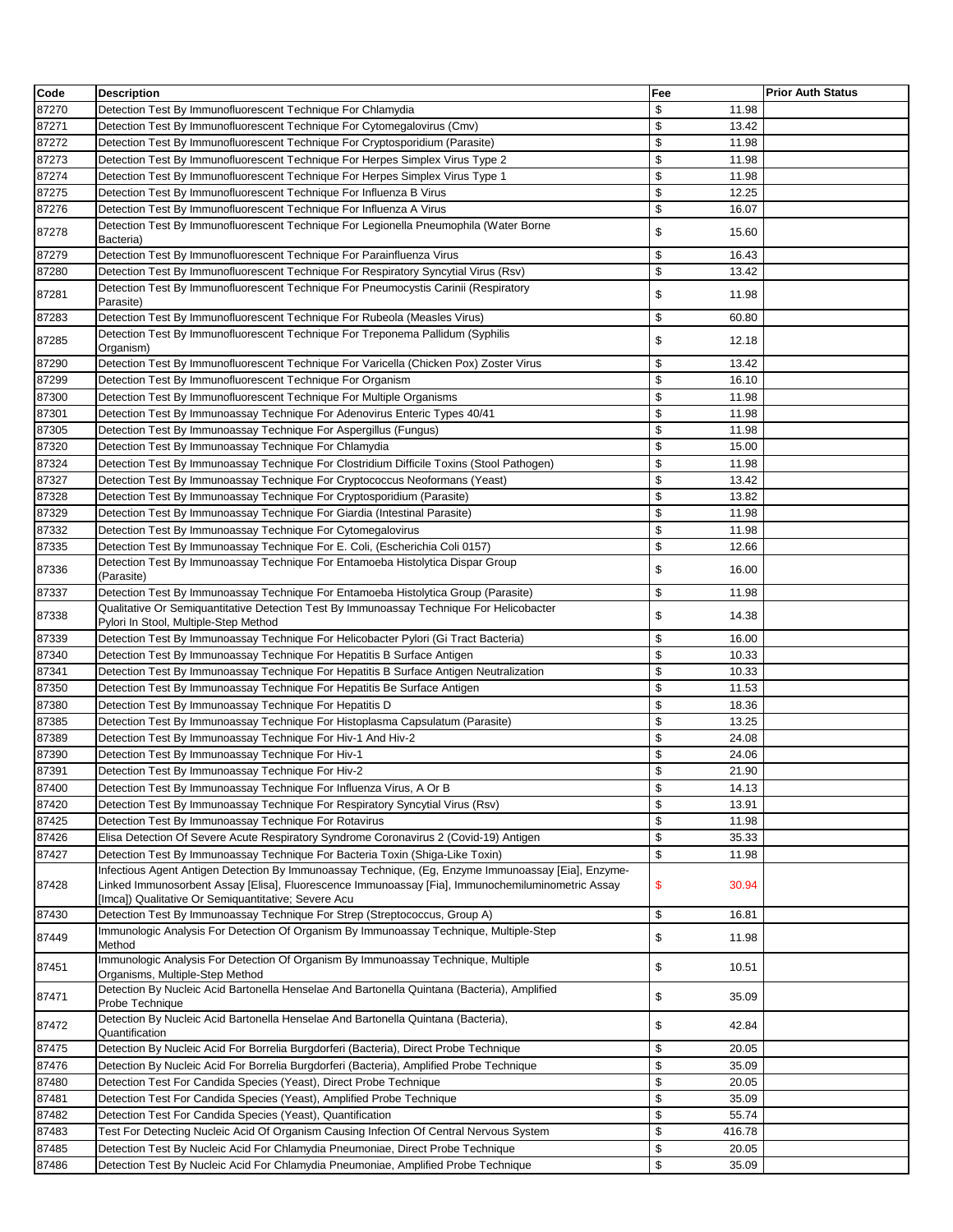| Code | Description | Fee | Prior Auth Status |
|---|---|---|---|
| 87270 | Detection Test By Immunofluorescent Technique For Chlamydia | $ 11.98 | |
| 87271 | Detection Test By Immunofluorescent Technique For Cytomegalovirus (Cmv) | $ 13.42 | |
| 87272 | Detection Test By Immunofluorescent Technique For Cryptosporidium (Parasite) | $ 11.98 | |
| 87273 | Detection Test By Immunofluorescent Technique For Herpes Simplex Virus Type 2 | $ 11.98 | |
| 87274 | Detection Test By Immunofluorescent Technique For Herpes Simplex Virus Type 1 | $ 11.98 | |
| 87275 | Detection Test By Immunofluorescent Technique For Influenza B Virus | $ 12.25 | |
| 87276 | Detection Test By Immunofluorescent Technique For Influenza A Virus | $ 16.07 | |
| 87278 | Detection Test By Immunofluorescent Technique For Legionella Pneumophila (Water Borne Bacteria) | $ 15.60 | |
| 87279 | Detection Test By Immunofluorescent Technique For Parainfluenza Virus | $ 16.43 | |
| 87280 | Detection Test By Immunofluorescent Technique For Respiratory Syncytial Virus (Rsv) | $ 13.42 | |
| 87281 | Detection Test By Immunofluorescent Technique For Pneumocystis Carinii (Respiratory Parasite) | $ 11.98 | |
| 87283 | Detection Test By Immunofluorescent Technique For Rubeola (Measles Virus) | $ 60.80 | |
| 87285 | Detection Test By Immunofluorescent Technique For Treponema Pallidum (Syphilis Organism) | $ 12.18 | |
| 87290 | Detection Test By Immunofluorescent Technique For Varicella (Chicken Pox) Zoster Virus | $ 13.42 | |
| 87299 | Detection Test By Immunofluorescent Technique For Organism | $ 16.10 | |
| 87300 | Detection Test By Immunofluorescent Technique For Multiple Organisms | $ 11.98 | |
| 87301 | Detection Test By Immunoassay Technique For Adenovirus Enteric Types 40/41 | $ 11.98 | |
| 87305 | Detection Test By Immunoassay Technique For Aspergillus (Fungus) | $ 11.98 | |
| 87320 | Detection Test By Immunoassay Technique For Chlamydia | $ 15.00 | |
| 87324 | Detection Test By Immunoassay Technique For Clostridium Difficile Toxins (Stool Pathogen) | $ 11.98 | |
| 87327 | Detection Test By Immunoassay Technique For Cryptococcus Neoformans (Yeast) | $ 13.42 | |
| 87328 | Detection Test By Immunoassay Technique For Cryptosporidium (Parasite) | $ 13.82 | |
| 87329 | Detection Test By Immunoassay Technique For Giardia (Intestinal Parasite) | $ 11.98 | |
| 87332 | Detection Test By Immunoassay Technique For Cytomegalovirus | $ 11.98 | |
| 87335 | Detection Test By Immunoassay Technique For E. Coli, (Escherichia Coli 0157) | $ 12.66 | |
| 87336 | Detection Test By Immunoassay Technique For Entamoeba Histolytica Dispar Group (Parasite) | $ 16.00 | |
| 87337 | Detection Test By Immunoassay Technique For Entamoeba Histolytica Group (Parasite) | $ 11.98 | |
| 87338 | Qualitative Or Semiquantitative Detection Test By Immunoassay Technique For Helicobacter Pylori In Stool, Multiple-Step Method | $ 14.38 | |
| 87339 | Detection Test By Immunoassay Technique For Helicobacter Pylori (Gi Tract Bacteria) | $ 16.00 | |
| 87340 | Detection Test By Immunoassay Technique For Hepatitis B Surface Antigen | $ 10.33 | |
| 87341 | Detection Test By Immunoassay Technique For Hepatitis B Surface Antigen Neutralization | $ 10.33 | |
| 87350 | Detection Test By Immunoassay Technique For Hepatitis Be Surface Antigen | $ 11.53 | |
| 87380 | Detection Test By Immunoassay Technique For Hepatitis D | $ 18.36 | |
| 87385 | Detection Test By Immunoassay Technique For Histoplasma Capsulatum (Parasite) | $ 13.25 | |
| 87389 | Detection Test By Immunoassay Technique For Hiv-1 And Hiv-2 | $ 24.08 | |
| 87390 | Detection Test By Immunoassay Technique For Hiv-1 | $ 24.06 | |
| 87391 | Detection Test By Immunoassay Technique For Hiv-2 | $ 21.90 | |
| 87400 | Detection Test By Immunoassay Technique For Influenza Virus, A Or B | $ 14.13 | |
| 87420 | Detection Test By Immunoassay Technique For Respiratory Syncytial Virus (Rsv) | $ 13.91 | |
| 87425 | Detection Test By Immunoassay Technique For Rotavirus | $ 11.98 | |
| 87426 | Elisa Detection Of Severe Acute Respiratory Syndrome Coronavirus 2 (Covid-19) Antigen | $ 35.33 | |
| 87427 | Detection Test By Immunoassay Technique For Bacteria Toxin (Shiga-Like Toxin) | $ 11.98 | |
| 87428 | Infectious Agent Antigen Detection By Immunoassay Technique, (Eg, Enzyme Immunoassay [Eia], Enzyme-Linked Immunosorbent Assay [Elisa], Fluorescence Immunoassay [Fia], Immunochemiluminometric Assay [Imca]) Qualitative Or Semiquantitative; Severe Acu | $ 30.94 | |
| 87430 | Detection Test By Immunoassay Technique For Strep (Streptococcus, Group A) | $ 16.81 | |
| 87449 | Immunologic Analysis For Detection Of Organism By Immunoassay Technique, Multiple-Step Method | $ 11.98 | |
| 87451 | Immunologic Analysis For Detection Of Organism By Immunoassay Technique, Multiple Organisms, Multiple-Step Method | $ 10.51 | |
| 87471 | Detection By Nucleic Acid Bartonella Henselae And Bartonella Quintana (Bacteria), Amplified Probe Technique | $ 35.09 | |
| 87472 | Detection By Nucleic Acid Bartonella Henselae And Bartonella Quintana (Bacteria), Quantification | $ 42.84 | |
| 87475 | Detection By Nucleic Acid For Borrelia Burgdorferi (Bacteria), Direct Probe Technique | $ 20.05 | |
| 87476 | Detection By Nucleic Acid For Borrelia Burgdorferi (Bacteria), Amplified Probe Technique | $ 35.09 | |
| 87480 | Detection Test For Candida Species (Yeast), Direct Probe Technique | $ 20.05 | |
| 87481 | Detection Test For Candida Species (Yeast), Amplified Probe Technique | $ 35.09 | |
| 87482 | Detection Test For Candida Species (Yeast), Quantification | $ 55.74 | |
| 87483 | Test For Detecting Nucleic Acid Of Organism Causing Infection Of Central Nervous System | $ 416.78 | |
| 87485 | Detection Test By Nucleic Acid For Chlamydia Pneumoniae, Direct Probe Technique | $ 20.05 | |
| 87486 | Detection Test By Nucleic Acid For Chlamydia Pneumoniae, Amplified Probe Technique | $ 35.09 | |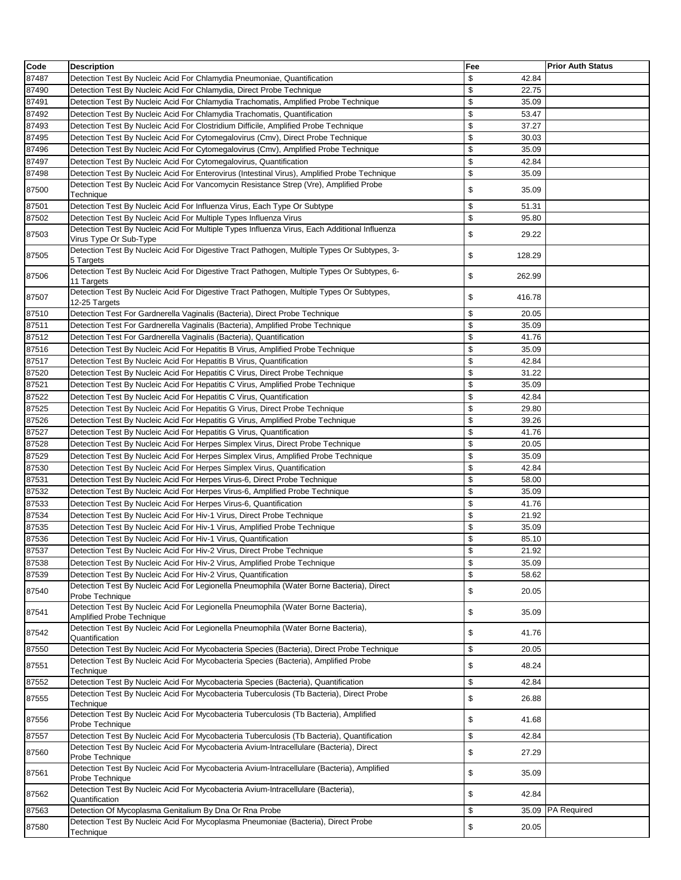| Code | Description | Fee | Prior Auth Status |
| --- | --- | --- | --- |
| 87487 | Detection Test By Nucleic Acid For Chlamydia Pneumoniae, Quantification | $ 42.84 | |
| 87490 | Detection Test By Nucleic Acid For Chlamydia, Direct Probe Technique | $ 22.75 | |
| 87491 | Detection Test By Nucleic Acid For Chlamydia Trachomatis, Amplified Probe Technique | $ 35.09 | |
| 87492 | Detection Test By Nucleic Acid For Chlamydia Trachomatis, Quantification | $ 53.47 | |
| 87493 | Detection Test By Nucleic Acid For Clostridium Difficile, Amplified Probe Technique | $ 37.27 | |
| 87495 | Detection Test By Nucleic Acid For Cytomegalovirus (Cmv), Direct Probe Technique | $ 30.03 | |
| 87496 | Detection Test By Nucleic Acid For Cytomegalovirus (Cmv), Amplified Probe Technique | $ 35.09 | |
| 87497 | Detection Test By Nucleic Acid For Cytomegalovirus, Quantification | $ 42.84 | |
| 87498 | Detection Test By Nucleic Acid For Enterovirus (Intestinal Virus), Amplified Probe Technique | $ 35.09 | |
| 87500 | Detection Test By Nucleic Acid For Vancomycin Resistance Strep (Vre), Amplified Probe Technique | $ 35.09 | |
| 87501 | Detection Test By Nucleic Acid For Influenza Virus, Each Type Or Subtype | $ 51.31 | |
| 87502 | Detection Test By Nucleic Acid For Multiple Types Influenza Virus | $ 95.80 | |
| 87503 | Detection Test By Nucleic Acid For Multiple Types Influenza Virus, Each Additional Influenza Virus Type Or Sub-Type | $ 29.22 | |
| 87505 | Detection Test By Nucleic Acid For Digestive Tract Pathogen, Multiple Types Or Subtypes, 3-5 Targets | $ 128.29 | |
| 87506 | Detection Test By Nucleic Acid For Digestive Tract Pathogen, Multiple Types Or Subtypes, 6-11 Targets | $ 262.99 | |
| 87507 | Detection Test By Nucleic Acid For Digestive Tract Pathogen, Multiple Types Or Subtypes, 12-25 Targets | $ 416.78 | |
| 87510 | Detection Test For Gardnerella Vaginalis (Bacteria), Direct Probe Technique | $ 20.05 | |
| 87511 | Detection Test For Gardnerella Vaginalis (Bacteria), Amplified Probe Technique | $ 35.09 | |
| 87512 | Detection Test For Gardnerella Vaginalis (Bacteria), Quantification | $ 41.76 | |
| 87516 | Detection Test By Nucleic Acid For Hepatitis B Virus, Amplified Probe Technique | $ 35.09 | |
| 87517 | Detection Test By Nucleic Acid For Hepatitis B Virus, Quantification | $ 42.84 | |
| 87520 | Detection Test By Nucleic Acid For Hepatitis C Virus, Direct Probe Technique | $ 31.22 | |
| 87521 | Detection Test By Nucleic Acid For Hepatitis C Virus, Amplified Probe Technique | $ 35.09 | |
| 87522 | Detection Test By Nucleic Acid For Hepatitis C Virus, Quantification | $ 42.84 | |
| 87525 | Detection Test By Nucleic Acid For Hepatitis G Virus, Direct Probe Technique | $ 29.80 | |
| 87526 | Detection Test By Nucleic Acid For Hepatitis G Virus, Amplified Probe Technique | $ 39.26 | |
| 87527 | Detection Test By Nucleic Acid For Hepatitis G Virus, Quantification | $ 41.76 | |
| 87528 | Detection Test By Nucleic Acid For Herpes Simplex Virus, Direct Probe Technique | $ 20.05 | |
| 87529 | Detection Test By Nucleic Acid For Herpes Simplex Virus, Amplified Probe Technique | $ 35.09 | |
| 87530 | Detection Test By Nucleic Acid For Herpes Simplex Virus, Quantification | $ 42.84 | |
| 87531 | Detection Test By Nucleic Acid For Herpes Virus-6, Direct Probe Technique | $ 58.00 | |
| 87532 | Detection Test By Nucleic Acid For Herpes Virus-6, Amplified Probe Technique | $ 35.09 | |
| 87533 | Detection Test By Nucleic Acid For Herpes Virus-6, Quantification | $ 41.76 | |
| 87534 | Detection Test By Nucleic Acid For Hiv-1 Virus, Direct Probe Technique | $ 21.92 | |
| 87535 | Detection Test By Nucleic Acid For Hiv-1 Virus, Amplified Probe Technique | $ 35.09 | |
| 87536 | Detection Test By Nucleic Acid For Hiv-1 Virus, Quantification | $ 85.10 | |
| 87537 | Detection Test By Nucleic Acid For Hiv-2 Virus, Direct Probe Technique | $ 21.92 | |
| 87538 | Detection Test By Nucleic Acid For Hiv-2 Virus, Amplified Probe Technique | $ 35.09 | |
| 87539 | Detection Test By Nucleic Acid For Hiv-2 Virus, Quantification | $ 58.62 | |
| 87540 | Detection Test By Nucleic Acid For Legionella Pneumophila (Water Borne Bacteria), Direct Probe Technique | $ 20.05 | |
| 87541 | Detection Test By Nucleic Acid For Legionella Pneumophila (Water Borne Bacteria), Amplified Probe Technique | $ 35.09 | |
| 87542 | Detection Test By Nucleic Acid For Legionella Pneumophila (Water Borne Bacteria), Quantification | $ 41.76 | |
| 87550 | Detection Test By Nucleic Acid For Mycobacteria Species (Bacteria), Direct Probe Technique | $ 20.05 | |
| 87551 | Detection Test By Nucleic Acid For Mycobacteria Species (Bacteria), Amplified Probe Technique | $ 48.24 | |
| 87552 | Detection Test By Nucleic Acid For Mycobacteria Species (Bacteria), Quantification | $ 42.84 | |
| 87555 | Detection Test By Nucleic Acid For Mycobacteria Tuberculosis (Tb Bacteria), Direct Probe Technique | $ 26.88 | |
| 87556 | Detection Test By Nucleic Acid For Mycobacteria Tuberculosis (Tb Bacteria), Amplified Probe Technique | $ 41.68 | |
| 87557 | Detection Test By Nucleic Acid For Mycobacteria Tuberculosis (Tb Bacteria), Quantification | $ 42.84 | |
| 87560 | Detection Test By Nucleic Acid For Mycobacteria Avium-Intracellulare (Bacteria), Direct Probe Technique | $ 27.29 | |
| 87561 | Detection Test By Nucleic Acid For Mycobacteria Avium-Intracellulare (Bacteria), Amplified Probe Technique | $ 35.09 | |
| 87562 | Detection Test By Nucleic Acid For Mycobacteria Avium-Intracellulare (Bacteria), Quantification | $ 42.84 | |
| 87563 | Detection Of Mycoplasma Genitalium By Dna Or Rna Probe | $ 35.09 | PA Required |
| 87580 | Detection Test By Nucleic Acid For Mycoplasma Pneumoniae (Bacteria), Direct Probe Technique | $ 20.05 | |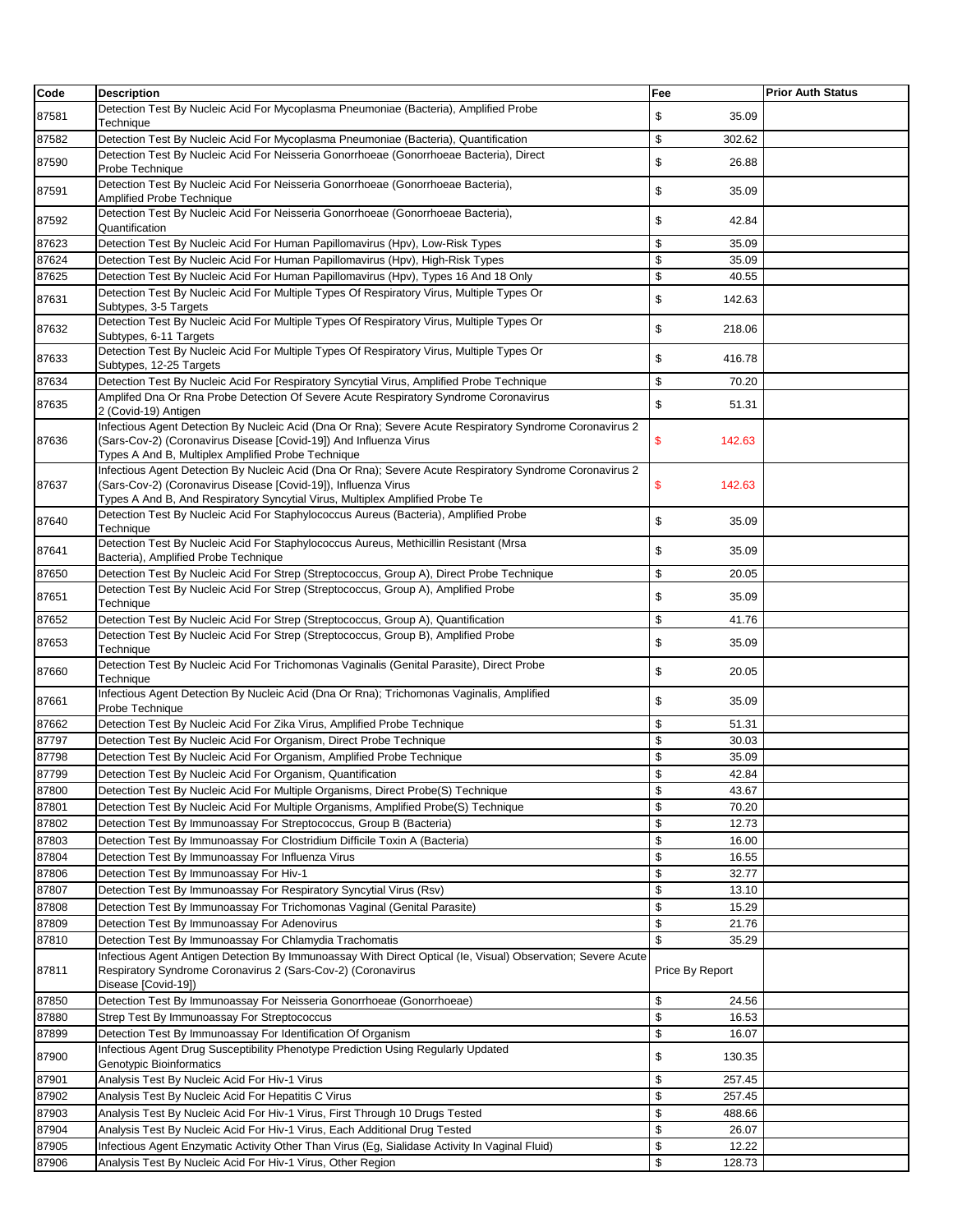| Code | Description | Fee | Prior Auth Status |
|---|---|---|---|
| 87581 | Detection Test By Nucleic Acid For Mycoplasma Pneumoniae (Bacteria), Amplified Probe Technique | $ 35.09 | |
| 87582 | Detection Test By Nucleic Acid For Mycoplasma Pneumoniae (Bacteria), Quantification | $ 302.62 | |
| 87590 | Detection Test By Nucleic Acid For Neisseria Gonorrhoeae (Gonorrhoeae Bacteria), Direct Probe Technique | $ 26.88 | |
| 87591 | Detection Test By Nucleic Acid For Neisseria Gonorrhoeae (Gonorrhoeae Bacteria), Amplified Probe Technique | $ 35.09 | |
| 87592 | Detection Test By Nucleic Acid For Neisseria Gonorrhoeae (Gonorrhoeae Bacteria), Quantification | $ 42.84 | |
| 87623 | Detection Test By Nucleic Acid For Human Papillomavirus (Hpv), Low-Risk Types | $ 35.09 | |
| 87624 | Detection Test By Nucleic Acid For Human Papillomavirus (Hpv), High-Risk Types | $ 35.09 | |
| 87625 | Detection Test By Nucleic Acid For Human Papillomavirus (Hpv), Types 16 And 18 Only | $ 40.55 | |
| 87631 | Detection Test By Nucleic Acid For Multiple Types Of Respiratory Virus, Multiple Types Or Subtypes, 3-5 Targets | $ 142.63 | |
| 87632 | Detection Test By Nucleic Acid For Multiple Types Of Respiratory Virus, Multiple Types Or Subtypes, 6-11 Targets | $ 218.06 | |
| 87633 | Detection Test By Nucleic Acid For Multiple Types Of Respiratory Virus, Multiple Types Or Subtypes, 12-25 Targets | $ 416.78 | |
| 87634 | Detection Test By Nucleic Acid For Respiratory Syncytial Virus, Amplified Probe Technique | $ 70.20 | |
| 87635 | Amplifed Dna Or Rna Probe Detection Of Severe Acute Respiratory Syndrome Coronavirus 2 (Covid-19) Antigen | $ 51.31 | |
| 87636 | Infectious Agent Detection By Nucleic Acid (Dna Or Rna); Severe Acute Respiratory Syndrome Coronavirus 2 (Sars-Cov-2) (Coronavirus Disease [Covid-19]) And Influenza Virus Types A And B, Multiplex Amplified Probe Technique | $ 142.63 | |
| 87637 | Infectious Agent Detection By Nucleic Acid (Dna Or Rna); Severe Acute Respiratory Syndrome Coronavirus 2 (Sars-Cov-2) (Coronavirus Disease [Covid-19]), Influenza Virus Types A And B, And Respiratory Syncytial Virus, Multiplex Amplified Probe Te | $ 142.63 | |
| 87640 | Detection Test By Nucleic Acid For Staphylococcus Aureus (Bacteria), Amplified Probe Technique | $ 35.09 | |
| 87641 | Detection Test By Nucleic Acid For Staphylococcus Aureus, Methicillin Resistant (Mrsa Bacteria), Amplified Probe Technique | $ 35.09 | |
| 87650 | Detection Test By Nucleic Acid For Strep (Streptococcus, Group A), Direct Probe Technique | $ 20.05 | |
| 87651 | Detection Test By Nucleic Acid For Strep (Streptococcus, Group A), Amplified Probe Technique | $ 35.09 | |
| 87652 | Detection Test By Nucleic Acid For Strep (Streptococcus, Group A), Quantification | $ 41.76 | |
| 87653 | Detection Test By Nucleic Acid For Strep (Streptococcus, Group B), Amplified Probe Technique | $ 35.09 | |
| 87660 | Detection Test By Nucleic Acid For Trichomonas Vaginalis (Genital Parasite), Direct Probe Technique | $ 20.05 | |
| 87661 | Infectious Agent Detection By Nucleic Acid (Dna Or Rna); Trichomonas Vaginalis, Amplified Probe Technique | $ 35.09 | |
| 87662 | Detection Test By Nucleic Acid For Zika Virus, Amplified Probe Technique | $ 51.31 | |
| 87797 | Detection Test By Nucleic Acid For Organism, Direct Probe Technique | $ 30.03 | |
| 87798 | Detection Test By Nucleic Acid For Organism, Amplified Probe Technique | $ 35.09 | |
| 87799 | Detection Test By Nucleic Acid For Organism, Quantification | $ 42.84 | |
| 87800 | Detection Test By Nucleic Acid For Multiple Organisms, Direct Probe(S) Technique | $ 43.67 | |
| 87801 | Detection Test By Nucleic Acid For Multiple Organisms, Amplified Probe(S) Technique | $ 70.20 | |
| 87802 | Detection Test By Immunoassay For Streptococcus, Group B (Bacteria) | $ 12.73 | |
| 87803 | Detection Test By Immunoassay For Clostridium Difficile Toxin A (Bacteria) | $ 16.00 | |
| 87804 | Detection Test By Immunoassay For Influenza Virus | $ 16.55 | |
| 87806 | Detection Test By Immunoassay For Hiv-1 | $ 32.77 | |
| 87807 | Detection Test By Immunoassay For Respiratory Syncytial Virus (Rsv) | $ 13.10 | |
| 87808 | Detection Test By Immunoassay For Trichomonas Vaginal (Genital Parasite) | $ 15.29 | |
| 87809 | Detection Test By Immunoassay For Adenovirus | $ 21.76 | |
| 87810 | Detection Test By Immunoassay For Chlamydia Trachomatis | $ 35.29 | |
| 87811 | Infectious Agent Antigen Detection By Immunoassay With Direct Optical (Ie, Visual) Observation; Severe Acute Respiratory Syndrome Coronavirus 2 (Sars-Cov-2) (Coronavirus Disease [Covid-19]) | Price By Report | |
| 87850 | Detection Test By Immunoassay For Neisseria Gonorrhoeae (Gonorrhoeae) | $ 24.56 | |
| 87880 | Strep Test By Immunoassay For Streptococcus | $ 16.53 | |
| 87899 | Detection Test By Immunoassay For Identification Of Organism | $ 16.07 | |
| 87900 | Infectious Agent Drug Susceptibility Phenotype Prediction Using Regularly Updated Genotypic Bioinformatics | $ 130.35 | |
| 87901 | Analysis Test By Nucleic Acid For Hiv-1 Virus | $ 257.45 | |
| 87902 | Analysis Test By Nucleic Acid For Hepatitis C Virus | $ 257.45 | |
| 87903 | Analysis Test By Nucleic Acid For Hiv-1 Virus, First Through 10 Drugs Tested | $ 488.66 | |
| 87904 | Analysis Test By Nucleic Acid For Hiv-1 Virus, Each Additional Drug Tested | $ 26.07 | |
| 87905 | Infectious Agent Enzymatic Activity Other Than Virus (Eg, Sialidase Activity In Vaginal Fluid) | $ 12.22 | |
| 87906 | Analysis Test By Nucleic Acid For Hiv-1 Virus, Other Region | $ 128.73 | |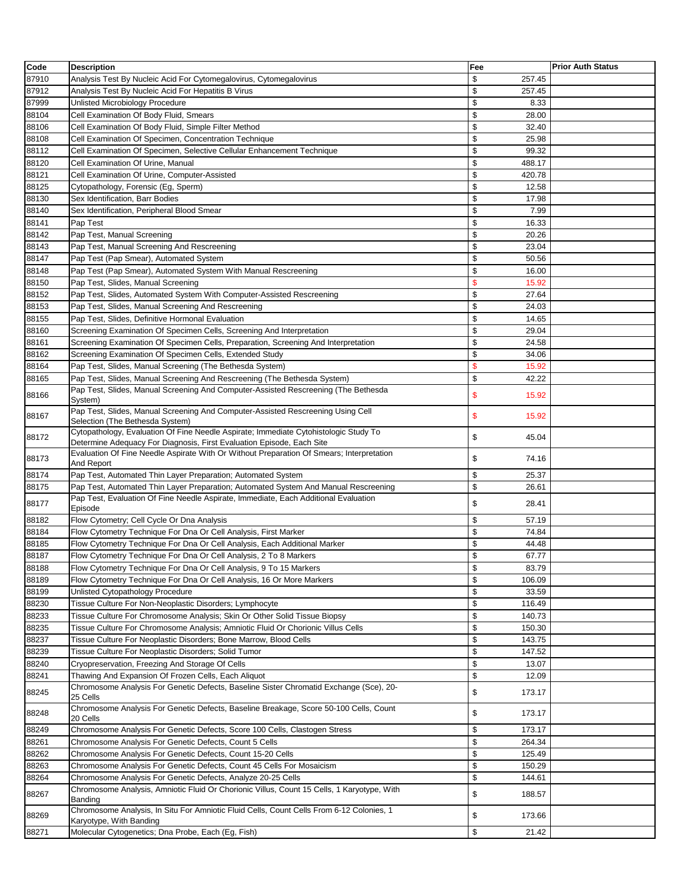| Code | Description | Fee | Prior Auth Status |
|---|---|---|---|
| 87910 | Analysis Test By Nucleic Acid For Cytomegalovirus, Cytomegalovirus | $ 257.45 | |
| 87912 | Analysis Test By Nucleic Acid For Hepatitis B Virus | $ 257.45 | |
| 87999 | Unlisted Microbiology Procedure | $ 8.33 | |
| 88104 | Cell Examination Of Body Fluid, Smears | $ 28.00 | |
| 88106 | Cell Examination Of Body Fluid, Simple Filter Method | $ 32.40 | |
| 88108 | Cell Examination Of Specimen, Concentration Technique | $ 25.98 | |
| 88112 | Cell Examination Of Specimen, Selective Cellular Enhancement Technique | $ 99.32 | |
| 88120 | Cell Examination Of Urine, Manual | $ 488.17 | |
| 88121 | Cell Examination Of Urine, Computer-Assisted | $ 420.78 | |
| 88125 | Cytopathology, Forensic (Eg, Sperm) | $ 12.58 | |
| 88130 | Sex Identification, Barr Bodies | $ 17.98 | |
| 88140 | Sex Identification, Peripheral Blood Smear | $ 7.99 | |
| 88141 | Pap Test | $ 16.33 | |
| 88142 | Pap Test, Manual Screening | $ 20.26 | |
| 88143 | Pap Test, Manual Screening And Rescreening | $ 23.04 | |
| 88147 | Pap Test (Pap Smear), Automated System | $ 50.56 | |
| 88148 | Pap Test (Pap Smear), Automated System With Manual Rescreening | $ 16.00 | |
| 88150 | Pap Test, Slides, Manual Screening | $ 15.92 | |
| 88152 | Pap Test, Slides, Automated System With Computer-Assisted Rescreening | $ 27.64 | |
| 88153 | Pap Test, Slides, Manual Screening And Rescreening | $ 24.03 | |
| 88155 | Pap Test, Slides, Definitive Hormonal Evaluation | $ 14.65 | |
| 88160 | Screening Examination Of Specimen Cells, Screening And Interpretation | $ 29.04 | |
| 88161 | Screening Examination Of Specimen Cells, Preparation, Screening And Interpretation | $ 24.58 | |
| 88162 | Screening Examination Of Specimen Cells, Extended Study | $ 34.06 | |
| 88164 | Pap Test, Slides, Manual Screening (The Bethesda System) | $ 15.92 | |
| 88165 | Pap Test, Slides, Manual Screening And Rescreening (The Bethesda System) | $ 42.22 | |
| 88166 | Pap Test, Slides, Manual Screening And Computer-Assisted Rescreening (The Bethesda System) | $ 15.92 | |
| 88167 | Pap Test, Slides, Manual Screening And Computer-Assisted Rescreening Using Cell Selection (The Bethesda System) | $ 15.92 | |
| 88172 | Cytopathology, Evaluation Of Fine Needle Aspirate; Immediate Cytohistologic Study To Determine Adequacy For Diagnosis, First Evaluation Episode, Each Site | $ 45.04 | |
| 88173 | Evaluation Of Fine Needle Aspirate With Or Without Preparation Of Smears; Interpretation And Report | $ 74.16 | |
| 88174 | Pap Test, Automated Thin Layer Preparation; Automated System | $ 25.37 | |
| 88175 | Pap Test, Automated Thin Layer Preparation; Automated System And Manual Rescreening | $ 26.61 | |
| 88177 | Pap Test, Evaluation Of Fine Needle Aspirate, Immediate, Each Additional Evaluation Episode | $ 28.41 | |
| 88182 | Flow Cytometry; Cell Cycle Or Dna Analysis | $ 57.19 | |
| 88184 | Flow Cytometry Technique For Dna Or Cell Analysis, First Marker | $ 74.84 | |
| 88185 | Flow Cytometry Technique For Dna Or Cell Analysis, Each Additional Marker | $ 44.48 | |
| 88187 | Flow Cytometry Technique For Dna Or Cell Analysis, 2 To 8 Markers | $ 67.77 | |
| 88188 | Flow Cytometry Technique For Dna Or Cell Analysis, 9 To 15 Markers | $ 83.79 | |
| 88189 | Flow Cytometry Technique For Dna Or Cell Analysis, 16 Or More Markers | $ 106.09 | |
| 88199 | Unlisted Cytopathology Procedure | $ 33.59 | |
| 88230 | Tissue Culture For Non-Neoplastic Disorders; Lymphocyte | $ 116.49 | |
| 88233 | Tissue Culture For Chromosome Analysis; Skin Or Other Solid Tissue Biopsy | $ 140.73 | |
| 88235 | Tissue Culture For Chromosome Analysis; Amniotic Fluid Or Chorionic Villus Cells | $ 150.30 | |
| 88237 | Tissue Culture For Neoplastic Disorders; Bone Marrow, Blood Cells | $ 143.75 | |
| 88239 | Tissue Culture For Neoplastic Disorders; Solid Tumor | $ 147.52 | |
| 88240 | Cryopreservation, Freezing And Storage Of Cells | $ 13.07 | |
| 88241 | Thawing And Expansion Of Frozen Cells, Each Aliquot | $ 12.09 | |
| 88245 | Chromosome Analysis For Genetic Defects, Baseline Sister Chromatid Exchange (Sce), 20-25 Cells | $ 173.17 | |
| 88248 | Chromosome Analysis For Genetic Defects, Baseline Breakage, Score 50-100 Cells, Count 20 Cells | $ 173.17 | |
| 88249 | Chromosome Analysis For Genetic Defects, Score 100 Cells, Clastogen Stress | $ 173.17 | |
| 88261 | Chromosome Analysis For Genetic Defects, Count 5 Cells | $ 264.34 | |
| 88262 | Chromosome Analysis For Genetic Defects, Count 15-20 Cells | $ 125.49 | |
| 88263 | Chromosome Analysis For Genetic Defects, Count 45 Cells For Mosaicism | $ 150.29 | |
| 88264 | Chromosome Analysis For Genetic Defects, Analyze 20-25 Cells | $ 144.61 | |
| 88267 | Chromosome Analysis, Amniotic Fluid Or Chorionic Villus, Count 15 Cells, 1 Karyotype, With Banding | $ 188.57 | |
| 88269 | Chromosome Analysis, In Situ For Amniotic Fluid Cells, Count Cells From 6-12 Colonies, 1 Karyotype, With Banding | $ 173.66 | |
| 88271 | Molecular Cytogenetics; Dna Probe, Each (Eg, Fish) | $ 21.42 | |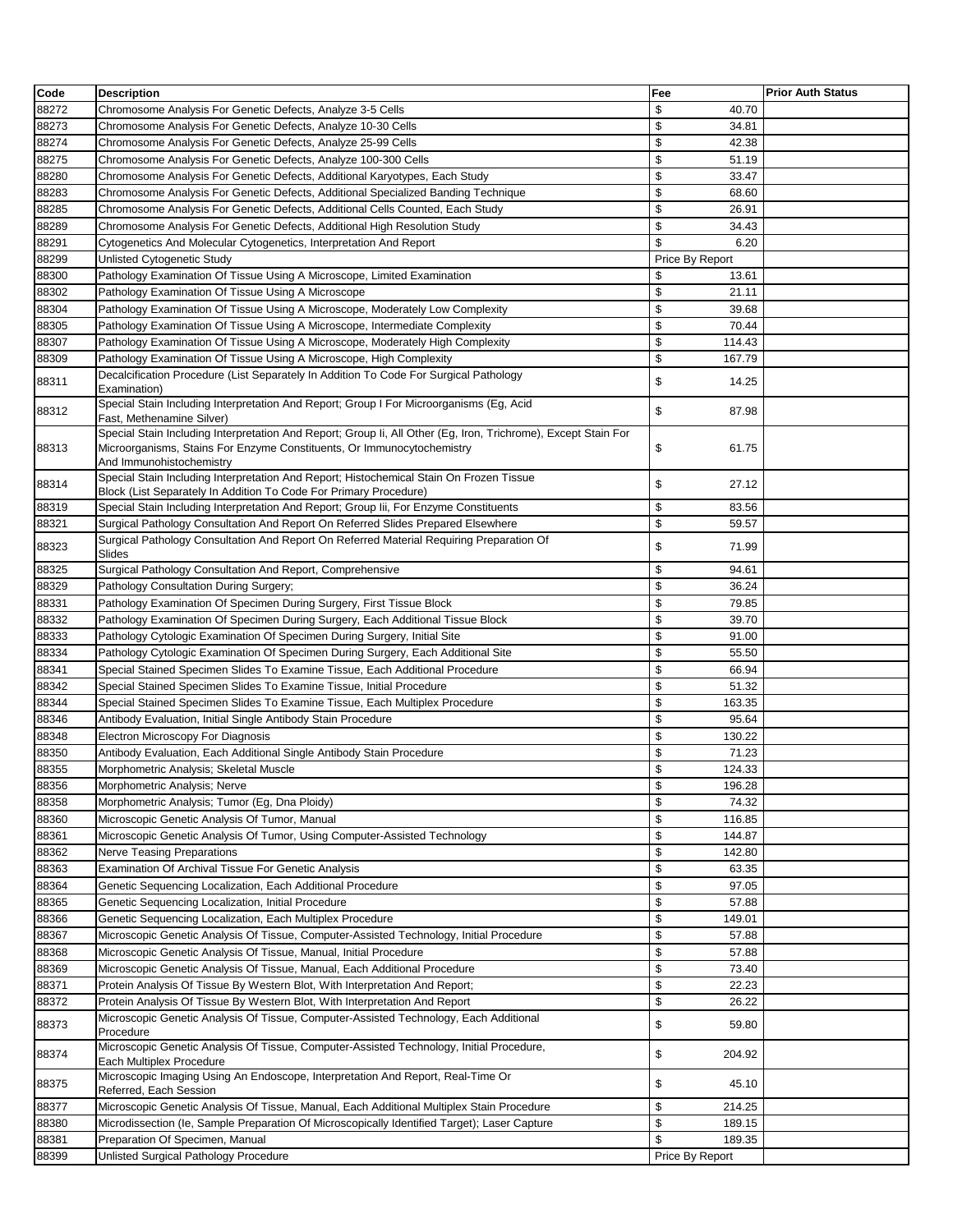| Code | Description | Fee | Prior Auth Status |
|---|---|---|---|
| 88272 | Chromosome Analysis For Genetic Defects, Analyze 3-5 Cells | $ 40.70 | |
| 88273 | Chromosome Analysis For Genetic Defects, Analyze 10-30 Cells | $ 34.81 | |
| 88274 | Chromosome Analysis For Genetic Defects, Analyze 25-99 Cells | $ 42.38 | |
| 88275 | Chromosome Analysis For Genetic Defects, Analyze 100-300 Cells | $ 51.19 | |
| 88280 | Chromosome Analysis For Genetic Defects, Additional Karyotypes, Each Study | $ 33.47 | |
| 88283 | Chromosome Analysis For Genetic Defects, Additional Specialized Banding Technique | $ 68.60 | |
| 88285 | Chromosome Analysis For Genetic Defects, Additional Cells Counted, Each Study | $ 26.91 | |
| 88289 | Chromosome Analysis For Genetic Defects, Additional High Resolution Study | $ 34.43 | |
| 88291 | Cytogenetics And Molecular Cytogenetics, Interpretation And Report | $ 6.20 | |
| 88299 | Unlisted Cytogenetic Study | Price By Report | |
| 88300 | Pathology Examination Of Tissue Using A Microscope, Limited Examination | $ 13.61 | |
| 88302 | Pathology Examination Of Tissue Using A Microscope | $ 21.11 | |
| 88304 | Pathology Examination Of Tissue Using A Microscope, Moderately Low Complexity | $ 39.68 | |
| 88305 | Pathology Examination Of Tissue Using A Microscope, Intermediate Complexity | $ 70.44 | |
| 88307 | Pathology Examination Of Tissue Using A Microscope, Moderately High Complexity | $ 114.43 | |
| 88309 | Pathology Examination Of Tissue Using A Microscope, High Complexity | $ 167.79 | |
| 88311 | Decalcification Procedure (List Separately In Addition To Code For Surgical Pathology Examination) | $ 14.25 | |
| 88312 | Special Stain Including Interpretation And Report; Group I For Microorganisms (Eg, Acid Fast, Methenamine Silver) | $ 87.98 | |
| 88313 | Special Stain Including Interpretation And Report; Group Ii, All Other (Eg, Iron, Trichrome), Except Stain For Microorganisms, Stains For Enzyme Constituents, Or Immunocytochemistry And Immunohistochemistry | $ 61.75 | |
| 88314 | Special Stain Including Interpretation And Report; Histochemical Stain On Frozen Tissue Block (List Separately In Addition To Code For Primary Procedure) | $ 27.12 | |
| 88319 | Special Stain Including Interpretation And Report; Group Iii, For Enzyme Constituents | $ 83.56 | |
| 88321 | Surgical Pathology Consultation And Report On Referred Slides Prepared Elsewhere | $ 59.57 | |
| 88323 | Surgical Pathology Consultation And Report On Referred Material Requiring Preparation Of Slides | $ 71.99 | |
| 88325 | Surgical Pathology Consultation And Report, Comprehensive | $ 94.61 | |
| 88329 | Pathology Consultation During Surgery; | $ 36.24 | |
| 88331 | Pathology Examination Of Specimen During Surgery, First Tissue Block | $ 79.85 | |
| 88332 | Pathology Examination Of Specimen During Surgery, Each Additional Tissue Block | $ 39.70 | |
| 88333 | Pathology Cytologic Examination Of Specimen During Surgery, Initial Site | $ 91.00 | |
| 88334 | Pathology Cytologic Examination Of Specimen During Surgery, Each Additional Site | $ 55.50 | |
| 88341 | Special Stained Specimen Slides To Examine Tissue, Each Additional Procedure | $ 66.94 | |
| 88342 | Special Stained Specimen Slides To Examine Tissue, Initial Procedure | $ 51.32 | |
| 88344 | Special Stained Specimen Slides To Examine Tissue, Each Multiplex Procedure | $ 163.35 | |
| 88346 | Antibody Evaluation, Initial Single Antibody Stain Procedure | $ 95.64 | |
| 88348 | Electron Microscopy For Diagnosis | $ 130.22 | |
| 88350 | Antibody Evaluation, Each Additional Single Antibody Stain Procedure | $ 71.23 | |
| 88355 | Morphometric Analysis; Skeletal Muscle | $ 124.33 | |
| 88356 | Morphometric Analysis; Nerve | $ 196.28 | |
| 88358 | Morphometric Analysis; Tumor (Eg, Dna Ploidy) | $ 74.32 | |
| 88360 | Microscopic Genetic Analysis Of Tumor, Manual | $ 116.85 | |
| 88361 | Microscopic Genetic Analysis Of Tumor, Using Computer-Assisted Technology | $ 144.87 | |
| 88362 | Nerve Teasing Preparations | $ 142.80 | |
| 88363 | Examination Of Archival Tissue For Genetic Analysis | $ 63.35 | |
| 88364 | Genetic Sequencing Localization, Each Additional Procedure | $ 97.05 | |
| 88365 | Genetic Sequencing Localization, Initial Procedure | $ 57.88 | |
| 88366 | Genetic Sequencing Localization, Each Multiplex Procedure | $ 149.01 | |
| 88367 | Microscopic Genetic Analysis Of Tissue, Computer-Assisted Technology, Initial Procedure | $ 57.88 | |
| 88368 | Microscopic Genetic Analysis Of Tissue, Manual, Initial Procedure | $ 57.88 | |
| 88369 | Microscopic Genetic Analysis Of Tissue, Manual, Each Additional Procedure | $ 73.40 | |
| 88371 | Protein Analysis Of Tissue By Western Blot, With Interpretation And Report; | $ 22.23 | |
| 88372 | Protein Analysis Of Tissue By Western Blot, With Interpretation And Report | $ 26.22 | |
| 88373 | Microscopic Genetic Analysis Of Tissue, Computer-Assisted Technology, Each Additional Procedure | $ 59.80 | |
| 88374 | Microscopic Genetic Analysis Of Tissue, Computer-Assisted Technology, Initial Procedure, Each Multiplex Procedure | $ 204.92 | |
| 88375 | Microscopic Imaging Using An Endoscope, Interpretation And Report, Real-Time Or Referred, Each Session | $ 45.10 | |
| 88377 | Microscopic Genetic Analysis Of Tissue, Manual, Each Additional Multiplex Stain Procedure | $ 214.25 | |
| 88380 | Microdissection (Ie, Sample Preparation Of Microscopically Identified Target); Laser Capture | $ 189.15 | |
| 88381 | Preparation Of Specimen, Manual | $ 189.35 | |
| 88399 | Unlisted Surgical Pathology Procedure | Price By Report | |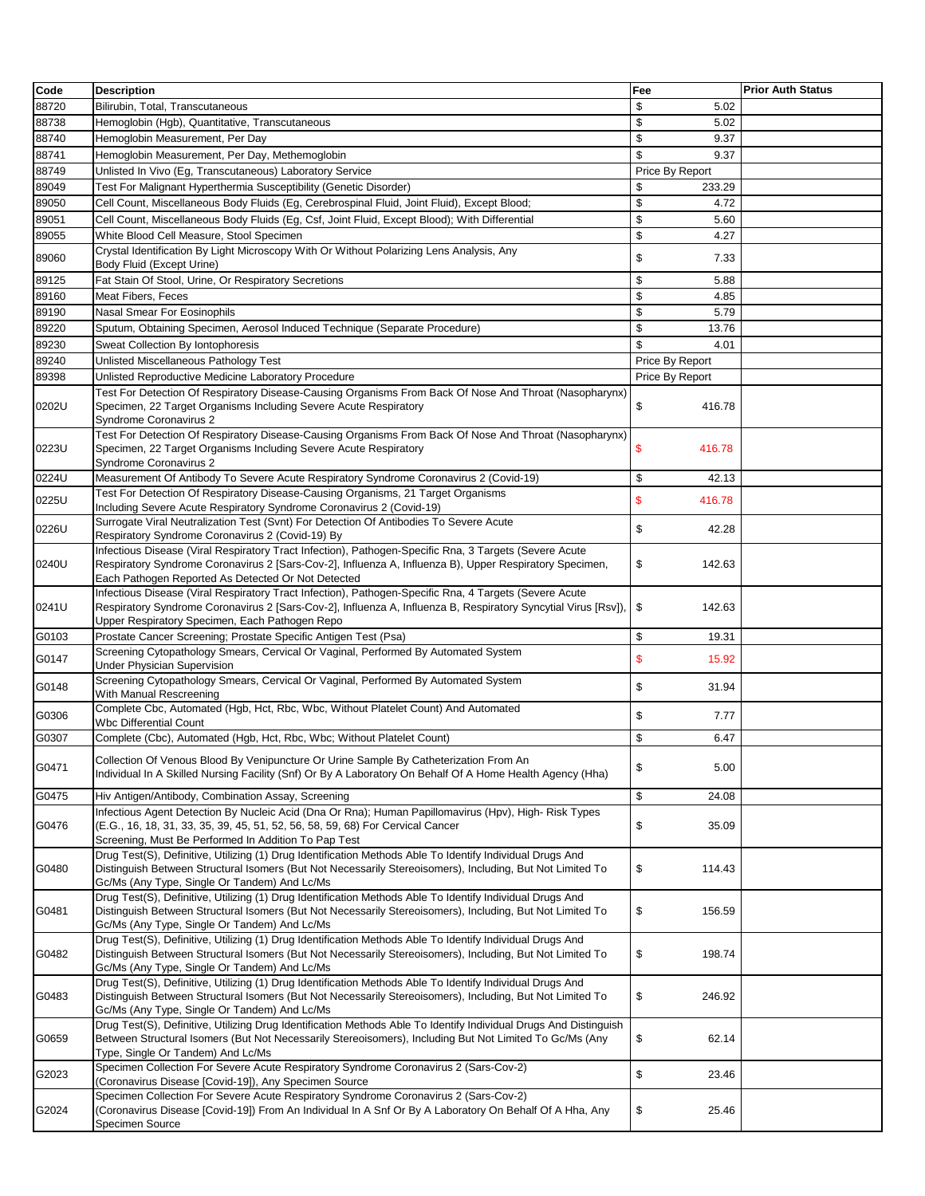| Code | Description | Fee | Prior Auth Status |
|---|---|---|---|
| 88720 | Bilirubin, Total, Transcutaneous | $ 5.02 | |
| 88738 | Hemoglobin (Hgb), Quantitative, Transcutaneous | $ 5.02 | |
| 88740 | Hemoglobin Measurement, Per Day | $ 9.37 | |
| 88741 | Hemoglobin Measurement, Per Day, Methemoglobin | $ 9.37 | |
| 88749 | Unlisted In Vivo (Eg, Transcutaneous) Laboratory Service | Price By Report | |
| 89049 | Test For Malignant Hyperthermia Susceptibility (Genetic Disorder) | $ 233.29 | |
| 89050 | Cell Count, Miscellaneous Body Fluids (Eg, Cerebrospinal Fluid, Joint Fluid), Except Blood; | $ 4.72 | |
| 89051 | Cell Count, Miscellaneous Body Fluids (Eg, Csf, Joint Fluid, Except Blood); With Differential | $ 5.60 | |
| 89055 | White Blood Cell Measure, Stool Specimen | $ 4.27 | |
| 89060 | Crystal Identification By Light Microscopy With Or Without Polarizing Lens Analysis, Any Body Fluid (Except Urine) | $ 7.33 | |
| 89125 | Fat Stain Of Stool, Urine, Or Respiratory Secretions | $ 5.88 | |
| 89160 | Meat Fibers, Feces | $ 4.85 | |
| 89190 | Nasal Smear For Eosinophils | $ 5.79 | |
| 89220 | Sputum, Obtaining Specimen, Aerosol Induced Technique (Separate Procedure) | $ 13.76 | |
| 89230 | Sweat Collection By Iontophoresis | $ 4.01 | |
| 89240 | Unlisted Miscellaneous Pathology Test | Price By Report | |
| 89398 | Unlisted Reproductive Medicine Laboratory Procedure | Price By Report | |
| 0202U | Test For Detection Of Respiratory Disease-Causing Organisms From Back Of Nose And Throat (Nasopharynx) Specimen, 22 Target Organisms Including Severe Acute Respiratory Syndrome Coronavirus 2 | $ 416.78 | |
| 0223U | Test For Detection Of Respiratory Disease-Causing Organisms From Back Of Nose And Throat (Nasopharynx) Specimen, 22 Target Organisms Including Severe Acute Respiratory Syndrome Coronavirus 2 | $ 416.78 | |
| 0224U | Measurement Of Antibody To Severe Acute Respiratory Syndrome Coronavirus 2 (Covid-19) | $ 42.13 | |
| 0225U | Test For Detection Of Respiratory Disease-Causing Organisms, 21 Target Organisms Including Severe Acute Respiratory Syndrome Coronavirus 2 (Covid-19) | $ 416.78 | |
| 0226U | Surrogate Viral Neutralization Test (Svnt) For Detection Of Antibodies To Severe Acute Respiratory Syndrome Coronavirus 2 (Covid-19) By | $ 42.28 | |
| 0240U | Infectious Disease (Viral Respiratory Tract Infection), Pathogen-Specific Rna, 3 Targets (Severe Acute Respiratory Syndrome Coronavirus 2 [Sars-Cov-2], Influenza A, Influenza B), Upper Respiratory Specimen, Each Pathogen Reported As Detected Or Not Detected | $ 142.63 | |
| 0241U | Infectious Disease (Viral Respiratory Tract Infection), Pathogen-Specific Rna, 4 Targets (Severe Acute Respiratory Syndrome Coronavirus 2 [Sars-Cov-2], Influenza A, Influenza B, Respiratory Syncytial Virus [Rsv]), Upper Respiratory Specimen, Each Pathogen Repo | $ 142.63 | |
| G0103 | Prostate Cancer Screening; Prostate Specific Antigen Test (Psa) | $ 19.31 | |
| G0147 | Screening Cytopathology Smears, Cervical Or Vaginal, Performed By Automated System Under Physician Supervision | $ 15.92 | |
| G0148 | Screening Cytopathology Smears, Cervical Or Vaginal, Performed By Automated System With Manual Rescreening | $ 31.94 | |
| G0306 | Complete Cbc, Automated (Hgb, Hct, Rbc, Wbc, Without Platelet Count) And Automated Wbc Differential Count | $ 7.77 | |
| G0307 | Complete (Cbc), Automated (Hgb, Hct, Rbc, Wbc; Without Platelet Count) | $ 6.47 | |
| G0471 | Collection Of Venous Blood By Venipuncture Or Urine Sample By Catheterization From An Individual In A Skilled Nursing Facility (Snf) Or By A Laboratory On Behalf Of A Home Health Agency (Hha) | $ 5.00 | |
| G0475 | Hiv Antigen/Antibody, Combination Assay, Screening | $ 24.08 | |
| G0476 | Infectious Agent Detection By Nucleic Acid (Dna Or Rna); Human Papillomavirus (Hpv), High- Risk Types (E.G., 16, 18, 31, 33, 35, 39, 45, 51, 52, 56, 58, 59, 68) For Cervical Cancer Screening, Must Be Performed In Addition To Pap Test | $ 35.09 | |
| G0480 | Drug Test(S), Definitive, Utilizing (1) Drug Identification Methods Able To Identify Individual Drugs And Distinguish Between Structural Isomers (But Not Necessarily Stereoisomers), Including, But Not Limited To Gc/Ms (Any Type, Single Or Tandem) And Lc/Ms | $ 114.43 | |
| G0481 | Drug Test(S), Definitive, Utilizing (1) Drug Identification Methods Able To Identify Individual Drugs And Distinguish Between Structural Isomers (But Not Necessarily Stereoisomers), Including, But Not Limited To Gc/Ms (Any Type, Single Or Tandem) And Lc/Ms | $ 156.59 | |
| G0482 | Drug Test(S), Definitive, Utilizing (1) Drug Identification Methods Able To Identify Individual Drugs And Distinguish Between Structural Isomers (But Not Necessarily Stereoisomers), Including, But Not Limited To Gc/Ms (Any Type, Single Or Tandem) And Lc/Ms | $ 198.74 | |
| G0483 | Drug Test(S), Definitive, Utilizing (1) Drug Identification Methods Able To Identify Individual Drugs And Distinguish Between Structural Isomers (But Not Necessarily Stereoisomers), Including, But Not Limited To Gc/Ms (Any Type, Single Or Tandem) And Lc/Ms | $ 246.92 | |
| G0659 | Drug Test(S), Definitive, Utilizing Drug Identification Methods Able To Identify Individual Drugs And Distinguish Between Structural Isomers (But Not Necessarily Stereoisomers), Including But Not Limited To Gc/Ms (Any Type, Single Or Tandem) And Lc/Ms | $ 62.14 | |
| G2023 | Specimen Collection For Severe Acute Respiratory Syndrome Coronavirus 2 (Sars-Cov-2) (Coronavirus Disease [Covid-19]), Any Specimen Source | $ 23.46 | |
| G2024 | Specimen Collection For Severe Acute Respiratory Syndrome Coronavirus 2 (Sars-Cov-2) (Coronavirus Disease [Covid-19]) From An Individual In A Snf Or By A Laboratory On Behalf Of A Hha, Any Specimen Source | $ 25.46 | |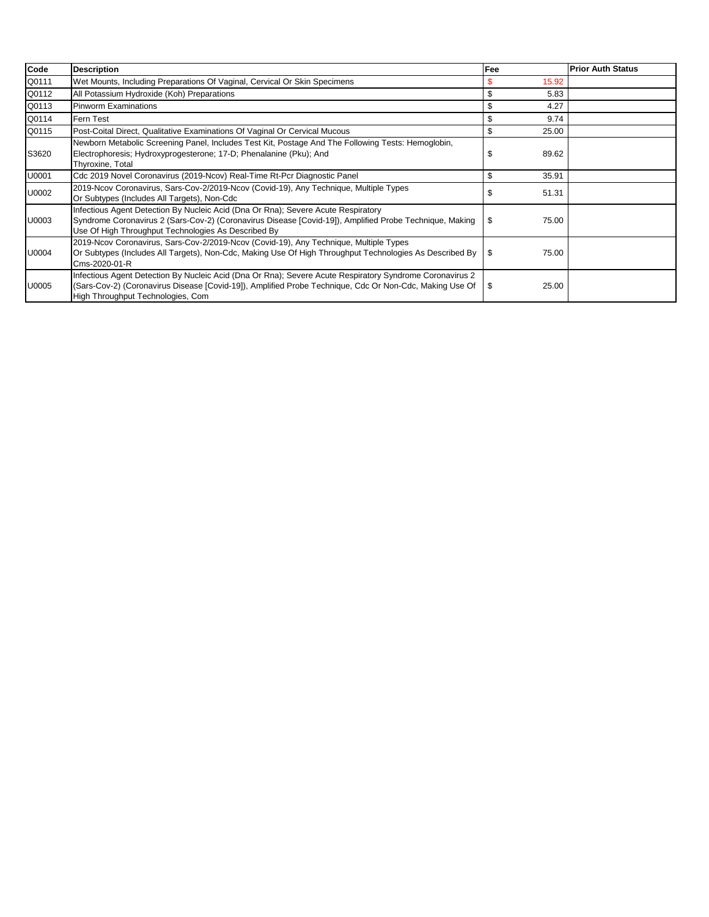| Code | Description | Fee | Prior Auth Status |
|---|---|---|---|
| Q0111 | Wet Mounts, Including Preparations Of Vaginal, Cervical Or Skin Specimens | $ 15.92 | |
| Q0112 | All Potassium Hydroxide (Koh) Preparations | $ 5.83 | |
| Q0113 | Pinworm Examinations | $ 4.27 | |
| Q0114 | Fern Test | $ 9.74 | |
| Q0115 | Post-Coital Direct, Qualitative Examinations Of Vaginal Or Cervical Mucous | $ 25.00 | |
| S3620 | Newborn Metabolic Screening Panel, Includes Test Kit, Postage And The Following Tests: Hemoglobin, Electrophoresis; Hydroxyprogesterone; 17-D; Phenalanine (Pku); And Thyroxine, Total | $ 89.62 | |
| U0001 | Cdc 2019 Novel Coronavirus (2019-Ncov) Real-Time Rt-Pcr Diagnostic Panel | $ 35.91 | |
| U0002 | 2019-Ncov Coronavirus, Sars-Cov-2/2019-Ncov (Covid-19), Any Technique, Multiple Types Or Subtypes (Includes All Targets), Non-Cdc | $ 51.31 | |
| U0003 | Infectious Agent Detection By Nucleic Acid (Dna Or Rna); Severe Acute Respiratory Syndrome Coronavirus 2 (Sars-Cov-2) (Coronavirus Disease [Covid-19]), Amplified Probe Technique, Making Use Of High Throughput Technologies As Described By | $ 75.00 | |
| U0004 | 2019-Ncov Coronavirus, Sars-Cov-2/2019-Ncov (Covid-19), Any Technique, Multiple Types Or Subtypes (Includes All Targets), Non-Cdc, Making Use Of High Throughput Technologies As Described By Cms-2020-01-R | $ 75.00 | |
| U0005 | Infectious Agent Detection By Nucleic Acid (Dna Or Rna); Severe Acute Respiratory Syndrome Coronavirus 2 (Sars-Cov-2) (Coronavirus Disease [Covid-19]), Amplified Probe Technique, Cdc Or Non-Cdc, Making Use Of High Throughput Technologies, Com | $ 25.00 | |